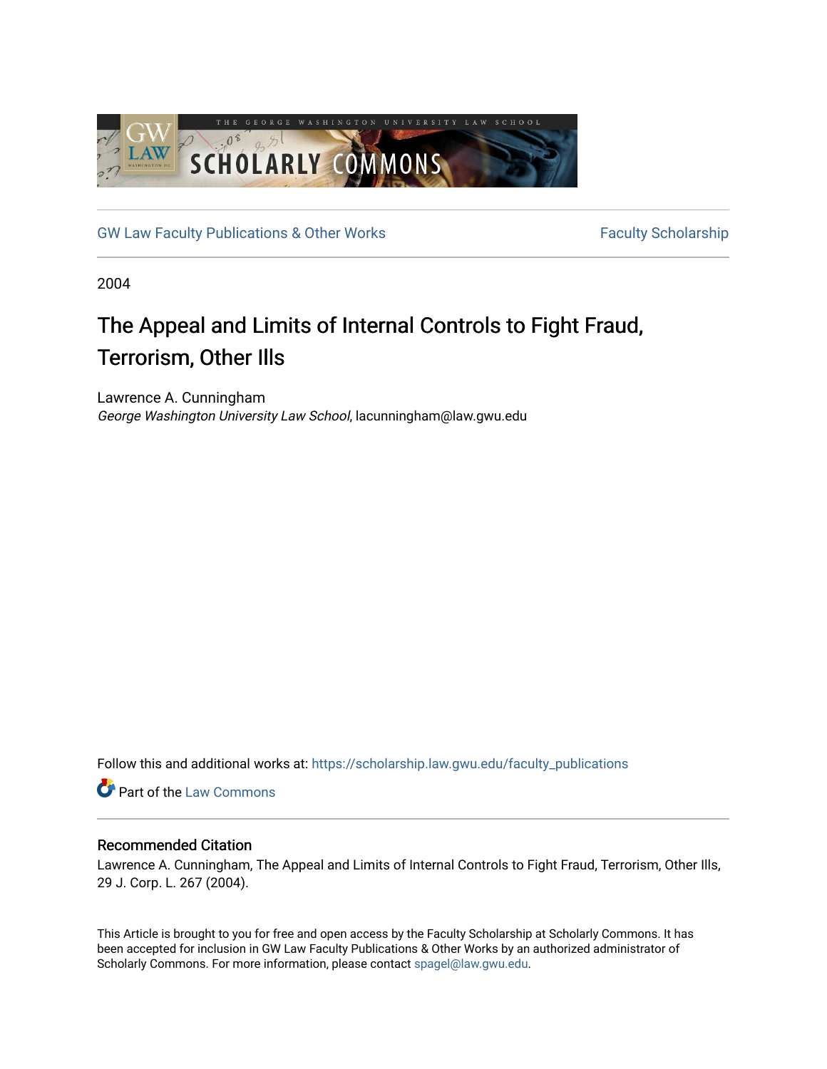GW Law Faculty Publications & Other Works | Faculty Scholarship

2004

# The Appeal and Limits of Internal Controls to Fight Fraud, Terrorism, Other Ills

Lawrence A. Cunningham
*George Washington University Law School*, lacunningham@law.gwu.edu

Follow this and additional works at: https://scholarship.law.gwu.edu/faculty_publications

Part of the Law Commons

## Recommended Citation

Lawrence A. Cunningham, The Appeal and Limits of Internal Controls to Fight Fraud, Terrorism, Other Ills, 29 J. Corp. L. 267 (2004).

This Article is brought to you for free and open access by the Faculty Scholarship at Scholarly Commons. It has been accepted for inclusion in GW Law Faculty Publications & Other Works by an authorized administrator of Scholarly Commons. For more information, please contact spagel@law.gwu.edu.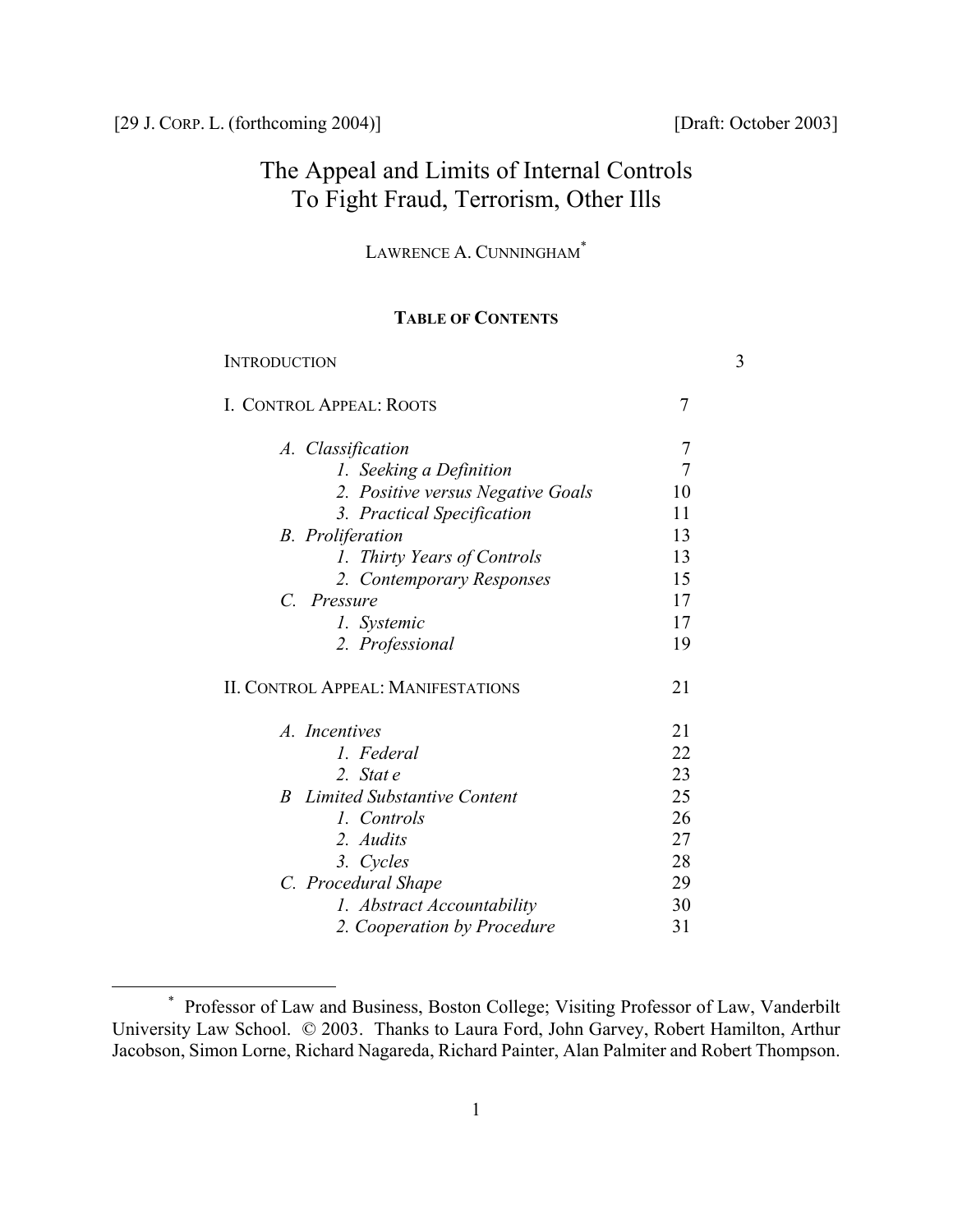[29 J. CORP. L. (forthcoming 2004)] [Draft: October 2003]

# The Appeal and Limits of Internal Controls To Fight Fraud, Terrorism, Other Ills

LAWRENCE A. CUNNINGHAM*

**TABLE OF CONTENTS**

| | |
|---|---|
| INTRODUCTION | 3 |
| I. CONTROL APPEAL: ROOTS | 7 |
| *A. Classification* | 7 |
| *1. Seeking a Definition* | 7 |
| *2. Positive versus Negative Goals* | 10 |
| *3. Practical Specification* | 11 |
| *B. Proliferation* | 13 |
| *1. Thirty Years of Controls* | 13 |
| *2. Contemporary Responses* | 15 |
| *C. Pressure* | 17 |
| *1. Systemic* | 17 |
| *2. Professional* | 19 |
| II. CONTROL APPEAL: MANIFESTATIONS | 21 |
| *A. Incentives* | 21 |
| *1. Federal* | 22 |
| *2. Stat e* | 23 |
| *B Limited Substantive Content* | 25 |
| *1. Controls* | 26 |
| *2. Audits* | 27 |
| *3. Cycles* | 28 |
| *C. Procedural Shape* | 29 |
| *1. Abstract Accountability* | 30 |
| *2. Cooperation by Procedure* | 31 |

\* Professor of Law and Business, Boston College; Visiting Professor of Law, Vanderbilt University Law School. © 2003. Thanks to Laura Ford, John Garvey, Robert Hamilton, Arthur Jacobson, Simon Lorne, Richard Nagareda, Richard Painter, Alan Palmiter and Robert Thompson.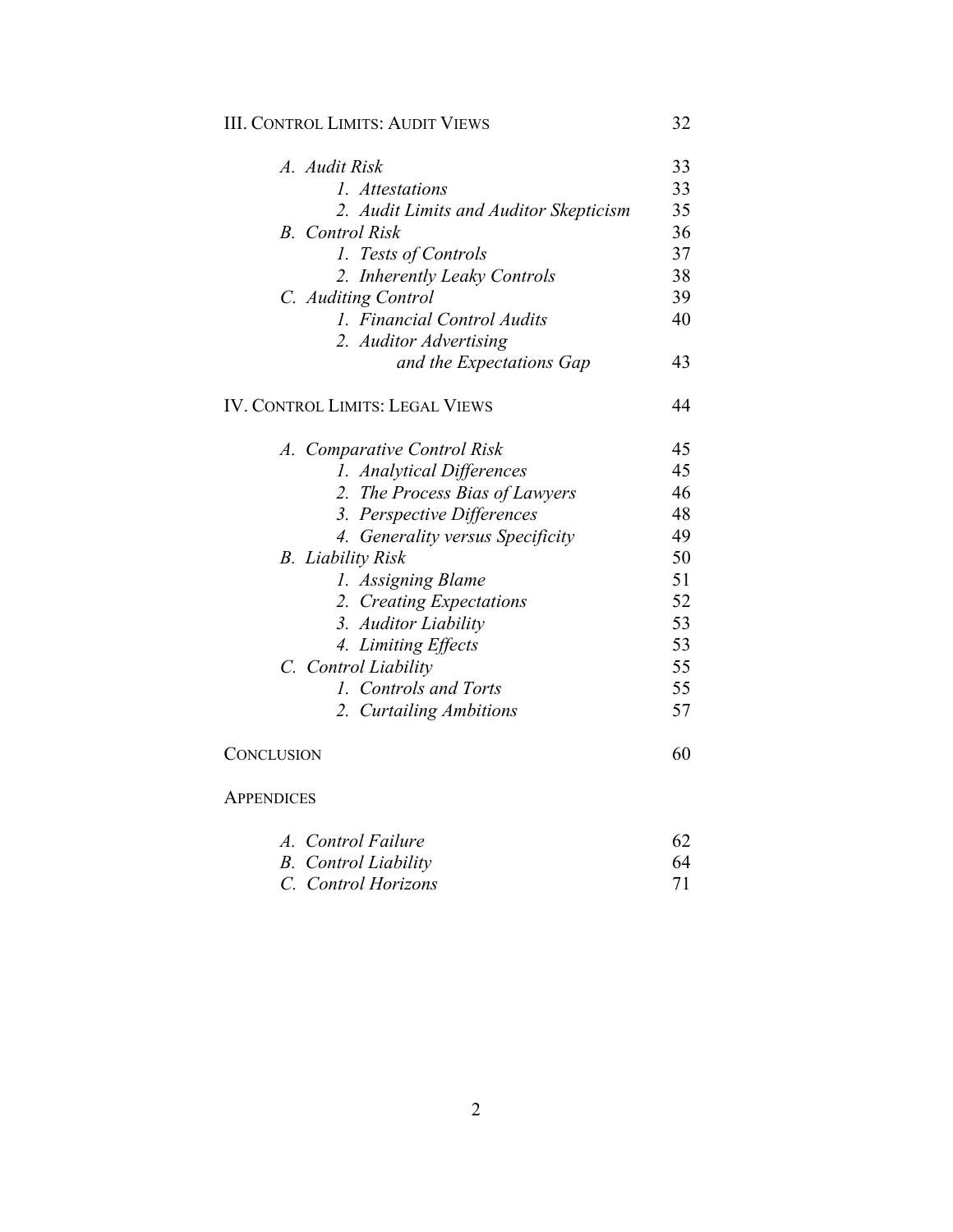| | |
|---|---|
| III. CONTROL LIMITS: AUDIT VIEWS | 32 |
| *A. Audit Risk* | 33 |
| *1. Attestations* | 33 |
| *2. Audit Limits and Auditor Skepticism* | 35 |
| *B. Control Risk* | 36 |
| *1. Tests of Controls* | 37 |
| *2. Inherently Leaky Controls* | 38 |
| *C. Auditing Control* | 39 |
| *1. Financial Control Audits* | 40 |
| *2. Auditor Advertising and the Expectations Gap* | 43 |
| IV. CONTROL LIMITS: LEGAL VIEWS | 44 |
| *A. Comparative Control Risk* | 45 |
| *1. Analytical Differences* | 45 |
| *2. The Process Bias of Lawyers* | 46 |
| *3. Perspective Differences* | 48 |
| *4. Generality versus Specificity* | 49 |
| *B. Liability Risk* | 50 |
| *1. Assigning Blame* | 51 |
| *2. Creating Expectations* | 52 |
| *3. Auditor Liability* | 53 |
| *4. Limiting Effects* | 53 |
| *C. Control Liability* | 55 |
| *1. Controls and Torts* | 55 |
| *2. Curtailing Ambitions* | 57 |
| CONCLUSION | 60 |
| APPENDICES | |
| *A. Control Failure* | 62 |
| *B. Control Liability* | 64 |
| *C. Control Horizons* | 71 |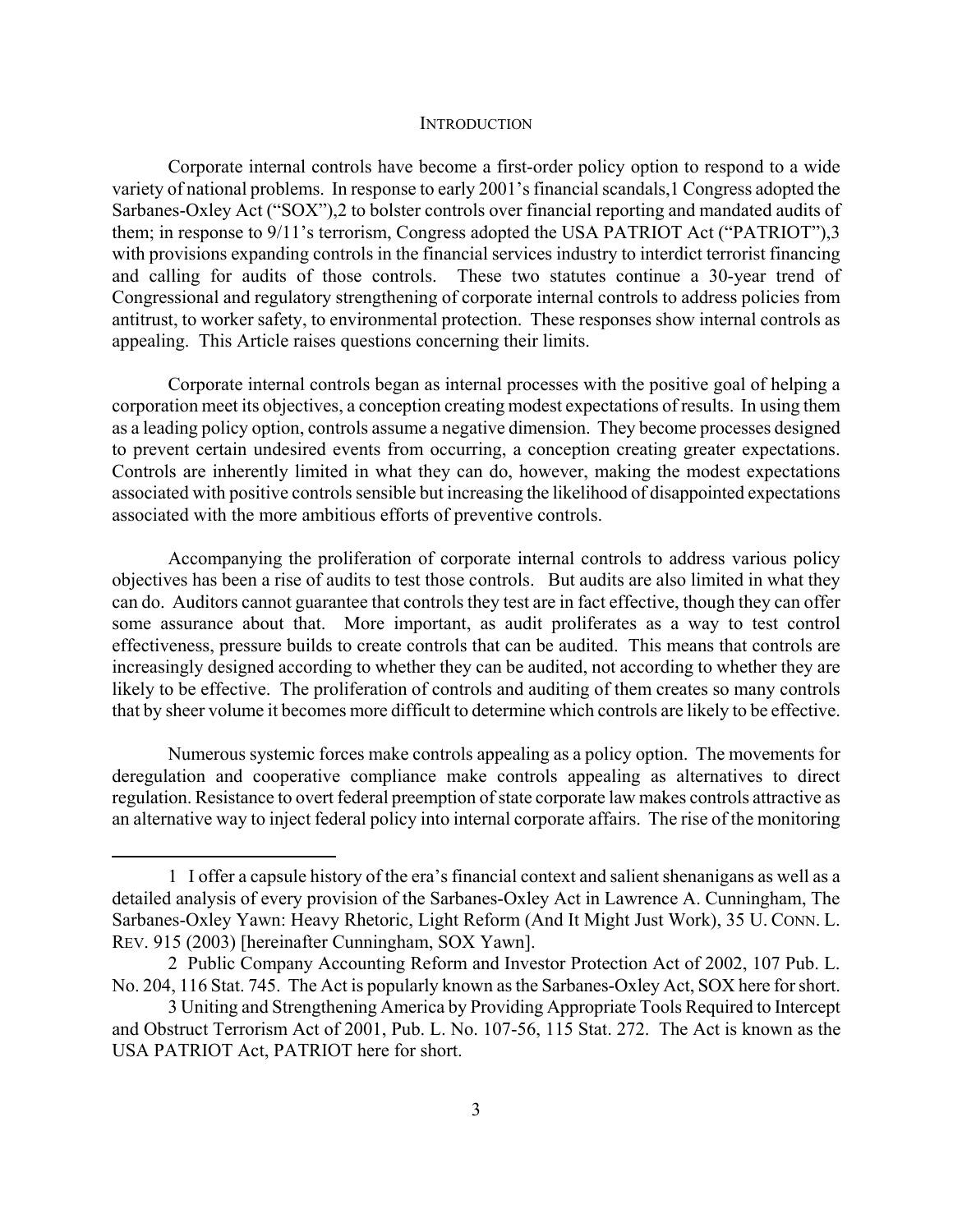## INTRODUCTION

Corporate internal controls have become a first-order policy option to respond to a wide variety of national problems. In response to early 2001's financial scandals,[1] Congress adopted the Sarbanes-Oxley Act ("SOX"),[2] to bolster controls over financial reporting and mandated audits of them; in response to 9/11's terrorism, Congress adopted the USA PATRIOT Act ("PATRIOT"),[3] with provisions expanding controls in the financial services industry to interdict terrorist financing and calling for audits of those controls. These two statutes continue a 30-year trend of Congressional and regulatory strengthening of corporate internal controls to address policies from antitrust, to worker safety, to environmental protection. These responses show internal controls as appealing. This Article raises questions concerning their limits.

Corporate internal controls began as internal processes with the positive goal of helping a corporation meet its objectives, a conception creating modest expectations of results. In using them as a leading policy option, controls assume a negative dimension. They become processes designed to prevent certain undesired events from occurring, a conception creating greater expectations. Controls are inherently limited in what they can do, however, making the modest expectations associated with positive controls sensible but increasing the likelihood of disappointed expectations associated with the more ambitious efforts of preventive controls.

Accompanying the proliferation of corporate internal controls to address various policy objectives has been a rise of audits to test those controls. But audits are also limited in what they can do. Auditors cannot guarantee that controls they test are in fact effective, though they can offer some assurance about that. More important, as audit proliferates as a way to test control effectiveness, pressure builds to create controls that can be audited. This means that controls are increasingly designed according to whether they can be audited, not according to whether they are likely to be effective. The proliferation of controls and auditing of them creates so many controls that by sheer volume it becomes more difficult to determine which controls are likely to be effective.

Numerous systemic forces make controls appealing as a policy option. The movements for deregulation and cooperative compliance make controls appealing as alternatives to direct regulation. Resistance to overt federal preemption of state corporate law makes controls attractive as an alternative way to inject federal policy into internal corporate affairs. The rise of the monitoring

---

1 I offer a capsule history of the era's financial context and salient shenanigans as well as a detailed analysis of every provision of the Sarbanes-Oxley Act in Lawrence A. Cunningham, The Sarbanes-Oxley Yawn: Heavy Rhetoric, Light Reform (And It Might Just Work), 35 U. CONN. L. REV. 915 (2003) [hereinafter Cunningham, SOX Yawn].

2 Public Company Accounting Reform and Investor Protection Act of 2002, 107 Pub. L. No. 204, 116 Stat. 745. The Act is popularly known as the Sarbanes-Oxley Act, SOX here for short.

3 Uniting and Strengthening America by Providing Appropriate Tools Required to Intercept and Obstruct Terrorism Act of 2001, Pub. L. No. 107-56, 115 Stat. 272. The Act is known as the USA PATRIOT Act, PATRIOT here for short.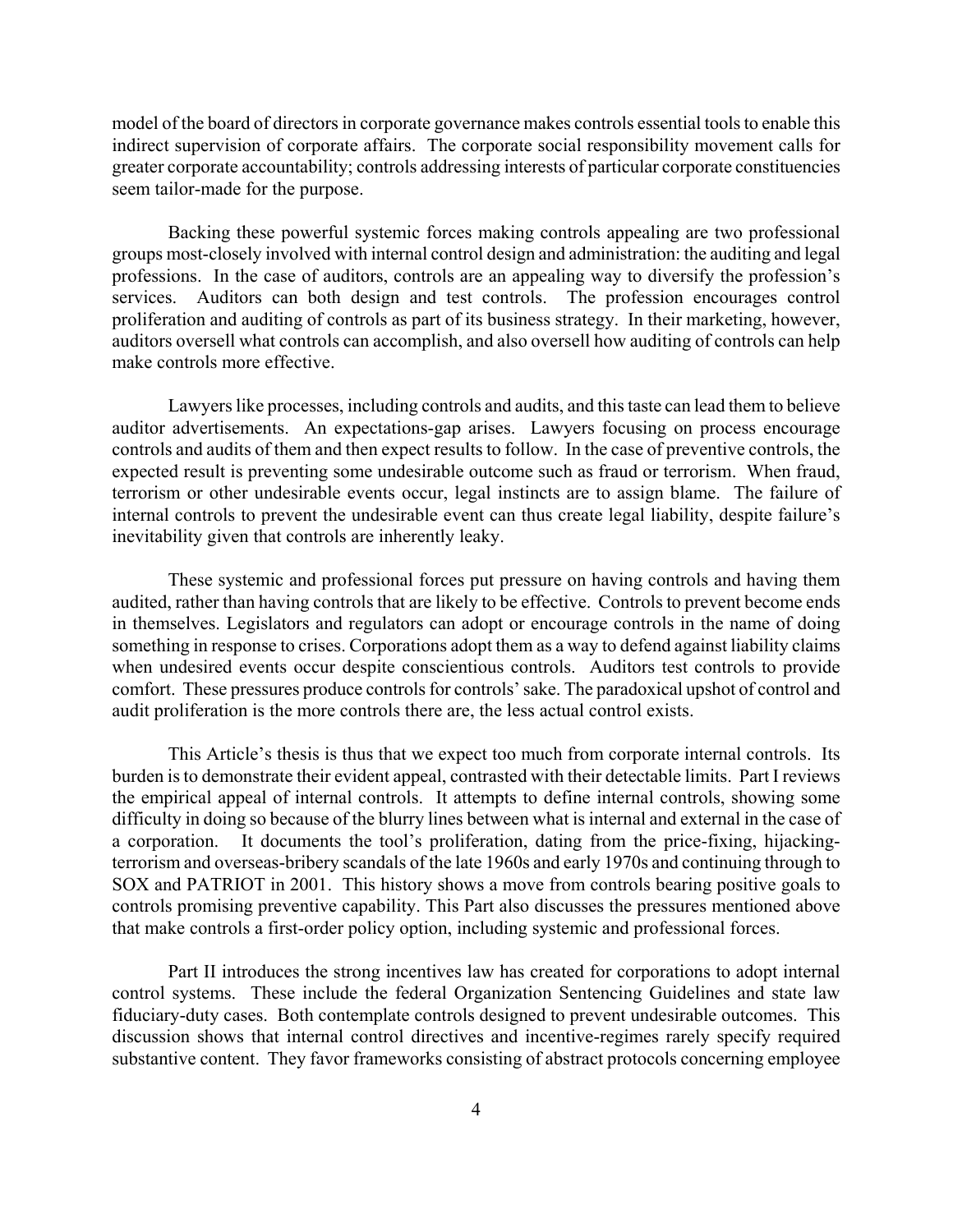model of the board of directors in corporate governance makes controls essential tools to enable this indirect supervision of corporate affairs. The corporate social responsibility movement calls for greater corporate accountability; controls addressing interests of particular corporate constituencies seem tailor-made for the purpose.

Backing these powerful systemic forces making controls appealing are two professional groups most-closely involved with internal control design and administration: the auditing and legal professions. In the case of auditors, controls are an appealing way to diversify the profession's services. Auditors can both design and test controls. The profession encourages control proliferation and auditing of controls as part of its business strategy. In their marketing, however, auditors oversell what controls can accomplish, and also oversell how auditing of controls can help make controls more effective.

Lawyers like processes, including controls and audits, and this taste can lead them to believe auditor advertisements. An expectations-gap arises. Lawyers focusing on process encourage controls and audits of them and then expect results to follow. In the case of preventive controls, the expected result is preventing some undesirable outcome such as fraud or terrorism. When fraud, terrorism or other undesirable events occur, legal instincts are to assign blame. The failure of internal controls to prevent the undesirable event can thus create legal liability, despite failure's inevitability given that controls are inherently leaky.

These systemic and professional forces put pressure on having controls and having them audited, rather than having controls that are likely to be effective. Controls to prevent become ends in themselves. Legislators and regulators can adopt or encourage controls in the name of doing something in response to crises. Corporations adopt them as a way to defend against liability claims when undesired events occur despite conscientious controls. Auditors test controls to provide comfort. These pressures produce controls for controls' sake. The paradoxical upshot of control and audit proliferation is the more controls there are, the less actual control exists.

This Article's thesis is thus that we expect too much from corporate internal controls. Its burden is to demonstrate their evident appeal, contrasted with their detectable limits. Part I reviews the empirical appeal of internal controls. It attempts to define internal controls, showing some difficulty in doing so because of the blurry lines between what is internal and external in the case of a corporation. It documents the tool's proliferation, dating from the price-fixing, hijacking-terrorism and overseas-bribery scandals of the late 1960s and early 1970s and continuing through to SOX and PATRIOT in 2001. This history shows a move from controls bearing positive goals to controls promising preventive capability. This Part also discusses the pressures mentioned above that make controls a first-order policy option, including systemic and professional forces.

Part II introduces the strong incentives law has created for corporations to adopt internal control systems. These include the federal Organization Sentencing Guidelines and state law fiduciary-duty cases. Both contemplate controls designed to prevent undesirable outcomes. This discussion shows that internal control directives and incentive-regimes rarely specify required substantive content. They favor frameworks consisting of abstract protocols concerning employee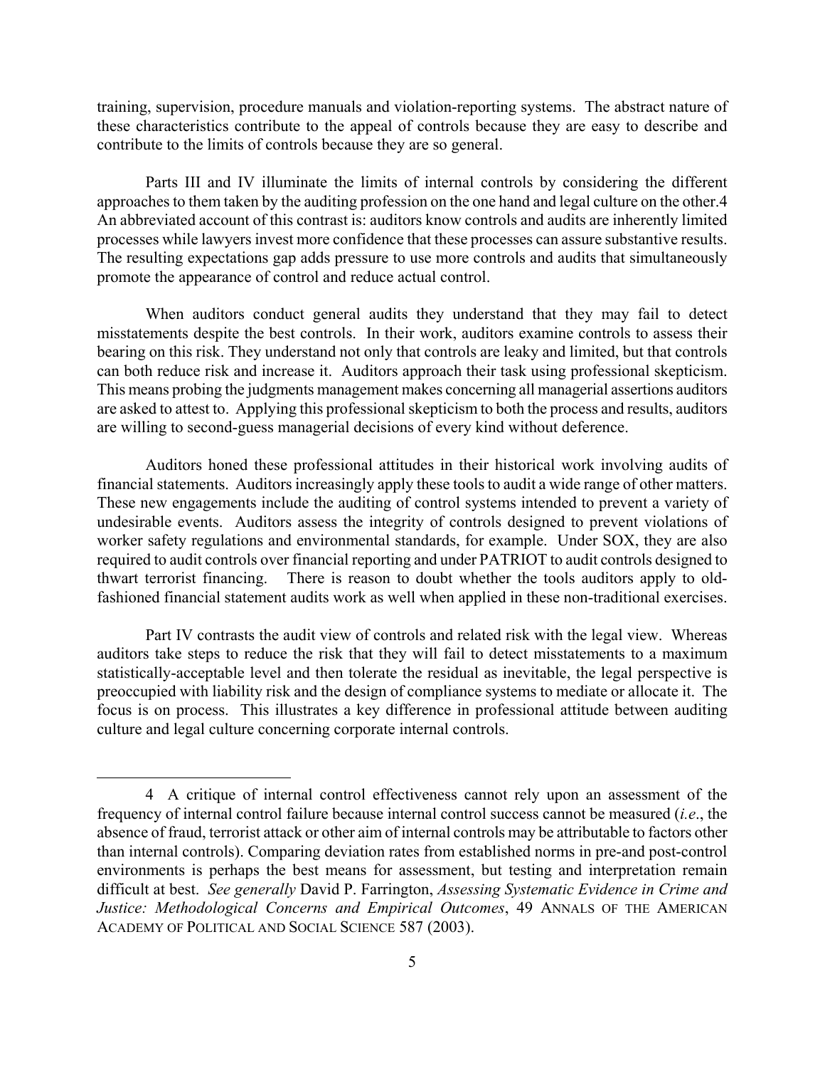training, supervision, procedure manuals and violation-reporting systems. The abstract nature of these characteristics contribute to the appeal of controls because they are easy to describe and contribute to the limits of controls because they are so general.

Parts III and IV illuminate the limits of internal controls by considering the different approaches to them taken by the auditing profession on the one hand and legal culture on the other.[4] An abbreviated account of this contrast is: auditors know controls and audits are inherently limited processes while lawyers invest more confidence that these processes can assure substantive results. The resulting expectations gap adds pressure to use more controls and audits that simultaneously promote the appearance of control and reduce actual control.

When auditors conduct general audits they understand that they may fail to detect misstatements despite the best controls. In their work, auditors examine controls to assess their bearing on this risk. They understand not only that controls are leaky and limited, but that controls can both reduce risk and increase it. Auditors approach their task using professional skepticism. This means probing the judgments management makes concerning all managerial assertions auditors are asked to attest to. Applying this professional skepticism to both the process and results, auditors are willing to second-guess managerial decisions of every kind without deference.

Auditors honed these professional attitudes in their historical work involving audits of financial statements. Auditors increasingly apply these tools to audit a wide range of other matters. These new engagements include the auditing of control systems intended to prevent a variety of undesirable events. Auditors assess the integrity of controls designed to prevent violations of worker safety regulations and environmental standards, for example. Under SOX, they are also required to audit controls over financial reporting and under PATRIOT to audit controls designed to thwart terrorist financing. There is reason to doubt whether the tools auditors apply to old-fashioned financial statement audits work as well when applied in these non-traditional exercises.

Part IV contrasts the audit view of controls and related risk with the legal view. Whereas auditors take steps to reduce the risk that they will fail to detect misstatements to a maximum statistically-acceptable level and then tolerate the residual as inevitable, the legal perspective is preoccupied with liability risk and the design of compliance systems to mediate or allocate it. The focus is on process. This illustrates a key difference in professional attitude between auditing culture and legal culture concerning corporate internal controls.

---

4 A critique of internal control effectiveness cannot rely upon an assessment of the frequency of internal control failure because internal control success cannot be measured (*i.e.*, the absence of fraud, terrorist attack or other aim of internal controls may be attributable to factors other than internal controls). Comparing deviation rates from established norms in pre-and post-control environments is perhaps the best means for assessment, but testing and interpretation remain difficult at best. *See generally* David P. Farrington, *Assessing Systematic Evidence in Crime and Justice: Methodological Concerns and Empirical Outcomes*, 49 ANNALS OF THE AMERICAN ACADEMY OF POLITICAL AND SOCIAL SCIENCE 587 (2003).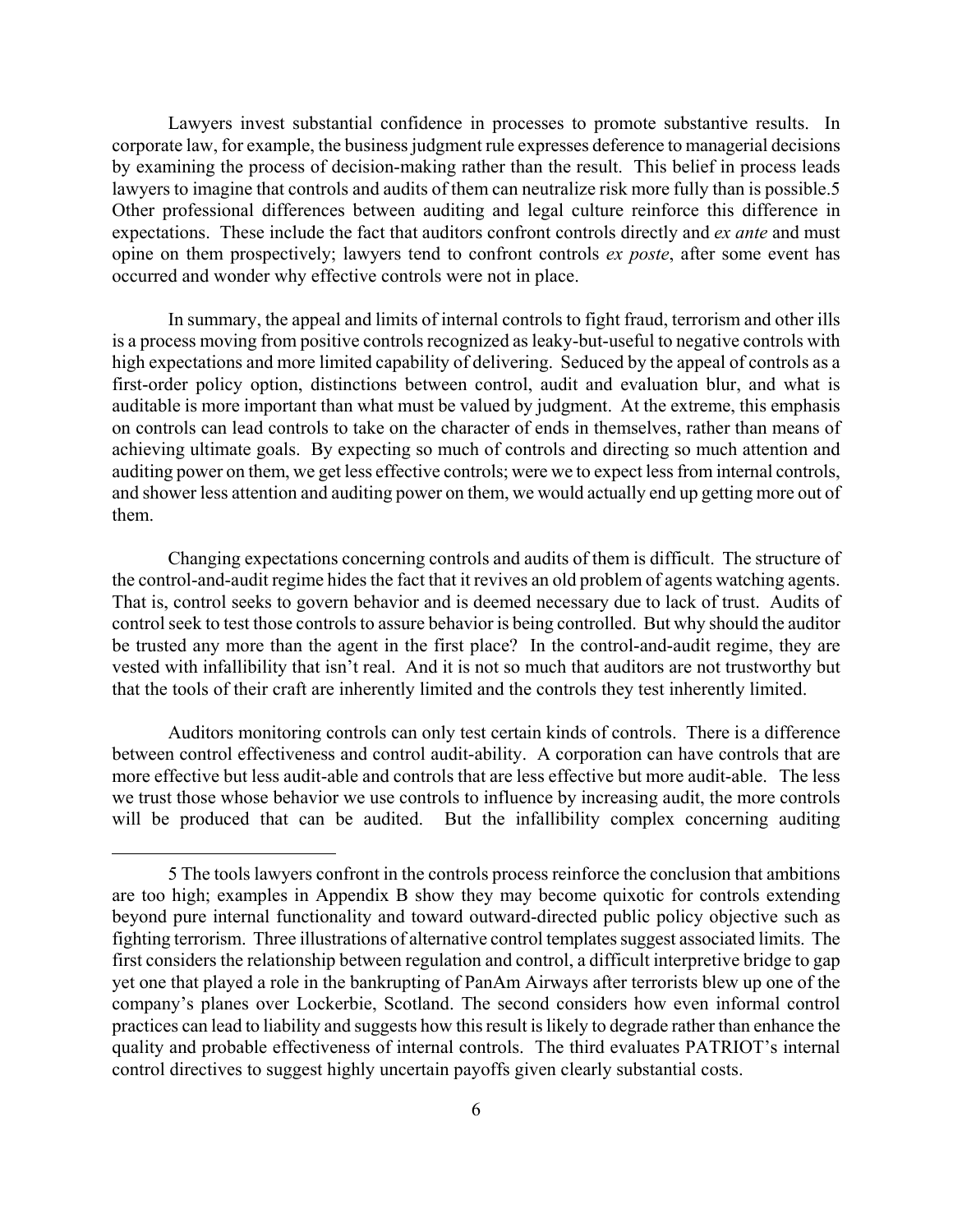Lawyers invest substantial confidence in processes to promote substantive results. In corporate law, for example, the business judgment rule expresses deference to managerial decisions by examining the process of decision-making rather than the result. This belief in process leads lawyers to imagine that controls and audits of them can neutralize risk more fully than is possible.[5] Other professional differences between auditing and legal culture reinforce this difference in expectations. These include the fact that auditors confront controls directly and *ex ante* and must opine on them prospectively; lawyers tend to confront controls *ex poste*, after some event has occurred and wonder why effective controls were not in place.

In summary, the appeal and limits of internal controls to fight fraud, terrorism and other ills is a process moving from positive controls recognized as leaky-but-useful to negative controls with high expectations and more limited capability of delivering. Seduced by the appeal of controls as a first-order policy option, distinctions between control, audit and evaluation blur, and what is auditable is more important than what must be valued by judgment. At the extreme, this emphasis on controls can lead controls to take on the character of ends in themselves, rather than means of achieving ultimate goals. By expecting so much of controls and directing so much attention and auditing power on them, we get less effective controls; were we to expect less from internal controls, and shower less attention and auditing power on them, we would actually end up getting more out of them.

Changing expectations concerning controls and audits of them is difficult. The structure of the control-and-audit regime hides the fact that it revives an old problem of agents watching agents. That is, control seeks to govern behavior and is deemed necessary due to lack of trust. Audits of control seek to test those controls to assure behavior is being controlled. But why should the auditor be trusted any more than the agent in the first place? In the control-and-audit regime, they are vested with infallibility that isn't real. And it is not so much that auditors are not trustworthy but that the tools of their craft are inherently limited and the controls they test inherently limited.

Auditors monitoring controls can only test certain kinds of controls. There is a difference between control effectiveness and control audit-ability. A corporation can have controls that are more effective but less audit-able and controls that are less effective but more audit-able. The less we trust those whose behavior we use controls to influence by increasing audit, the more controls will be produced that can be audited. But the infallibility complex concerning auditing

---

5 The tools lawyers confront in the controls process reinforce the conclusion that ambitions are too high; examples in Appendix B show they may become quixotic for controls extending beyond pure internal functionality and toward outward-directed public policy objective such as fighting terrorism. Three illustrations of alternative control templates suggest associated limits. The first considers the relationship between regulation and control, a difficult interpretive bridge to gap yet one that played a role in the bankrupting of PanAm Airways after terrorists blew up one of the company's planes over Lockerbie, Scotland. The second considers how even informal control practices can lead to liability and suggests how this result is likely to degrade rather than enhance the quality and probable effectiveness of internal controls. The third evaluates PATRIOT's internal control directives to suggest highly uncertain payoffs given clearly substantial costs.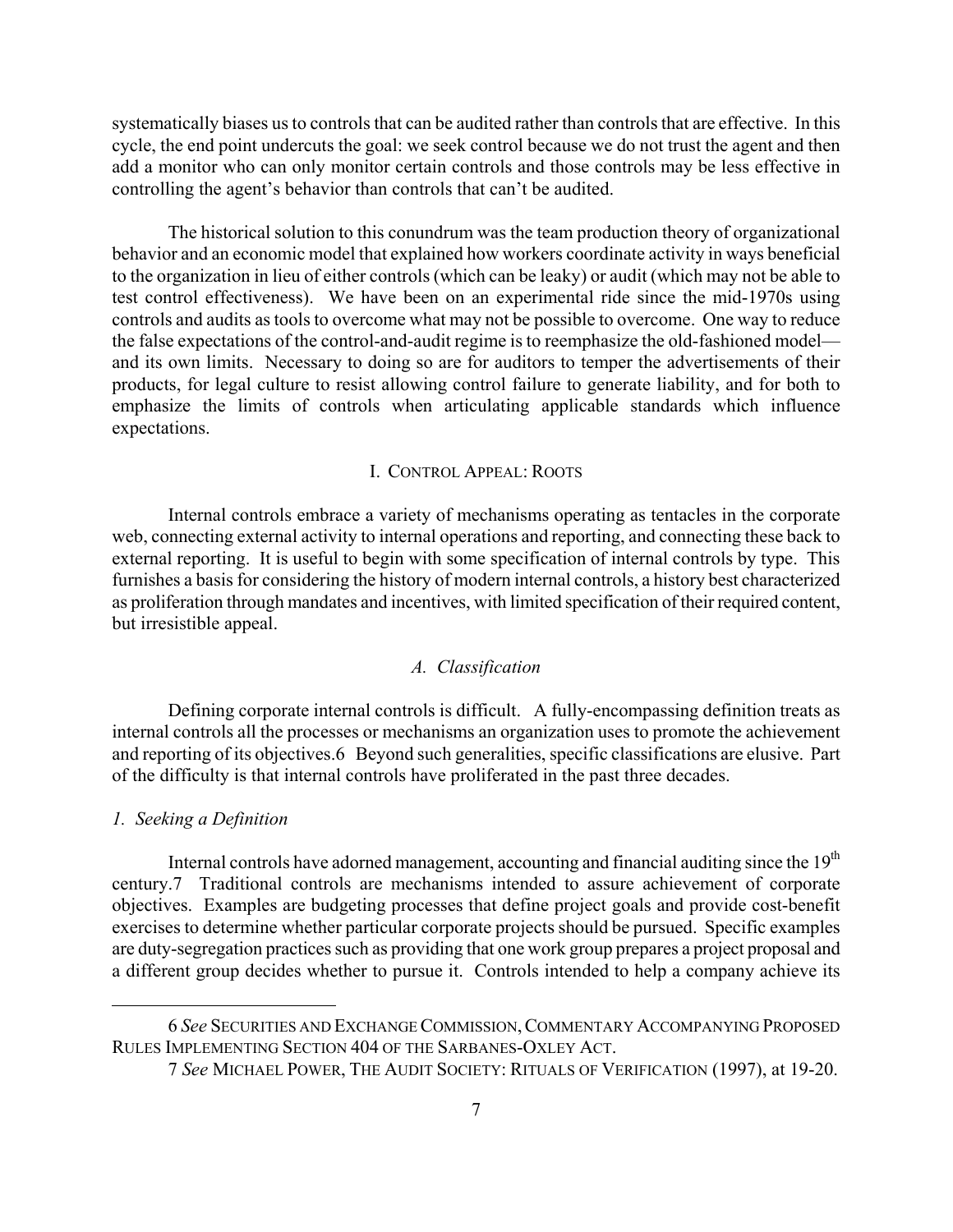systematically biases us to controls that can be audited rather than controls that are effective. In this cycle, the end point undercuts the goal: we seek control because we do not trust the agent and then add a monitor who can only monitor certain controls and those controls may be less effective in controlling the agent's behavior than controls that can't be audited.

The historical solution to this conundrum was the team production theory of organizational behavior and an economic model that explained how workers coordinate activity in ways beneficial to the organization in lieu of either controls (which can be leaky) or audit (which may not be able to test control effectiveness). We have been on an experimental ride since the mid-1970s using controls and audits as tools to overcome what may not be possible to overcome. One way to reduce the false expectations of the control-and-audit regime is to reemphasize the old-fashioned model—and its own limits. Necessary to doing so are for auditors to temper the advertisements of their products, for legal culture to resist allowing control failure to generate liability, and for both to emphasize the limits of controls when articulating applicable standards which influence expectations.

## I. CONTROL APPEAL: ROOTS

Internal controls embrace a variety of mechanisms operating as tentacles in the corporate web, connecting external activity to internal operations and reporting, and connecting these back to external reporting. It is useful to begin with some specification of internal controls by type. This furnishes a basis for considering the history of modern internal controls, a history best characterized as proliferation through mandates and incentives, with limited specification of their required content, but irresistible appeal.

### *A. Classification*

Defining corporate internal controls is difficult. A fully-encompassing definition treats as internal controls all the processes or mechanisms an organization uses to promote the achievement and reporting of its objectives.6 Beyond such generalities, specific classifications are elusive. Part of the difficulty is that internal controls have proliferated in the past three decades.

#### *1. Seeking a Definition*

Internal controls have adorned management, accounting and financial auditing since the 19th century.7 Traditional controls are mechanisms intended to assure achievement of corporate objectives. Examples are budgeting processes that define project goals and provide cost-benefit exercises to determine whether particular corporate projects should be pursued. Specific examples are duty-segregation practices such as providing that one work group prepares a project proposal and a different group decides whether to pursue it. Controls intended to help a company achieve its

---

6 *See* SECURITIES AND EXCHANGE COMMISSION, COMMENTARY ACCOMPANYING PROPOSED RULES IMPLEMENTING SECTION 404 OF THE SARBANES-OXLEY ACT.

7 *See* MICHAEL POWER, THE AUDIT SOCIETY: RITUALS OF VERIFICATION (1997), at 19-20.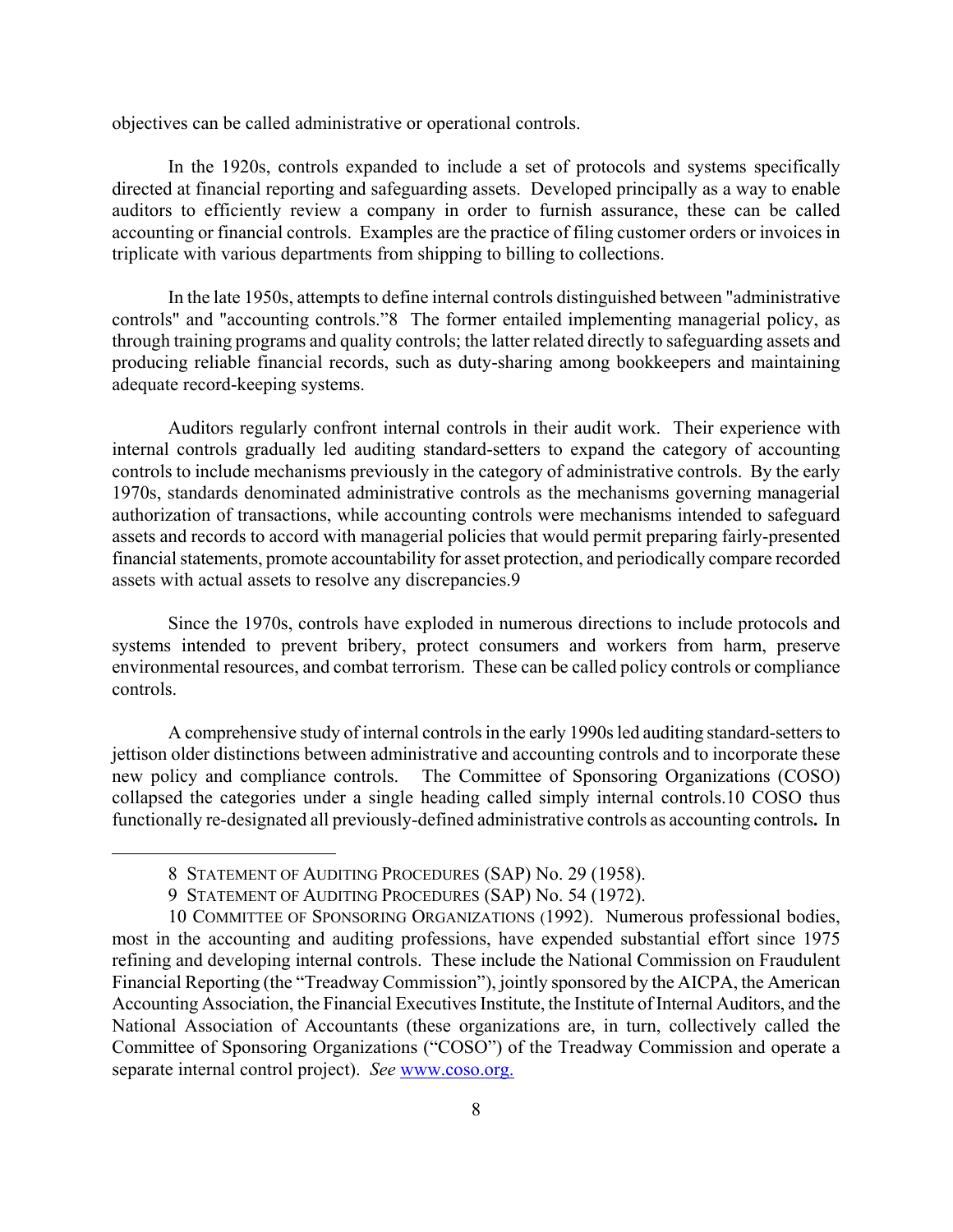objectives can be called administrative or operational controls.

In the 1920s, controls expanded to include a set of protocols and systems specifically directed at financial reporting and safeguarding assets. Developed principally as a way to enable auditors to efficiently review a company in order to furnish assurance, these can be called accounting or financial controls. Examples are the practice of filing customer orders or invoices in triplicate with various departments from shipping to billing to collections.

In the late 1950s, attempts to define internal controls distinguished between "administrative controls" and "accounting controls."[8] The former entailed implementing managerial policy, as through training programs and quality controls; the latter related directly to safeguarding assets and producing reliable financial records, such as duty-sharing among bookkeepers and maintaining adequate record-keeping systems.

Auditors regularly confront internal controls in their audit work. Their experience with internal controls gradually led auditing standard-setters to expand the category of accounting controls to include mechanisms previously in the category of administrative controls. By the early 1970s, standards denominated administrative controls as the mechanisms governing managerial authorization of transactions, while accounting controls were mechanisms intended to safeguard assets and records to accord with managerial policies that would permit preparing fairly-presented financial statements, promote accountability for asset protection, and periodically compare recorded assets with actual assets to resolve any discrepancies.[9]

Since the 1970s, controls have exploded in numerous directions to include protocols and systems intended to prevent bribery, protect consumers and workers from harm, preserve environmental resources, and combat terrorism. These can be called policy controls or compliance controls.

A comprehensive study of internal controls in the early 1990s led auditing standard-setters to jettison older distinctions between administrative and accounting controls and to incorporate these new policy and compliance controls. The Committee of Sponsoring Organizations (COSO) collapsed the categories under a single heading called simply internal controls.[10] COSO thus functionally re-designated all previously-defined administrative controls as accounting controls**.** In

---

8 STATEMENT OF AUDITING PROCEDURES (SAP) No. 29 (1958).

9 STATEMENT OF AUDITING PROCEDURES (SAP) No. 54 (1972).

10 COMMITTEE OF SPONSORING ORGANIZATIONS (1992). Numerous professional bodies, most in the accounting and auditing professions, have expended substantial effort since 1975 refining and developing internal controls. These include the National Commission on Fraudulent Financial Reporting (the "Treadway Commission"), jointly sponsored by the AICPA, the American Accounting Association, the Financial Executives Institute, the Institute of Internal Auditors, and the National Association of Accountants (these organizations are, in turn, collectively called the Committee of Sponsoring Organizations ("COSO") of the Treadway Commission and operate a separate internal control project). *See* www.coso.org.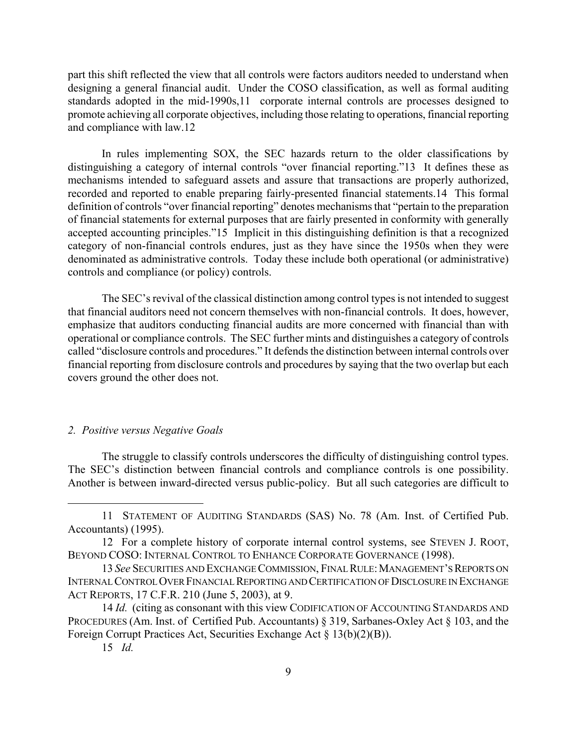part this shift reflected the view that all controls were factors auditors needed to understand when designing a general financial audit. Under the COSO classification, as well as formal auditing standards adopted in the mid-1990s,[11] corporate internal controls are processes designed to promote achieving all corporate objectives, including those relating to operations, financial reporting and compliance with law.[12]

In rules implementing SOX, the SEC hazards return to the older classifications by distinguishing a category of internal controls "over financial reporting."[13] It defines these as mechanisms intended to safeguard assets and assure that transactions are properly authorized, recorded and reported to enable preparing fairly-presented financial statements.[14] This formal definition of controls "over financial reporting" denotes mechanisms that "pertain to the preparation of financial statements for external purposes that are fairly presented in conformity with generally accepted accounting principles."[15] Implicit in this distinguishing definition is that a recognized category of non-financial controls endures, just as they have since the 1950s when they were denominated as administrative controls. Today these include both operational (or administrative) controls and compliance (or policy) controls.

The SEC's revival of the classical distinction among control types is not intended to suggest that financial auditors need not concern themselves with non-financial controls. It does, however, emphasize that auditors conducting financial audits are more concerned with financial than with operational or compliance controls. The SEC further mints and distinguishes a category of controls called "disclosure controls and procedures." It defends the distinction between internal controls over financial reporting from disclosure controls and procedures by saying that the two overlap but each covers ground the other does not.

### *2. Positive versus Negative Goals*

The struggle to classify controls underscores the difficulty of distinguishing control types. The SEC's distinction between financial controls and compliance controls is one possibility. Another is between inward-directed versus public-policy. But all such categories are difficult to

---

11 STATEMENT OF AUDITING STANDARDS (SAS) No. 78 (Am. Inst. of Certified Pub. Accountants) (1995).

12 For a complete history of corporate internal control systems, see STEVEN J. ROOT, BEYOND COSO: INTERNAL CONTROL TO ENHANCE CORPORATE GOVERNANCE (1998).

13 *See* SECURITIES AND EXCHANGE COMMISSION, FINAL RULE: MANAGEMENT'S REPORTS ON INTERNAL CONTROL OVER FINANCIAL REPORTING AND CERTIFICATION OF DISCLOSURE IN EXCHANGE ACT REPORTS, 17 C.F.R. 210 (June 5, 2003), at 9.

14 *Id.* (citing as consonant with this view CODIFICATION OF ACCOUNTING STANDARDS AND PROCEDURES (Am. Inst. of Certified Pub. Accountants) § 319, Sarbanes-Oxley Act § 103, and the Foreign Corrupt Practices Act, Securities Exchange Act § 13(b)(2)(B)).

15 *Id.*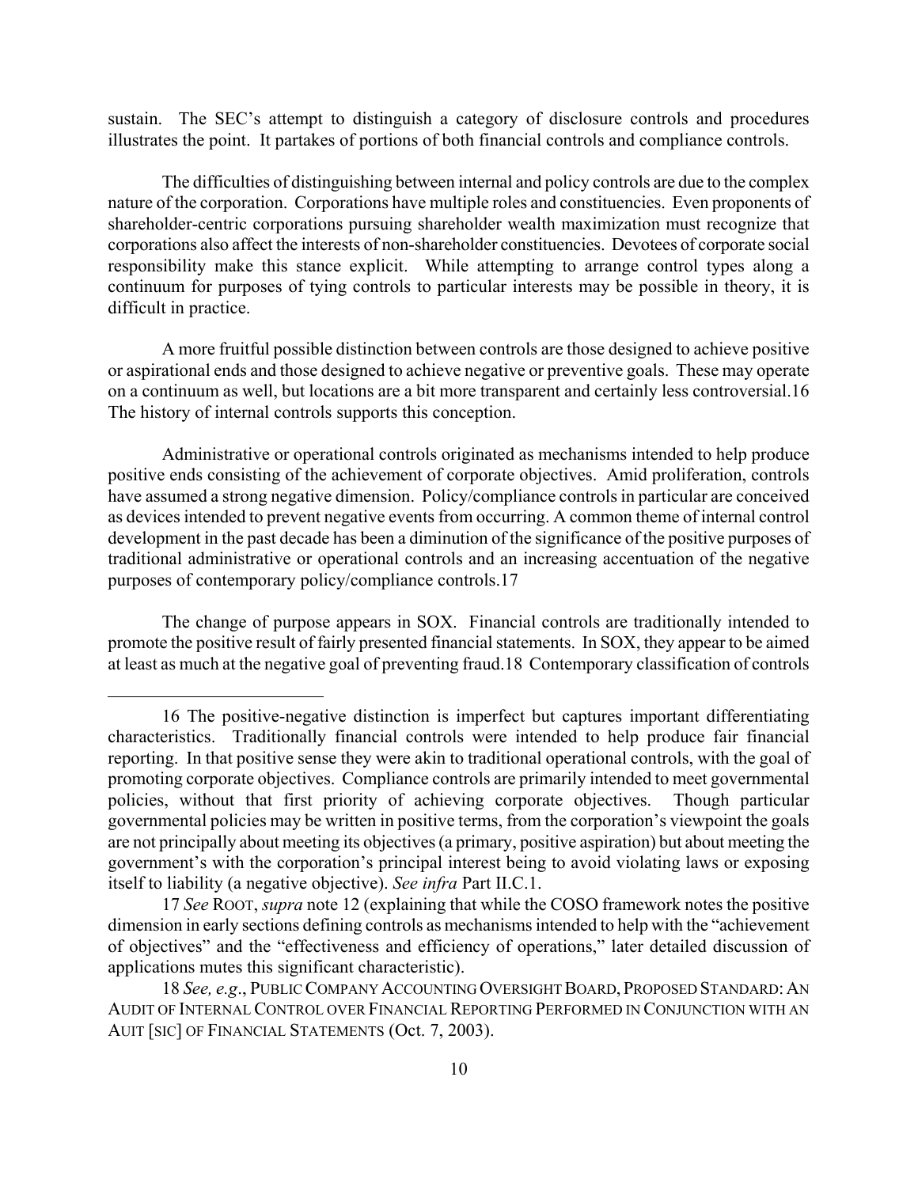sustain. The SEC's attempt to distinguish a category of disclosure controls and procedures illustrates the point. It partakes of portions of both financial controls and compliance controls.

The difficulties of distinguishing between internal and policy controls are due to the complex nature of the corporation. Corporations have multiple roles and constituencies. Even proponents of shareholder-centric corporations pursuing shareholder wealth maximization must recognize that corporations also affect the interests of non-shareholder constituencies. Devotees of corporate social responsibility make this stance explicit. While attempting to arrange control types along a continuum for purposes of tying controls to particular interests may be possible in theory, it is difficult in practice.

A more fruitful possible distinction between controls are those designed to achieve positive or aspirational ends and those designed to achieve negative or preventive goals. These may operate on a continuum as well, but locations are a bit more transparent and certainly less controversial.16 The history of internal controls supports this conception.

Administrative or operational controls originated as mechanisms intended to help produce positive ends consisting of the achievement of corporate objectives. Amid proliferation, controls have assumed a strong negative dimension. Policy/compliance controls in particular are conceived as devices intended to prevent negative events from occurring. A common theme of internal control development in the past decade has been a diminution of the significance of the positive purposes of traditional administrative or operational controls and an increasing accentuation of the negative purposes of contemporary policy/compliance controls.17

The change of purpose appears in SOX. Financial controls are traditionally intended to promote the positive result of fairly presented financial statements. In SOX, they appear to be aimed at least as much at the negative goal of preventing fraud.18 Contemporary classification of controls

---

16 The positive-negative distinction is imperfect but captures important differentiating characteristics. Traditionally financial controls were intended to help produce fair financial reporting. In that positive sense they were akin to traditional operational controls, with the goal of promoting corporate objectives. Compliance controls are primarily intended to meet governmental policies, without that first priority of achieving corporate objectives. Though particular governmental policies may be written in positive terms, from the corporation's viewpoint the goals are not principally about meeting its objectives (a primary, positive aspiration) but about meeting the government's with the corporation's principal interest being to avoid violating laws or exposing itself to liability (a negative objective). *See infra* Part II.C.1.

17 *See* ROOT, *supra* note 12 (explaining that while the COSO framework notes the positive dimension in early sections defining controls as mechanisms intended to help with the "achievement of objectives" and the "effectiveness and efficiency of operations," later detailed discussion of applications mutes this significant characteristic).

18 *See, e.g.*, PUBLIC COMPANY ACCOUNTING OVERSIGHT BOARD, PROPOSED STANDARD: AN AUDIT OF INTERNAL CONTROL OVER FINANCIAL REPORTING PERFORMED IN CONJUNCTION WITH AN AUIT [SIC] OF FINANCIAL STATEMENTS (Oct. 7, 2003).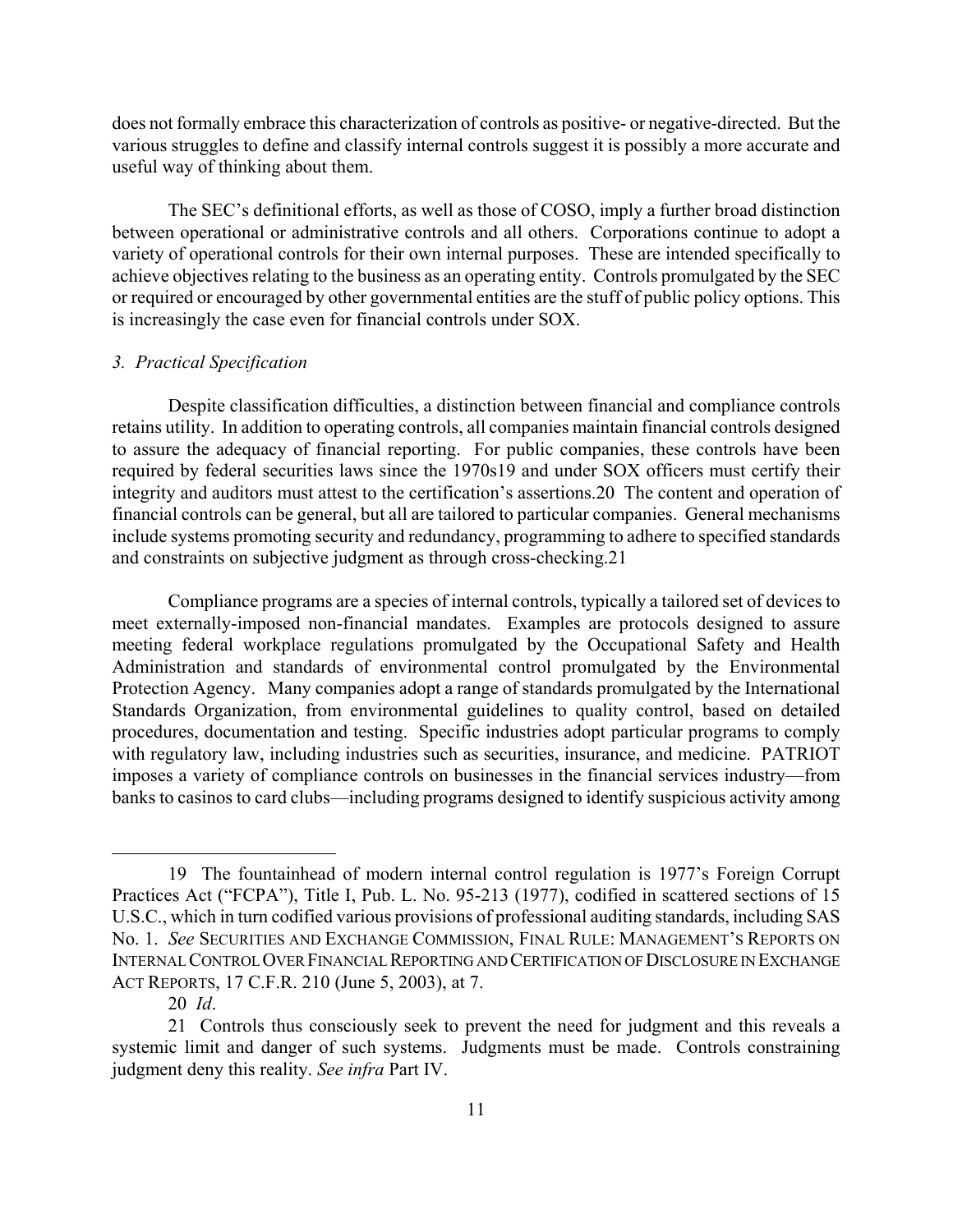does not formally embrace this characterization of controls as positive- or negative-directed. But the various struggles to define and classify internal controls suggest it is possibly a more accurate and useful way of thinking about them.

The SEC's definitional efforts, as well as those of COSO, imply a further broad distinction between operational or administrative controls and all others. Corporations continue to adopt a variety of operational controls for their own internal purposes. These are intended specifically to achieve objectives relating to the business as an operating entity. Controls promulgated by the SEC or required or encouraged by other governmental entities are the stuff of public policy options. This is increasingly the case even for financial controls under SOX.

### *3. Practical Specification*

Despite classification difficulties, a distinction between financial and compliance controls retains utility. In addition to operating controls, all companies maintain financial controls designed to assure the adequacy of financial reporting. For public companies, these controls have been required by federal securities laws since the 1970s[19] and under SOX officers must certify their integrity and auditors must attest to the certification's assertions.[20] The content and operation of financial controls can be general, but all are tailored to particular companies. General mechanisms include systems promoting security and redundancy, programming to adhere to specified standards and constraints on subjective judgment as through cross-checking.[21]

Compliance programs are a species of internal controls, typically a tailored set of devices to meet externally-imposed non-financial mandates. Examples are protocols designed to assure meeting federal workplace regulations promulgated by the Occupational Safety and Health Administration and standards of environmental control promulgated by the Environmental Protection Agency. Many companies adopt a range of standards promulgated by the International Standards Organization, from environmental guidelines to quality control, based on detailed procedures, documentation and testing. Specific industries adopt particular programs to comply with regulatory law, including industries such as securities, insurance, and medicine. PATRIOT imposes a variety of compliance controls on businesses in the financial services industry—from banks to casinos to card clubs—including programs designed to identify suspicious activity among

---

19 The fountainhead of modern internal control regulation is 1977's Foreign Corrupt Practices Act ("FCPA"), Title I, Pub. L. No. 95-213 (1977), codified in scattered sections of 15 U.S.C., which in turn codified various provisions of professional auditing standards, including SAS No. 1. *See* SECURITIES AND EXCHANGE COMMISSION, FINAL RULE: MANAGEMENT'S REPORTS ON INTERNAL CONTROL OVER FINANCIAL REPORTING AND CERTIFICATION OF DISCLOSURE IN EXCHANGE ACT REPORTS, 17 C.F.R. 210 (June 5, 2003), at 7.

20 *Id*.

21 Controls thus consciously seek to prevent the need for judgment and this reveals a systemic limit and danger of such systems. Judgments must be made. Controls constraining judgment deny this reality. *See infra* Part IV.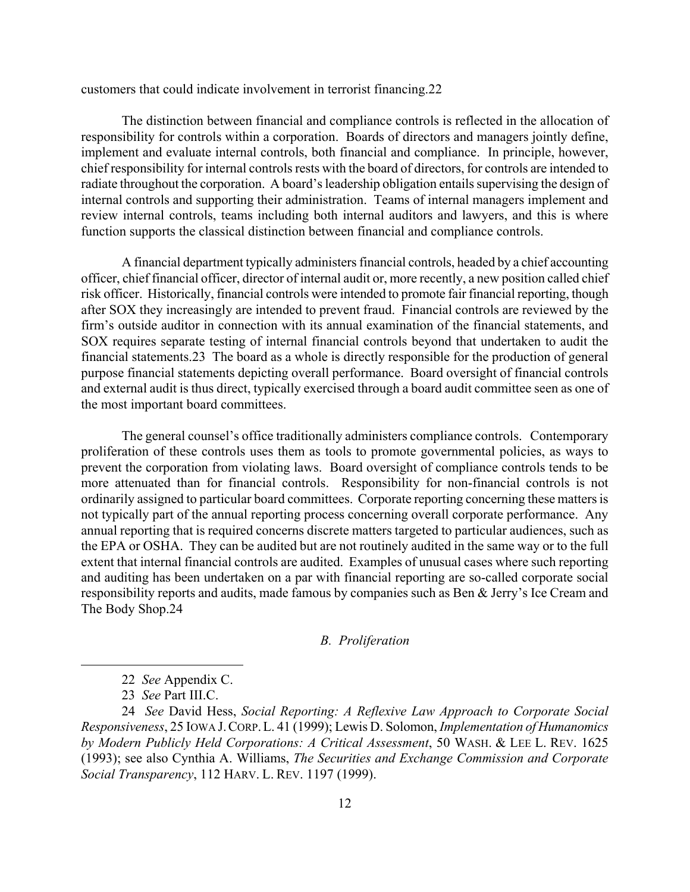customers that could indicate involvement in terrorist financing.[22]

The distinction between financial and compliance controls is reflected in the allocation of responsibility for controls within a corporation. Boards of directors and managers jointly define, implement and evaluate internal controls, both financial and compliance. In principle, however, chief responsibility for internal controls rests with the board of directors, for controls are intended to radiate throughout the corporation. A board's leadership obligation entails supervising the design of internal controls and supporting their administration. Teams of internal managers implement and review internal controls, teams including both internal auditors and lawyers, and this is where function supports the classical distinction between financial and compliance controls.

A financial department typically administers financial controls, headed by a chief accounting officer, chief financial officer, director of internal audit or, more recently, a new position called chief risk officer. Historically, financial controls were intended to promote fair financial reporting, though after SOX they increasingly are intended to prevent fraud. Financial controls are reviewed by the firm's outside auditor in connection with its annual examination of the financial statements, and SOX requires separate testing of internal financial controls beyond that undertaken to audit the financial statements.[23] The board as a whole is directly responsible for the production of general purpose financial statements depicting overall performance. Board oversight of financial controls and external audit is thus direct, typically exercised through a board audit committee seen as one of the most important board committees.

The general counsel's office traditionally administers compliance controls. Contemporary proliferation of these controls uses them as tools to promote governmental policies, as ways to prevent the corporation from violating laws. Board oversight of compliance controls tends to be more attenuated than for financial controls. Responsibility for non-financial controls is not ordinarily assigned to particular board committees. Corporate reporting concerning these matters is not typically part of the annual reporting process concerning overall corporate performance. Any annual reporting that is required concerns discrete matters targeted to particular audiences, such as the EPA or OSHA. They can be audited but are not routinely audited in the same way or to the full extent that internal financial controls are audited. Examples of unusual cases where such reporting and auditing has been undertaken on a par with financial reporting are so-called corporate social responsibility reports and audits, made famous by companies such as Ben & Jerry's Ice Cream and The Body Shop.[24]

### *B. Proliferation*

---

22 *See* Appendix C.

23 *See* Part III.C.

24 *See* David Hess, *Social Reporting: A Reflexive Law Approach to Corporate Social Responsiveness*, 25 IOWA J. CORP. L. 41 (1999); Lewis D. Solomon, *Implementation of Humanomics by Modern Publicly Held Corporations: A Critical Assessment*, 50 WASH. & LEE L. REV. 1625 (1993); see also Cynthia A. Williams, *The Securities and Exchange Commission and Corporate Social Transparency*, 112 HARV. L. REV. 1197 (1999).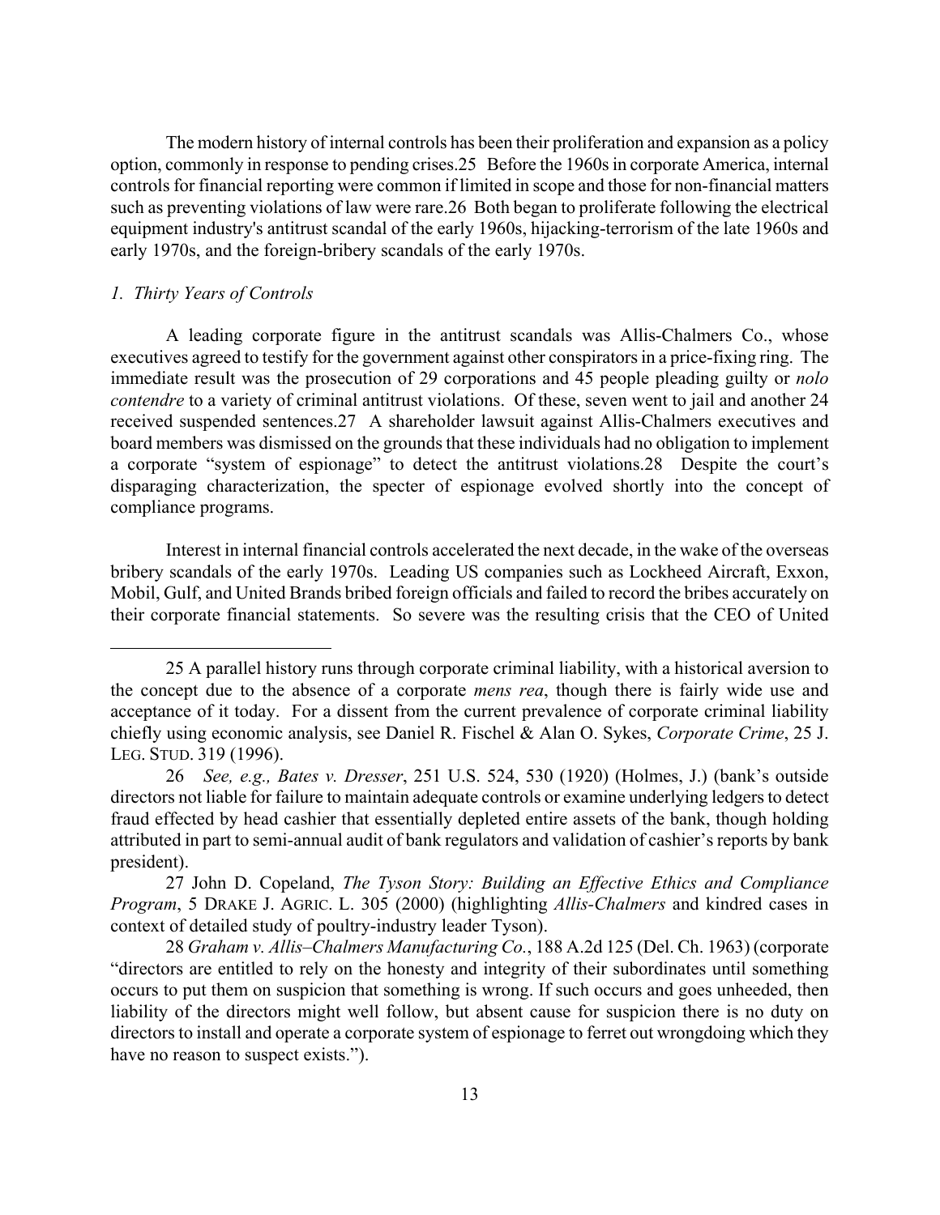The modern history of internal controls has been their proliferation and expansion as a policy option, commonly in response to pending crises.[25] Before the 1960s in corporate America, internal controls for financial reporting were common if limited in scope and those for non-financial matters such as preventing violations of law were rare.[26] Both began to proliferate following the electrical equipment industry's antitrust scandal of the early 1960s, hijacking-terrorism of the late 1960s and early 1970s, and the foreign-bribery scandals of the early 1970s.

### *1. Thirty Years of Controls*

A leading corporate figure in the antitrust scandals was Allis-Chalmers Co., whose executives agreed to testify for the government against other conspirators in a price-fixing ring. The immediate result was the prosecution of 29 corporations and 45 people pleading guilty or *nolo contendre* to a variety of criminal antitrust violations. Of these, seven went to jail and another 24 received suspended sentences.[27] A shareholder lawsuit against Allis-Chalmers executives and board members was dismissed on the grounds that these individuals had no obligation to implement a corporate "system of espionage" to detect the antitrust violations.[28] Despite the court's disparaging characterization, the specter of espionage evolved shortly into the concept of compliance programs.

Interest in internal financial controls accelerated the next decade, in the wake of the overseas bribery scandals of the early 1970s. Leading US companies such as Lockheed Aircraft, Exxon, Mobil, Gulf, and United Brands bribed foreign officials and failed to record the bribes accurately on their corporate financial statements. So severe was the resulting crisis that the CEO of United

---

25 A parallel history runs through corporate criminal liability, with a historical aversion to the concept due to the absence of a corporate *mens rea*, though there is fairly wide use and acceptance of it today. For a dissent from the current prevalence of corporate criminal liability chiefly using economic analysis, see Daniel R. Fischel & Alan O. Sykes, *Corporate Crime*, 25 J. LEG. STUD. 319 (1996).

26 *See, e.g., Bates v. Dresser*, 251 U.S. 524, 530 (1920) (Holmes, J.) (bank's outside directors not liable for failure to maintain adequate controls or examine underlying ledgers to detect fraud effected by head cashier that essentially depleted entire assets of the bank, though holding attributed in part to semi-annual audit of bank regulators and validation of cashier's reports by bank president).

27 John D. Copeland, *The Tyson Story: Building an Effective Ethics and Compliance Program*, 5 DRAKE J. AGRIC. L. 305 (2000) (highlighting *Allis-Chalmers* and kindred cases in context of detailed study of poultry-industry leader Tyson).

28 *Graham v. Allis–Chalmers Manufacturing Co.*, 188 A.2d 125 (Del. Ch. 1963) (corporate "directors are entitled to rely on the honesty and integrity of their subordinates until something occurs to put them on suspicion that something is wrong. If such occurs and goes unheeded, then liability of the directors might well follow, but absent cause for suspicion there is no duty on directors to install and operate a corporate system of espionage to ferret out wrongdoing which they have no reason to suspect exists.").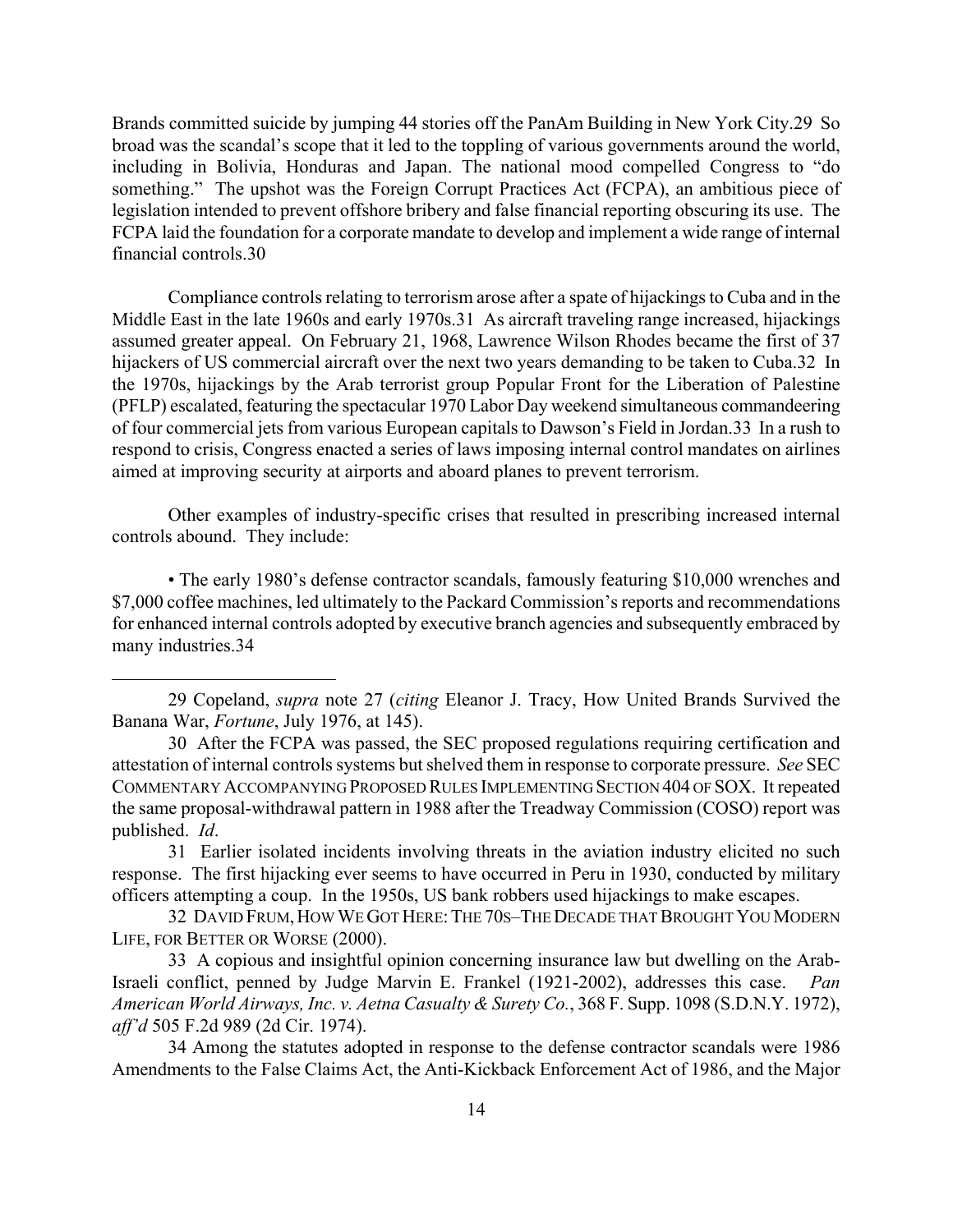Brands committed suicide by jumping 44 stories off the PanAm Building in New York City.29 So broad was the scandal's scope that it led to the toppling of various governments around the world, including in Bolivia, Honduras and Japan. The national mood compelled Congress to "do something." The upshot was the Foreign Corrupt Practices Act (FCPA), an ambitious piece of legislation intended to prevent offshore bribery and false financial reporting obscuring its use. The FCPA laid the foundation for a corporate mandate to develop and implement a wide range of internal financial controls.30

Compliance controls relating to terrorism arose after a spate of hijackings to Cuba and in the Middle East in the late 1960s and early 1970s.31 As aircraft traveling range increased, hijackings assumed greater appeal. On February 21, 1968, Lawrence Wilson Rhodes became the first of 37 hijackers of US commercial aircraft over the next two years demanding to be taken to Cuba.32 In the 1970s, hijackings by the Arab terrorist group Popular Front for the Liberation of Palestine (PFLP) escalated, featuring the spectacular 1970 Labor Day weekend simultaneous commandeering of four commercial jets from various European capitals to Dawson's Field in Jordan.33 In a rush to respond to crisis, Congress enacted a series of laws imposing internal control mandates on airlines aimed at improving security at airports and aboard planes to prevent terrorism.

Other examples of industry-specific crises that resulted in prescribing increased internal controls abound. They include:

• The early 1980's defense contractor scandals, famously featuring $10,000 wrenches and $7,000 coffee machines, led ultimately to the Packard Commission's reports and recommendations for enhanced internal controls adopted by executive branch agencies and subsequently embraced by many industries.34

---

29 Copeland, *supra* note 27 (*citing* Eleanor J. Tracy, How United Brands Survived the Banana War, *Fortune*, July 1976, at 145).

30 After the FCPA was passed, the SEC proposed regulations requiring certification and attestation of internal controls systems but shelved them in response to corporate pressure. *See* SEC COMMENTARY ACCOMPANYING PROPOSED RULES IMPLEMENTING SECTION 404 OF SOX. It repeated the same proposal-withdrawal pattern in 1988 after the Treadway Commission (COSO) report was published. *Id*.

31 Earlier isolated incidents involving threats in the aviation industry elicited no such response. The first hijacking ever seems to have occurred in Peru in 1930, conducted by military officers attempting a coup. In the 1950s, US bank robbers used hijackings to make escapes.

32 DAVID FRUM, HOW WE GOT HERE: THE 70S–THE DECADE THAT BROUGHT YOU MODERN LIFE, FOR BETTER OR WORSE (2000).

33 A copious and insightful opinion concerning insurance law but dwelling on the Arab-Israeli conflict, penned by Judge Marvin E. Frankel (1921-2002), addresses this case. *Pan American World Airways, Inc. v. Aetna Casualty & Surety Co.*, 368 F. Supp. 1098 (S.D.N.Y. 1972), *aff'd* 505 F.2d 989 (2d Cir. 1974).

34 Among the statutes adopted in response to the defense contractor scandals were 1986 Amendments to the False Claims Act, the Anti-Kickback Enforcement Act of 1986, and the Major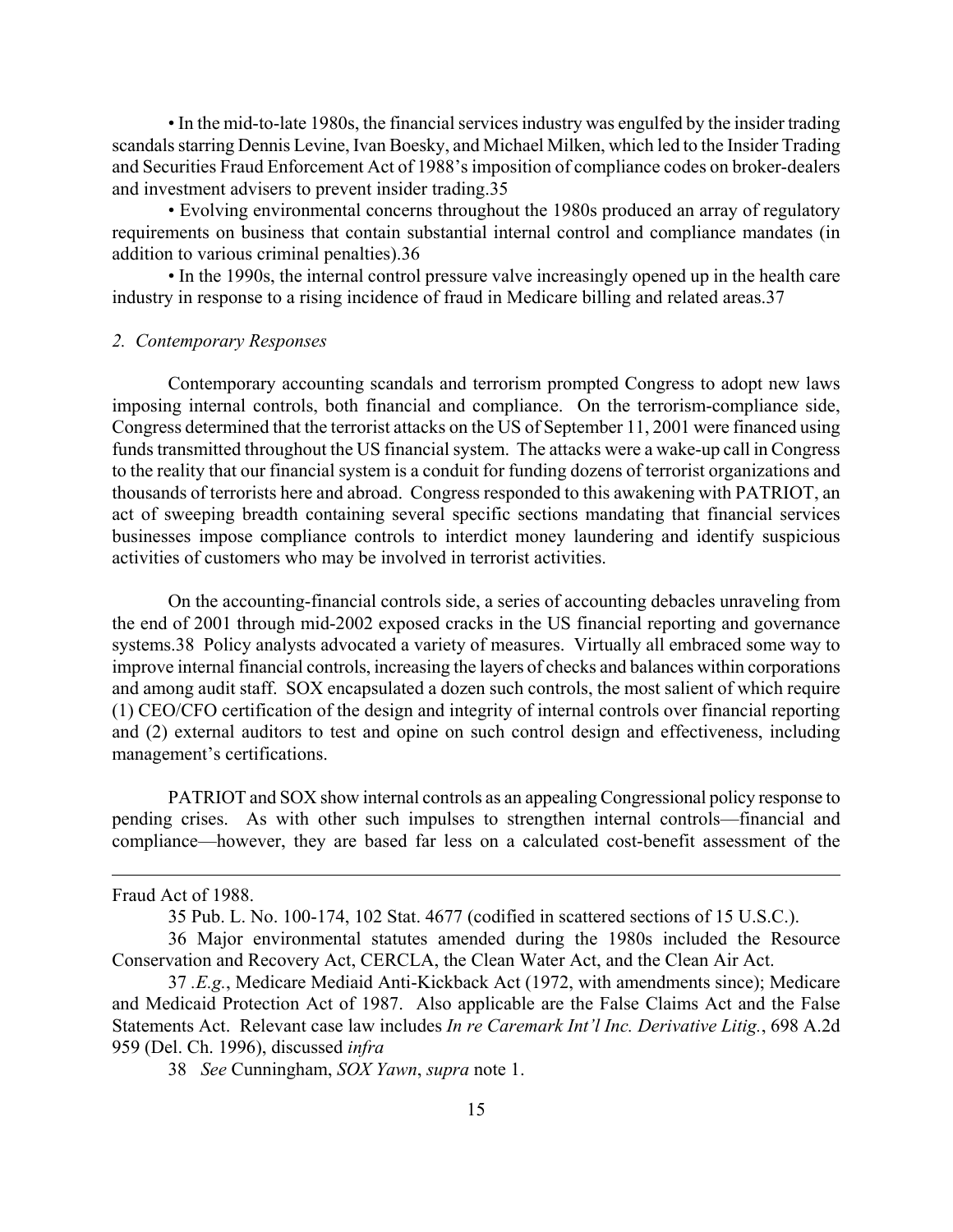• In the mid-to-late 1980s, the financial services industry was engulfed by the insider trading scandals starring Dennis Levine, Ivan Boesky, and Michael Milken, which led to the Insider Trading and Securities Fraud Enforcement Act of 1988's imposition of compliance codes on broker-dealers and investment advisers to prevent insider trading.[35]

• Evolving environmental concerns throughout the 1980s produced an array of regulatory requirements on business that contain substantial internal control and compliance mandates (in addition to various criminal penalties).[36]

• In the 1990s, the internal control pressure valve increasingly opened up in the health care industry in response to a rising incidence of fraud in Medicare billing and related areas.[37]

*2. Contemporary Responses*

Contemporary accounting scandals and terrorism prompted Congress to adopt new laws imposing internal controls, both financial and compliance. On the terrorism-compliance side, Congress determined that the terrorist attacks on the US of September 11, 2001 were financed using funds transmitted throughout the US financial system. The attacks were a wake-up call in Congress to the reality that our financial system is a conduit for funding dozens of terrorist organizations and thousands of terrorists here and abroad. Congress responded to this awakening with PATRIOT, an act of sweeping breadth containing several specific sections mandating that financial services businesses impose compliance controls to interdict money laundering and identify suspicious activities of customers who may be involved in terrorist activities.

On the accounting-financial controls side, a series of accounting debacles unraveling from the end of 2001 through mid-2002 exposed cracks in the US financial reporting and governance systems.[38] Policy analysts advocated a variety of measures. Virtually all embraced some way to improve internal financial controls, increasing the layers of checks and balances within corporations and among audit staff. SOX encapsulated a dozen such controls, the most salient of which require (1) CEO/CFO certification of the design and integrity of internal controls over financial reporting and (2) external auditors to test and opine on such control design and effectiveness, including management's certifications.

PATRIOT and SOX show internal controls as an appealing Congressional policy response to pending crises. As with other such impulses to strengthen internal controls—financial and compliance—however, they are based far less on a calculated cost-benefit assessment of the

---

Fraud Act of 1988.

35 Pub. L. No. 100-174, 102 Stat. 4677 (codified in scattered sections of 15 U.S.C.).

36 Major environmental statutes amended during the 1980s included the Resource Conservation and Recovery Act, CERCLA, the Clean Water Act, and the Clean Air Act.

37 *.E.g.*, Medicare Mediaid Anti-Kickback Act (1972, with amendments since); Medicare and Medicaid Protection Act of 1987. Also applicable are the False Claims Act and the False Statements Act. Relevant case law includes *In re Caremark Int'l Inc. Derivative Litig.*, 698 A.2d 959 (Del. Ch. 1996), discussed *infra*

38 *See* Cunningham, *SOX Yawn*, *supra* note 1.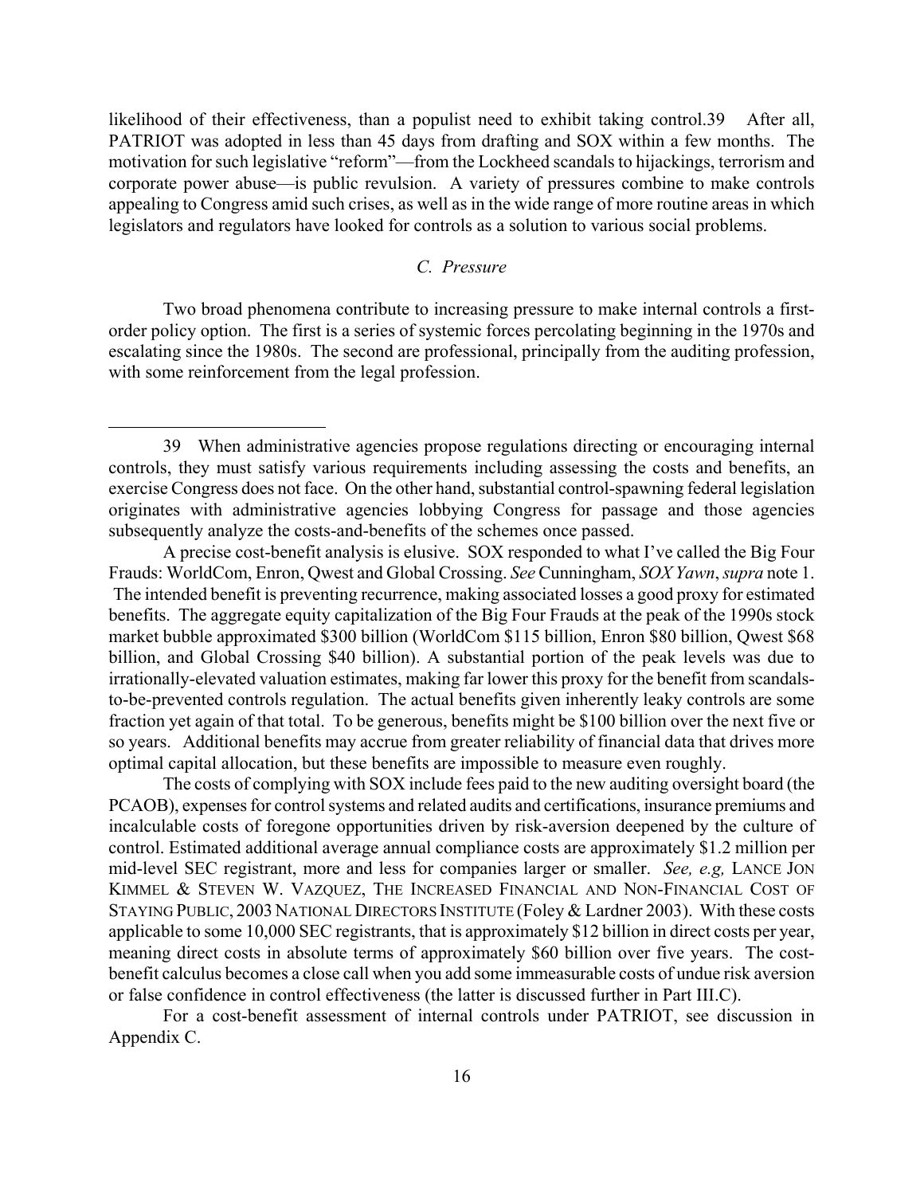likelihood of their effectiveness, than a populist need to exhibit taking control.[39] After all, PATRIOT was adopted in less than 45 days from drafting and SOX within a few months. The motivation for such legislative "reform"—from the Lockheed scandals to hijackings, terrorism and corporate power abuse—is public revulsion. A variety of pressures combine to make controls appealing to Congress amid such crises, as well as in the wide range of more routine areas in which legislators and regulators have looked for controls as a solution to various social problems.

### *C. Pressure*

Two broad phenomena contribute to increasing pressure to make internal controls a first-order policy option. The first is a series of systemic forces percolating beginning in the 1970s and escalating since the 1980s. The second are professional, principally from the auditing profession, with some reinforcement from the legal profession.

---

39 When administrative agencies propose regulations directing or encouraging internal controls, they must satisfy various requirements including assessing the costs and benefits, an exercise Congress does not face. On the other hand, substantial control-spawning federal legislation originates with administrative agencies lobbying Congress for passage and those agencies subsequently analyze the costs-and-benefits of the schemes once passed.

A precise cost-benefit analysis is elusive. SOX responded to what I've called the Big Four Frauds: WorldCom, Enron, Qwest and Global Crossing. *See* Cunningham, *SOX Yawn*, *supra* note 1. The intended benefit is preventing recurrence, making associated losses a good proxy for estimated benefits. The aggregate equity capitalization of the Big Four Frauds at the peak of the 1990s stock market bubble approximated \$300 billion (WorldCom \$115 billion, Enron \$80 billion, Qwest \$68 billion, and Global Crossing \$40 billion). A substantial portion of the peak levels was due to irrationally-elevated valuation estimates, making far lower this proxy for the benefit from scandals-to-be-prevented controls regulation. The actual benefits given inherently leaky controls are some fraction yet again of that total. To be generous, benefits might be \$100 billion over the next five or so years. Additional benefits may accrue from greater reliability of financial data that drives more optimal capital allocation, but these benefits are impossible to measure even roughly.

The costs of complying with SOX include fees paid to the new auditing oversight board (the PCAOB), expenses for control systems and related audits and certifications, insurance premiums and incalculable costs of foregone opportunities driven by risk-aversion deepened by the culture of control. Estimated additional average annual compliance costs are approximately \$1.2 million per mid-level SEC registrant, more and less for companies larger or smaller. *See, e.g,* LANCE JON KIMMEL & STEVEN W. VAZQUEZ, THE INCREASED FINANCIAL AND NON-FINANCIAL COST OF STAYING PUBLIC, 2003 NATIONAL DIRECTORS INSTITUTE (Foley & Lardner 2003). With these costs applicable to some 10,000 SEC registrants, that is approximately \$12 billion in direct costs per year, meaning direct costs in absolute terms of approximately \$60 billion over five years. The cost-benefit calculus becomes a close call when you add some immeasurable costs of undue risk aversion or false confidence in control effectiveness (the latter is discussed further in Part III.C).

For a cost-benefit assessment of internal controls under PATRIOT, see discussion in Appendix C.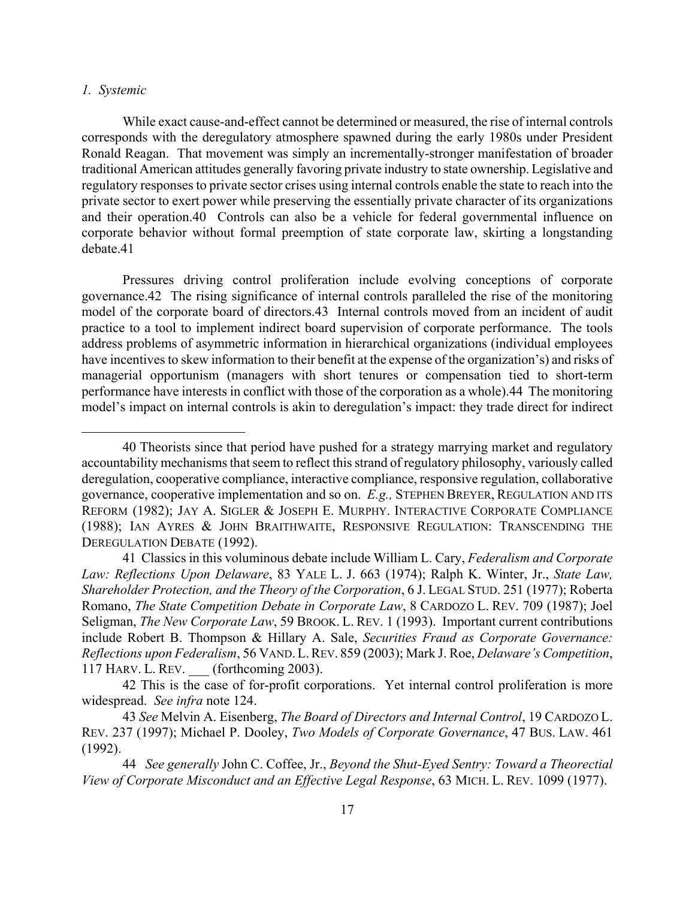*1. Systemic*

While exact cause-and-effect cannot be determined or measured, the rise of internal controls corresponds with the deregulatory atmosphere spawned during the early 1980s under President Ronald Reagan. That movement was simply an incrementally-stronger manifestation of broader traditional American attitudes generally favoring private industry to state ownership. Legislative and regulatory responses to private sector crises using internal controls enable the state to reach into the private sector to exert power while preserving the essentially private character of its organizations and their operation.40 Controls can also be a vehicle for federal governmental influence on corporate behavior without formal preemption of state corporate law, skirting a longstanding debate.41

Pressures driving control proliferation include evolving conceptions of corporate governance.42 The rising significance of internal controls paralleled the rise of the monitoring model of the corporate board of directors.43 Internal controls moved from an incident of audit practice to a tool to implement indirect board supervision of corporate performance. The tools address problems of asymmetric information in hierarchical organizations (individual employees have incentives to skew information to their benefit at the expense of the organization's) and risks of managerial opportunism (managers with short tenures or compensation tied to short-term performance have interests in conflict with those of the corporation as a whole).44 The monitoring model's impact on internal controls is akin to deregulation's impact: they trade direct for indirect

---

40 Theorists since that period have pushed for a strategy marrying market and regulatory accountability mechanisms that seem to reflect this strand of regulatory philosophy, variously called deregulation, cooperative compliance, interactive compliance, responsive regulation, collaborative governance, cooperative implementation and so on. *E.g.,* STEPHEN BREYER, REGULATION AND ITS REFORM (1982); JAY A. SIGLER & JOSEPH E. MURPHY. INTERACTIVE CORPORATE COMPLIANCE (1988); IAN AYRES & JOHN BRAITHWAITE, RESPONSIVE REGULATION: TRANSCENDING THE DEREGULATION DEBATE (1992).

41 Classics in this voluminous debate include William L. Cary, *Federalism and Corporate Law: Reflections Upon Delaware*, 83 YALE L. J. 663 (1974); Ralph K. Winter, Jr., *State Law, Shareholder Protection, and the Theory of the Corporation*, 6 J. LEGAL STUD. 251 (1977); Roberta Romano, *The State Competition Debate in Corporate Law*, 8 CARDOZO L. REV. 709 (1987); Joel Seligman, *The New Corporate Law*, 59 BROOK. L. REV. 1 (1993). Important current contributions include Robert B. Thompson & Hillary A. Sale, *Securities Fraud as Corporate Governance: Reflections upon Federalism*, 56 VAND. L. REV. 859 (2003); Mark J. Roe, *Delaware's Competition*, 117 HARV. L. REV. ___ (forthcoming 2003).

42 This is the case of for-profit corporations. Yet internal control proliferation is more widespread. *See infra* note 124.

43 *See* Melvin A. Eisenberg, *The Board of Directors and Internal Control*, 19 CARDOZO L. REV. 237 (1997); Michael P. Dooley, *Two Models of Corporate Governance*, 47 BUS. LAW. 461 (1992).

44 *See generally* John C. Coffee, Jr., *Beyond the Shut-Eyed Sentry: Toward a Theorectial View of Corporate Misconduct and an Effective Legal Response*, 63 MICH. L. REV. 1099 (1977).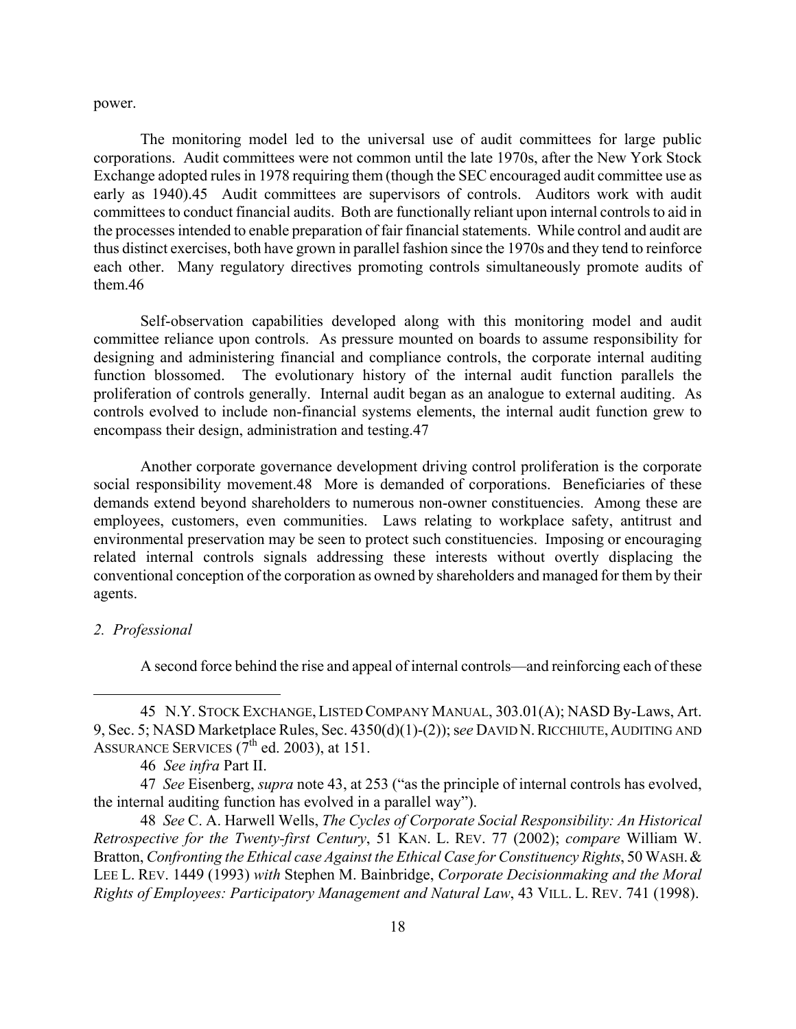power.

The monitoring model led to the universal use of audit committees for large public corporations. Audit committees were not common until the late 1970s, after the New York Stock Exchange adopted rules in 1978 requiring them (though the SEC encouraged audit committee use as early as 1940).45 Audit committees are supervisors of controls. Auditors work with audit committees to conduct financial audits. Both are functionally reliant upon internal controls to aid in the processes intended to enable preparation of fair financial statements. While control and audit are thus distinct exercises, both have grown in parallel fashion since the 1970s and they tend to reinforce each other. Many regulatory directives promoting controls simultaneously promote audits of them.46

Self-observation capabilities developed along with this monitoring model and audit committee reliance upon controls. As pressure mounted on boards to assume responsibility for designing and administering financial and compliance controls, the corporate internal auditing function blossomed. The evolutionary history of the internal audit function parallels the proliferation of controls generally. Internal audit began as an analogue to external auditing. As controls evolved to include non-financial systems elements, the internal audit function grew to encompass their design, administration and testing.47

Another corporate governance development driving control proliferation is the corporate social responsibility movement.48 More is demanded of corporations. Beneficiaries of these demands extend beyond shareholders to numerous non-owner constituencies. Among these are employees, customers, even communities. Laws relating to workplace safety, antitrust and environmental preservation may be seen to protect such constituencies. Imposing or encouraging related internal controls signals addressing these interests without overtly displacing the conventional conception of the corporation as owned by shareholders and managed for them by their agents.

*2. Professional*

A second force behind the rise and appeal of internal controls—and reinforcing each of these

---

45 N.Y. STOCK EXCHANGE, LISTED COMPANY MANUAL, 303.01(A); NASD By-Laws, Art. 9, Sec. 5; NASD Marketplace Rules, Sec. 4350(d)(1)-(2)); *see* DAVID N. RICCHIUTE, AUDITING AND ASSURANCE SERVICES (7th ed. 2003), at 151.

46 *See infra* Part II.

47 *See* Eisenberg, *supra* note 43, at 253 ("as the principle of internal controls has evolved, the internal auditing function has evolved in a parallel way").

48 *See* C. A. Harwell Wells, *The Cycles of Corporate Social Responsibility: An Historical Retrospective for the Twenty-first Century*, 51 KAN. L. REV. 77 (2002); *compare* William W. Bratton, *Confronting the Ethical case Against the Ethical Case for Constituency Rights*, 50 WASH. & LEE L. REV. 1449 (1993) *with* Stephen M. Bainbridge, *Corporate Decisionmaking and the Moral Rights of Employees: Participatory Management and Natural Law*, 43 VILL. L. REV. 741 (1998).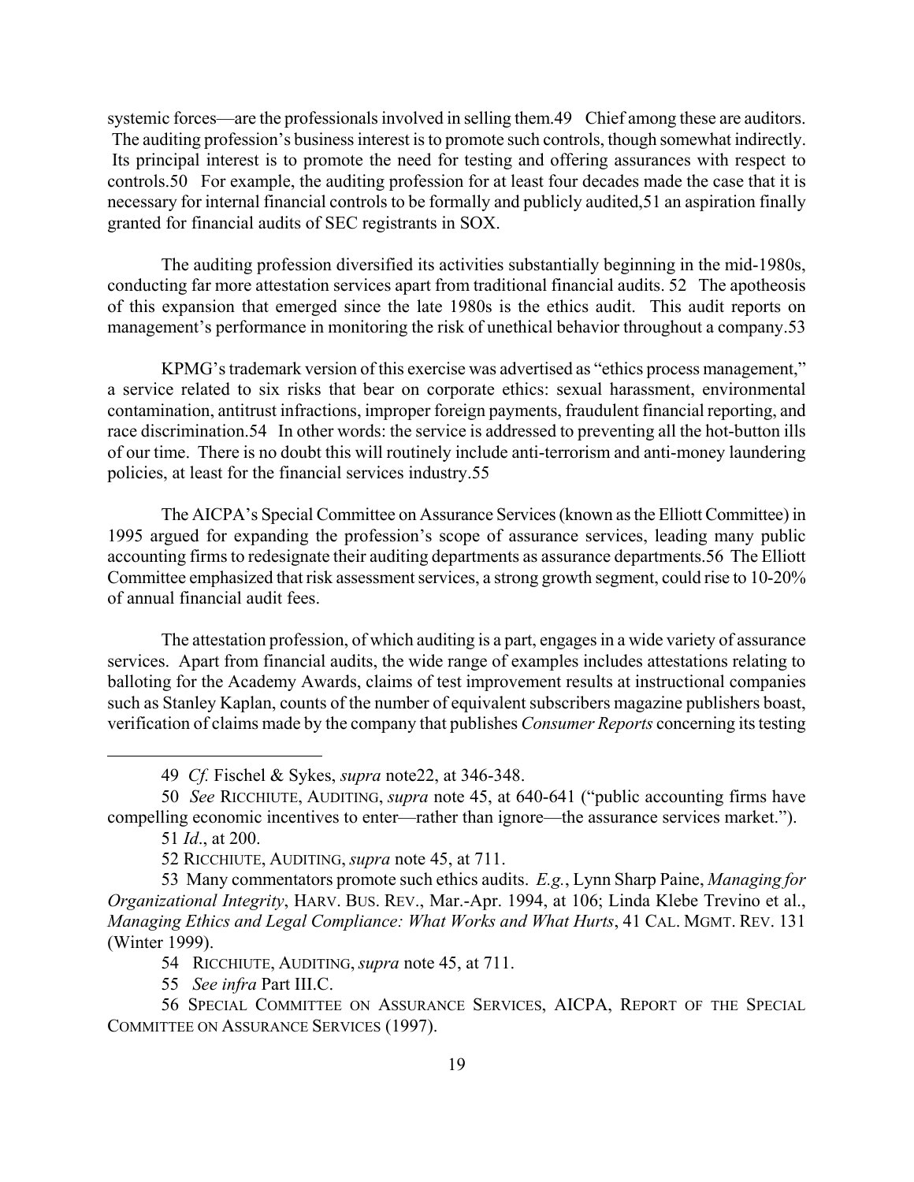systemic forces—are the professionals involved in selling them.[49] Chief among these are auditors. The auditing profession's business interest is to promote such controls, though somewhat indirectly. Its principal interest is to promote the need for testing and offering assurances with respect to controls.[50] For example, the auditing profession for at least four decades made the case that it is necessary for internal financial controls to be formally and publicly audited,[51] an aspiration finally granted for financial audits of SEC registrants in SOX.

The auditing profession diversified its activities substantially beginning in the mid-1980s, conducting far more attestation services apart from traditional financial audits.[52] The apotheosis of this expansion that emerged since the late 1980s is the ethics audit. This audit reports on management's performance in monitoring the risk of unethical behavior throughout a company.[53]

KPMG's trademark version of this exercise was advertised as "ethics process management," a service related to six risks that bear on corporate ethics: sexual harassment, environmental contamination, antitrust infractions, improper foreign payments, fraudulent financial reporting, and race discrimination.[54] In other words: the service is addressed to preventing all the hot-button ills of our time. There is no doubt this will routinely include anti-terrorism and anti-money laundering policies, at least for the financial services industry.[55]

The AICPA's Special Committee on Assurance Services (known as the Elliott Committee) in 1995 argued for expanding the profession's scope of assurance services, leading many public accounting firms to redesignate their auditing departments as assurance departments.[56] The Elliott Committee emphasized that risk assessment services, a strong growth segment, could rise to 10-20% of annual financial audit fees.

The attestation profession, of which auditing is a part, engages in a wide variety of assurance services. Apart from financial audits, the wide range of examples includes attestations relating to balloting for the Academy Awards, claims of test improvement results at instructional companies such as Stanley Kaplan, counts of the number of equivalent subscribers magazine publishers boast, verification of claims made by the company that publishes *Consumer Reports* concerning its testing

---

49 *Cf.* Fischel & Sykes, *supra* note22, at 346-348.

50 *See* RICCHIUTE, AUDITING, *supra* note 45, at 640-641 ("public accounting firms have compelling economic incentives to enter—rather than ignore—the assurance services market.").

51 *Id*., at 200.

52 RICCHIUTE, AUDITING, *supra* note 45, at 711.

53 Many commentators promote such ethics audits. *E.g.*, Lynn Sharp Paine, *Managing for Organizational Integrity*, HARV. BUS. REV., Mar.-Apr. 1994, at 106; Linda Klebe Trevino et al., *Managing Ethics and Legal Compliance: What Works and What Hurts*, 41 CAL. MGMT. REV. 131 (Winter 1999).

54 RICCHIUTE, AUDITING, *supra* note 45, at 711.

55 *See infra* Part III.C.

56 SPECIAL COMMITTEE ON ASSURANCE SERVICES, AICPA, REPORT OF THE SPECIAL COMMITTEE ON ASSURANCE SERVICES (1997).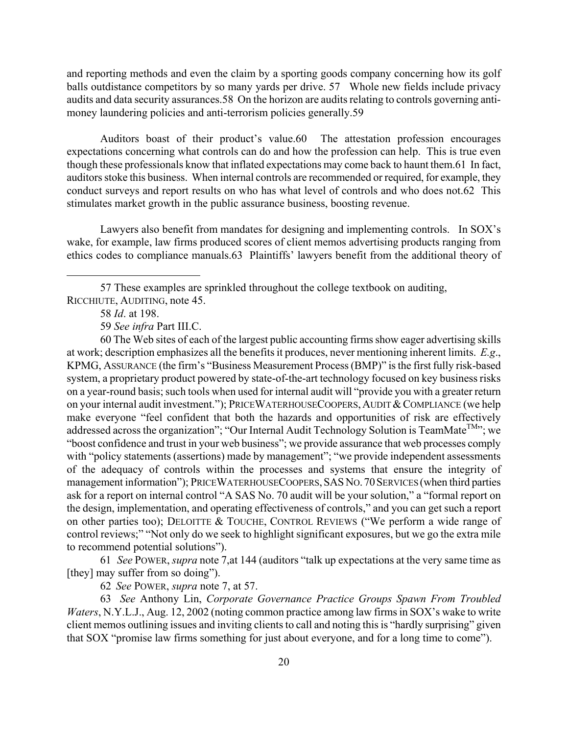and reporting methods and even the claim by a sporting goods company concerning how its golf balls outdistance competitors by so many yards per drive. 57 Whole new fields include privacy audits and data security assurances.58 On the horizon are audits relating to controls governing anti-money laundering policies and anti-terrorism policies generally.59

Auditors boast of their product's value.60 The attestation profession encourages expectations concerning what controls can do and how the profession can help. This is true even though these professionals know that inflated expectations may come back to haunt them.61 In fact, auditors stoke this business. When internal controls are recommended or required, for example, they conduct surveys and report results on who has what level of controls and who does not.62 This stimulates market growth in the public assurance business, boosting revenue.

Lawyers also benefit from mandates for designing and implementing controls. In SOX's wake, for example, law firms produced scores of client memos advertising products ranging from ethics codes to compliance manuals.63 Plaintiffs' lawyers benefit from the additional theory of

---

57 These examples are sprinkled throughout the college textbook on auditing, RICCHIUTE, AUDITING, note 45.

58 *Id*. at 198.

59 *See infra* Part III.C.

60 The Web sites of each of the largest public accounting firms show eager advertising skills at work; description emphasizes all the benefits it produces, never mentioning inherent limits. *E.g*., KPMG, ASSURANCE (the firm's "Business Measurement Process (BMP)" is the first fully risk-based system, a proprietary product powered by state-of-the-art technology focused on key business risks on a year-round basis; such tools when used for internal audit will "provide you with a greater return on your internal audit investment."); PRICEWATERHOUSECOOPERS, AUDIT & COMPLIANCE (we help make everyone "feel confident that both the hazards and opportunities of risk are effectively addressed across the organization"; "Our Internal Audit Technology Solution is TeamMate™"; we "boost confidence and trust in your web business"; we provide assurance that web processes comply with "policy statements (assertions) made by management"; "we provide independent assessments of the adequacy of controls within the processes and systems that ensure the integrity of management information"); PRICEWATERHOUSECOOPERS, SAS NO. 70 SERVICES (when third parties ask for a report on internal control "A SAS No. 70 audit will be your solution," a "formal report on the design, implementation, and operating effectiveness of controls," and you can get such a report on other parties too); DELOITTE & TOUCHE, CONTROL REVIEWS ("We perform a wide range of control reviews;" "Not only do we seek to highlight significant exposures, but we go the extra mile to recommend potential solutions").

61 *See* POWER, *supra* note 7,at 144 (auditors "talk up expectations at the very same time as [they] may suffer from so doing").

62 *See* POWER, *supra* note 7, at 57.

63 *See* Anthony Lin, *Corporate Governance Practice Groups Spawn From Troubled Waters*, N.Y.L.J., Aug. 12, 2002 (noting common practice among law firms in SOX's wake to write client memos outlining issues and inviting clients to call and noting this is "hardly surprising" given that SOX "promise law firms something for just about everyone, and for a long time to come").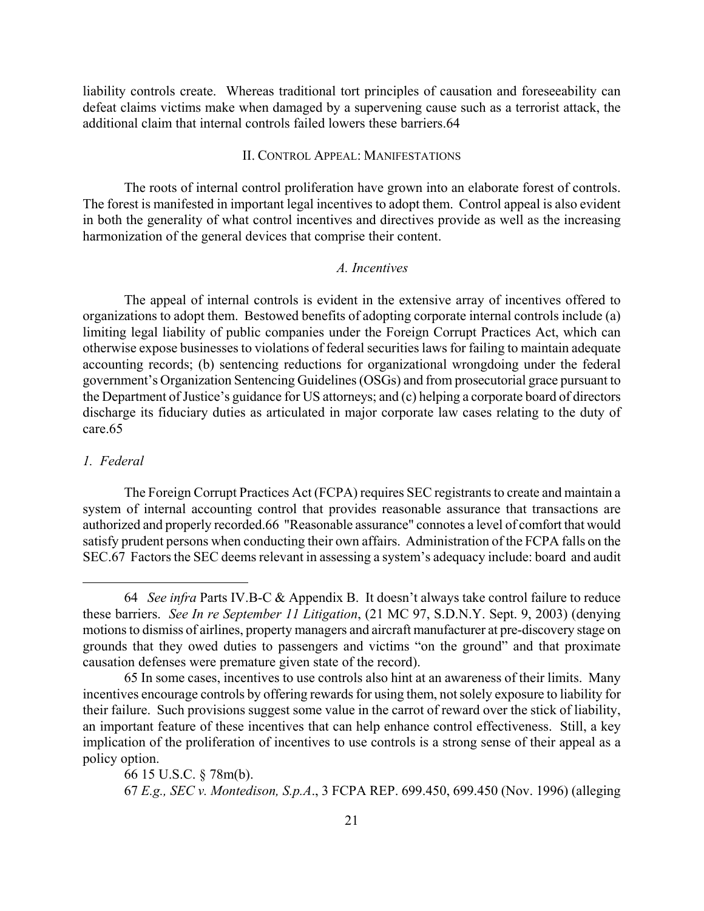liability controls create. Whereas traditional tort principles of causation and foreseeability can defeat claims victims make when damaged by a supervening cause such as a terrorist attack, the additional claim that internal controls failed lowers these barriers.64

## II. CONTROL APPEAL: MANIFESTATIONS

The roots of internal control proliferation have grown into an elaborate forest of controls. The forest is manifested in important legal incentives to adopt them. Control appeal is also evident in both the generality of what control incentives and directives provide as well as the increasing harmonization of the general devices that comprise their content.

### *A. Incentives*

The appeal of internal controls is evident in the extensive array of incentives offered to organizations to adopt them. Bestowed benefits of adopting corporate internal controls include (a) limiting legal liability of public companies under the Foreign Corrupt Practices Act, which can otherwise expose businesses to violations of federal securities laws for failing to maintain adequate accounting records; (b) sentencing reductions for organizational wrongdoing under the federal government's Organization Sentencing Guidelines (OSGs) and from prosecutorial grace pursuant to the Department of Justice's guidance for US attorneys; and (c) helping a corporate board of directors discharge its fiduciary duties as articulated in major corporate law cases relating to the duty of care.65

#### *1. Federal*

The Foreign Corrupt Practices Act (FCPA) requires SEC registrants to create and maintain a system of internal accounting control that provides reasonable assurance that transactions are authorized and properly recorded.66 "Reasonable assurance" connotes a level of comfort that would satisfy prudent persons when conducting their own affairs. Administration of the FCPA falls on the SEC.67 Factors the SEC deems relevant in assessing a system's adequacy include: board and audit

---

64 *See infra* Parts IV.B-C & Appendix B. It doesn't always take control failure to reduce these barriers. *See In re September 11 Litigation*, (21 MC 97, S.D.N.Y. Sept. 9, 2003) (denying motions to dismiss of airlines, property managers and aircraft manufacturer at pre-discovery stage on grounds that they owed duties to passengers and victims "on the ground" and that proximate causation defenses were premature given state of the record).

65 In some cases, incentives to use controls also hint at an awareness of their limits. Many incentives encourage controls by offering rewards for using them, not solely exposure to liability for their failure. Such provisions suggest some value in the carrot of reward over the stick of liability, an important feature of these incentives that can help enhance control effectiveness. Still, a key implication of the proliferation of incentives to use controls is a strong sense of their appeal as a policy option.

66 15 U.S.C. § 78m(b).

67 *E.g., SEC v. Montedison, S.p.A*., 3 FCPA REP. 699.450, 699.450 (Nov. 1996) (alleging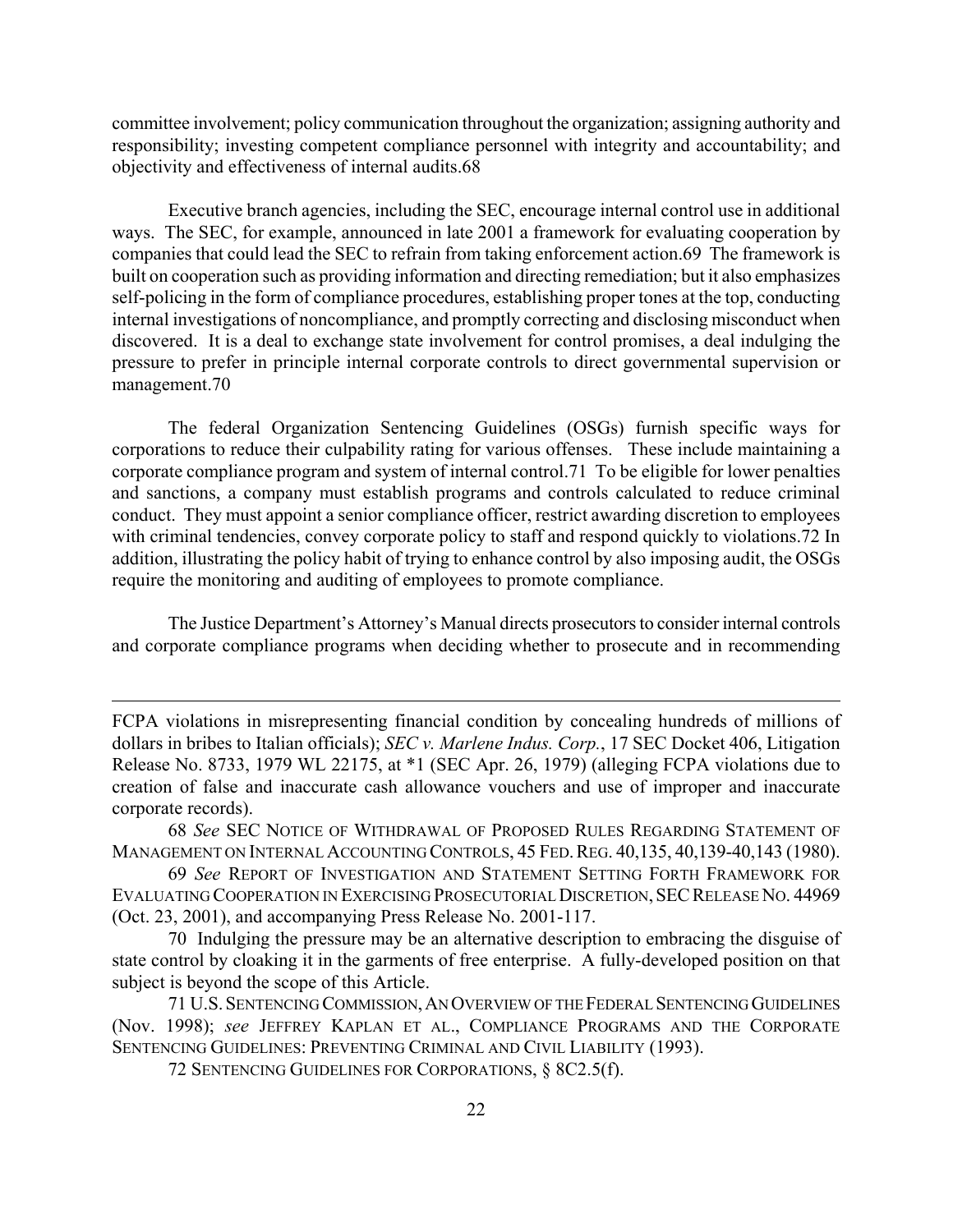committee involvement; policy communication throughout the organization; assigning authority and responsibility; investing competent compliance personnel with integrity and accountability; and objectivity and effectiveness of internal audits.68

Executive branch agencies, including the SEC, encourage internal control use in additional ways. The SEC, for example, announced in late 2001 a framework for evaluating cooperation by companies that could lead the SEC to refrain from taking enforcement action.69 The framework is built on cooperation such as providing information and directing remediation; but it also emphasizes self-policing in the form of compliance procedures, establishing proper tones at the top, conducting internal investigations of noncompliance, and promptly correcting and disclosing misconduct when discovered. It is a deal to exchange state involvement for control promises, a deal indulging the pressure to prefer in principle internal corporate controls to direct governmental supervision or management.70

The federal Organization Sentencing Guidelines (OSGs) furnish specific ways for corporations to reduce their culpability rating for various offenses. These include maintaining a corporate compliance program and system of internal control.71 To be eligible for lower penalties and sanctions, a company must establish programs and controls calculated to reduce criminal conduct. They must appoint a senior compliance officer, restrict awarding discretion to employees with criminal tendencies, convey corporate policy to staff and respond quickly to violations.72 In addition, illustrating the policy habit of trying to enhance control by also imposing audit, the OSGs require the monitoring and auditing of employees to promote compliance.

The Justice Department's Attorney's Manual directs prosecutors to consider internal controls and corporate compliance programs when deciding whether to prosecute and in recommending

---

FCPA violations in misrepresenting financial condition by concealing hundreds of millions of dollars in bribes to Italian officials); *SEC v. Marlene Indus. Corp.*, 17 SEC Docket 406, Litigation Release No. 8733, 1979 WL 22175, at *1 (SEC Apr. 26, 1979) (alleging FCPA violations due to creation of false and inaccurate cash allowance vouchers and use of improper and inaccurate corporate records).

68 *See* SEC NOTICE OF WITHDRAWAL OF PROPOSED RULES REGARDING STATEMENT OF MANAGEMENT ON INTERNAL ACCOUNTING CONTROLS, 45 FED. REG. 40,135, 40,139-40,143 (1980).

69 *See* REPORT OF INVESTIGATION AND STATEMENT SETTING FORTH FRAMEWORK FOR EVALUATING COOPERATION IN EXERCISING PROSECUTORIAL DISCRETION, SEC RELEASE NO. 44969 (Oct. 23, 2001), and accompanying Press Release No. 2001-117.

70 Indulging the pressure may be an alternative description to embracing the disguise of state control by cloaking it in the garments of free enterprise. A fully-developed position on that subject is beyond the scope of this Article.

71 U.S. SENTENCING COMMISSION, AN OVERVIEW OF THE FEDERAL SENTENCING GUIDELINES (Nov. 1998); *see* JEFFREY KAPLAN ET AL., COMPLIANCE PROGRAMS AND THE CORPORATE SENTENCING GUIDELINES: PREVENTING CRIMINAL AND CIVIL LIABILITY (1993).

72 SENTENCING GUIDELINES FOR CORPORATIONS, § 8C2.5(f).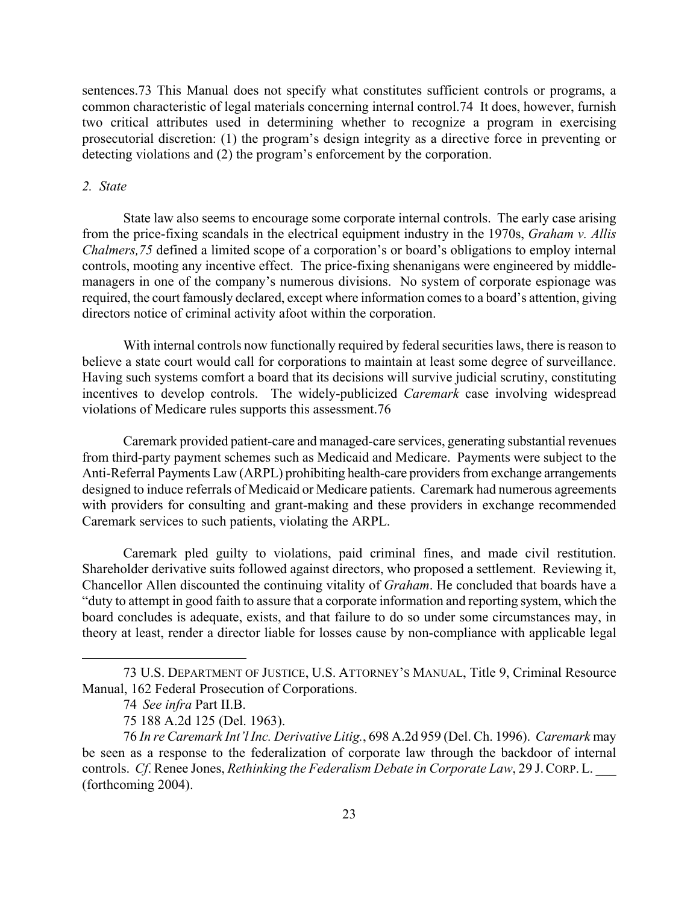sentences.[73] This Manual does not specify what constitutes sufficient controls or programs, a common characteristic of legal materials concerning internal control.[74] It does, however, furnish two critical attributes used in determining whether to recognize a program in exercising prosecutorial discretion: (1) the program's design integrity as a directive force in preventing or detecting violations and (2) the program's enforcement by the corporation.

*2. State*

State law also seems to encourage some corporate internal controls. The early case arising from the price-fixing scandals in the electrical equipment industry in the 1970s, *Graham v. Allis Chalmers,*[75] defined a limited scope of a corporation's or board's obligations to employ internal controls, mooting any incentive effect. The price-fixing shenanigans were engineered by middle-managers in one of the company's numerous divisions. No system of corporate espionage was required, the court famously declared, except where information comes to a board's attention, giving directors notice of criminal activity afoot within the corporation.

With internal controls now functionally required by federal securities laws, there is reason to believe a state court would call for corporations to maintain at least some degree of surveillance. Having such systems comfort a board that its decisions will survive judicial scrutiny, constituting incentives to develop controls. The widely-publicized *Caremark* case involving widespread violations of Medicare rules supports this assessment.[76]

Caremark provided patient-care and managed-care services, generating substantial revenues from third-party payment schemes such as Medicaid and Medicare. Payments were subject to the Anti-Referral Payments Law (ARPL) prohibiting health-care providers from exchange arrangements designed to induce referrals of Medicaid or Medicare patients. Caremark had numerous agreements with providers for consulting and grant-making and these providers in exchange recommended Caremark services to such patients, violating the ARPL.

Caremark pled guilty to violations, paid criminal fines, and made civil restitution. Shareholder derivative suits followed against directors, who proposed a settlement. Reviewing it, Chancellor Allen discounted the continuing vitality of *Graham*. He concluded that boards have a "duty to attempt in good faith to assure that a corporate information and reporting system, which the board concludes is adequate, exists, and that failure to do so under some circumstances may, in theory at least, render a director liable for losses cause by non-compliance with applicable legal

---

73 U.S. DEPARTMENT OF JUSTICE, U.S. ATTORNEY'S MANUAL, Title 9, Criminal Resource Manual, 162 Federal Prosecution of Corporations.

74 *See infra* Part II.B.

75 188 A.2d 125 (Del. 1963).

76 *In re Caremark Int'l Inc. Derivative Litig.*, 698 A.2d 959 (Del. Ch. 1996). *Caremark* may be seen as a response to the federalization of corporate law through the backdoor of internal controls. *Cf*. Renee Jones, *Rethinking the Federalism Debate in Corporate Law*, 29 J. CORP. L. ___ (forthcoming 2004).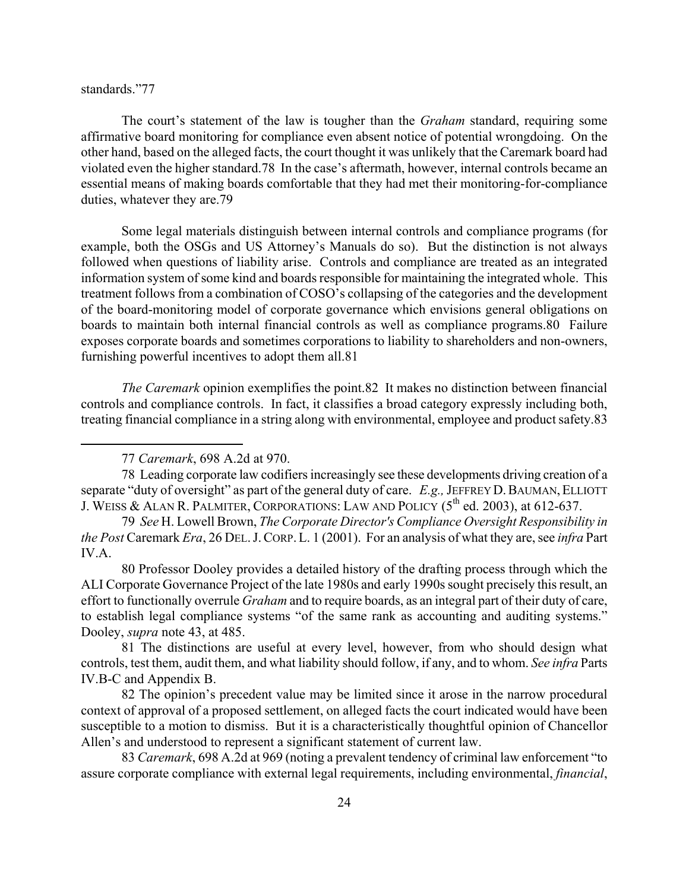standards."77

The court's statement of the law is tougher than the *Graham* standard, requiring some affirmative board monitoring for compliance even absent notice of potential wrongdoing. On the other hand, based on the alleged facts, the court thought it was unlikely that the Caremark board had violated even the higher standard.78 In the case's aftermath, however, internal controls became an essential means of making boards comfortable that they had met their monitoring-for-compliance duties, whatever they are.79

Some legal materials distinguish between internal controls and compliance programs (for example, both the OSGs and US Attorney's Manuals do so). But the distinction is not always followed when questions of liability arise. Controls and compliance are treated as an integrated information system of some kind and boards responsible for maintaining the integrated whole. This treatment follows from a combination of COSO's collapsing of the categories and the development of the board-monitoring model of corporate governance which envisions general obligations on boards to maintain both internal financial controls as well as compliance programs.80 Failure exposes corporate boards and sometimes corporations to liability to shareholders and non-owners, furnishing powerful incentives to adopt them all.81

*The Caremark* opinion exemplifies the point.82 It makes no distinction between financial controls and compliance controls. In fact, it classifies a broad category expressly including both, treating financial compliance in a string along with environmental, employee and product safety.83

---

77 *Caremark*, 698 A.2d at 970.

78 Leading corporate law codifiers increasingly see these developments driving creation of a separate "duty of oversight" as part of the general duty of care. *E.g.,* JEFFREY D. BAUMAN, ELLIOTT J. WEISS & ALAN R. PALMITER, CORPORATIONS: LAW AND POLICY (5th ed. 2003), at 612-637.

79 *See* H. Lowell Brown, *The Corporate Director's Compliance Oversight Responsibility in the Post* Caremark *Era*, 26 DEL. J. CORP. L. 1 (2001). For an analysis of what they are, see *infra* Part IV.A.

80 Professor Dooley provides a detailed history of the drafting process through which the ALI Corporate Governance Project of the late 1980s and early 1990s sought precisely this result, an effort to functionally overrule *Graham* and to require boards, as an integral part of their duty of care, to establish legal compliance systems "of the same rank as accounting and auditing systems." Dooley, *supra* note 43, at 485.

81 The distinctions are useful at every level, however, from who should design what controls, test them, audit them, and what liability should follow, if any, and to whom. *See infra* Parts IV.B-C and Appendix B.

82 The opinion's precedent value may be limited since it arose in the narrow procedural context of approval of a proposed settlement, on alleged facts the court indicated would have been susceptible to a motion to dismiss. But it is a characteristically thoughtful opinion of Chancellor Allen's and understood to represent a significant statement of current law.

83 *Caremark*, 698 A.2d at 969 (noting a prevalent tendency of criminal law enforcement "to assure corporate compliance with external legal requirements, including environmental, *financial*,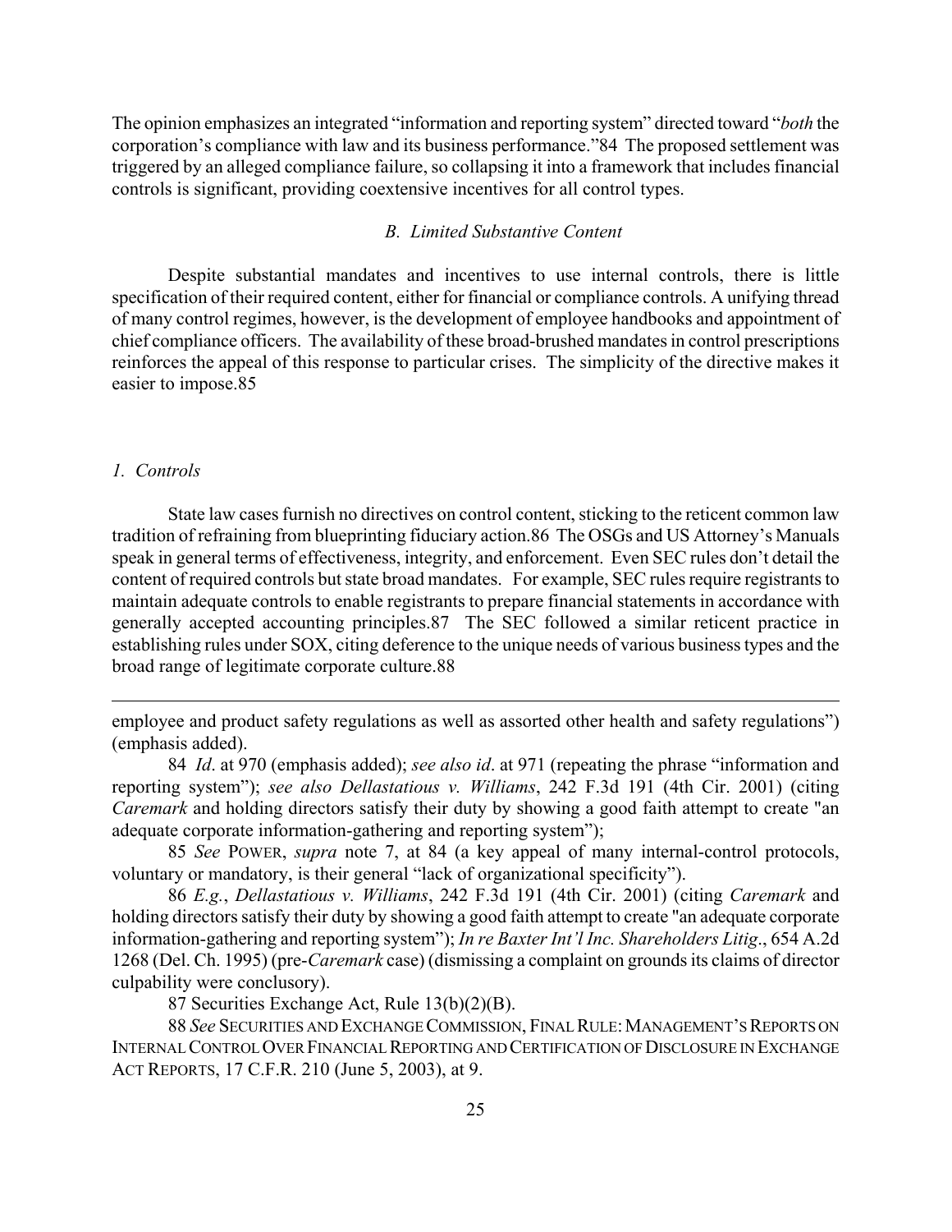The opinion emphasizes an integrated "information and reporting system" directed toward "*both* the corporation's compliance with law and its business performance."84 The proposed settlement was triggered by an alleged compliance failure, so collapsing it into a framework that includes financial controls is significant, providing coextensive incentives for all control types.

### *B. Limited Substantive Content*

Despite substantial mandates and incentives to use internal controls, there is little specification of their required content, either for financial or compliance controls. A unifying thread of many control regimes, however, is the development of employee handbooks and appointment of chief compliance officers. The availability of these broad-brushed mandates in control prescriptions reinforces the appeal of this response to particular crises. The simplicity of the directive makes it easier to impose.85

#### *1. Controls*

State law cases furnish no directives on control content, sticking to the reticent common law tradition of refraining from blueprinting fiduciary action.86 The OSGs and US Attorney's Manuals speak in general terms of effectiveness, integrity, and enforcement. Even SEC rules don't detail the content of required controls but state broad mandates. For example, SEC rules require registrants to maintain adequate controls to enable registrants to prepare financial statements in accordance with generally accepted accounting principles.87 The SEC followed a similar reticent practice in establishing rules under SOX, citing deference to the unique needs of various business types and the broad range of legitimate corporate culture.88

---

employee and product safety regulations as well as assorted other health and safety regulations") (emphasis added).

84 *Id*. at 970 (emphasis added); *see also id*. at 971 (repeating the phrase "information and reporting system"); *see also Dellastatious v. Williams*, 242 F.3d 191 (4th Cir. 2001) (citing *Caremark* and holding directors satisfy their duty by showing a good faith attempt to create "an adequate corporate information-gathering and reporting system");

85 *See* POWER, *supra* note 7, at 84 (a key appeal of many internal-control protocols, voluntary or mandatory, is their general "lack of organizational specificity").

86 *E.g.*, *Dellastatious v. Williams*, 242 F.3d 191 (4th Cir. 2001) (citing *Caremark* and holding directors satisfy their duty by showing a good faith attempt to create "an adequate corporate information-gathering and reporting system"); *In re Baxter Int'l Inc. Shareholders Litig*., 654 A.2d 1268 (Del. Ch. 1995) (pre-*Caremark* case) (dismissing a complaint on grounds its claims of director culpability were conclusory).

87 Securities Exchange Act, Rule 13(b)(2)(B).

88 *See* SECURITIES AND EXCHANGE COMMISSION, FINAL RULE: MANAGEMENT'S REPORTS ON INTERNAL CONTROL OVER FINANCIAL REPORTING AND CERTIFICATION OF DISCLOSURE IN EXCHANGE ACT REPORTS, 17 C.F.R. 210 (June 5, 2003), at 9.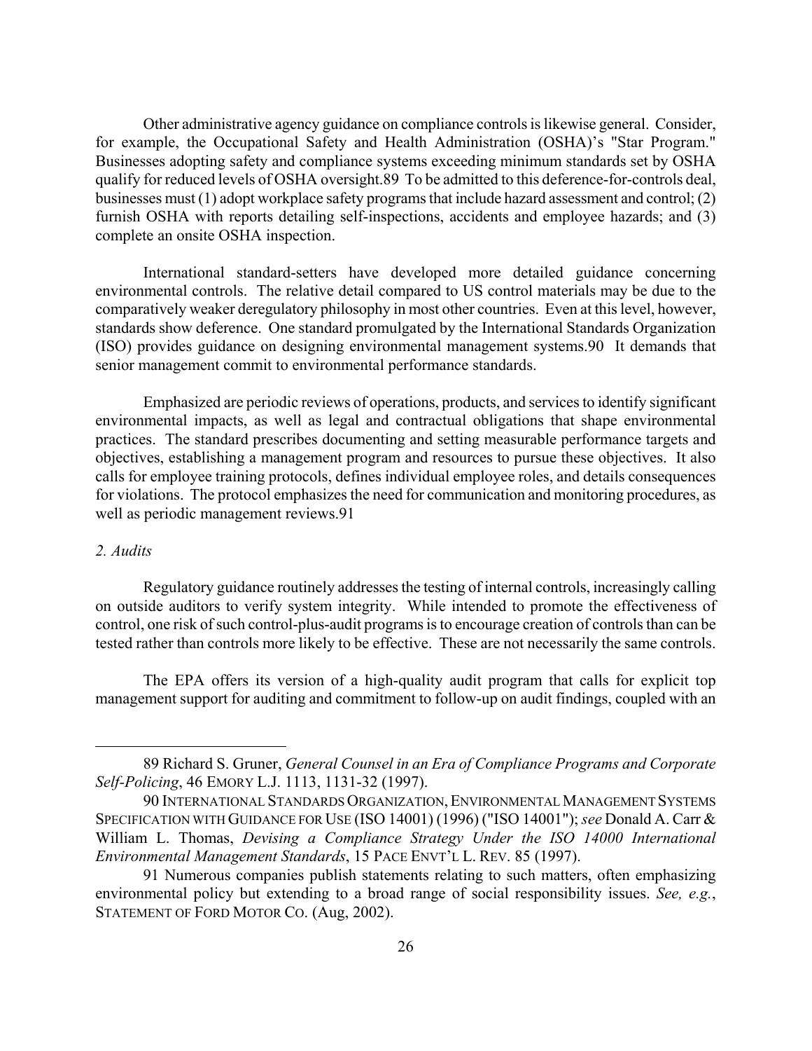Other administrative agency guidance on compliance controls is likewise general. Consider, for example, the Occupational Safety and Health Administration (OSHA)'s "Star Program." Businesses adopting safety and compliance systems exceeding minimum standards set by OSHA qualify for reduced levels of OSHA oversight.[89] To be admitted to this deference-for-controls deal, businesses must (1) adopt workplace safety programs that include hazard assessment and control; (2) furnish OSHA with reports detailing self-inspections, accidents and employee hazards; and (3) complete an onsite OSHA inspection.

International standard-setters have developed more detailed guidance concerning environmental controls. The relative detail compared to US control materials may be due to the comparatively weaker deregulatory philosophy in most other countries. Even at this level, however, standards show deference. One standard promulgated by the International Standards Organization (ISO) provides guidance on designing environmental management systems.[90] It demands that senior management commit to environmental performance standards.

Emphasized are periodic reviews of operations, products, and services to identify significant environmental impacts, as well as legal and contractual obligations that shape environmental practices. The standard prescribes documenting and setting measurable performance targets and objectives, establishing a management program and resources to pursue these objectives. It also calls for employee training protocols, defines individual employee roles, and details consequences for violations. The protocol emphasizes the need for communication and monitoring procedures, as well as periodic management reviews.[91]

*2. Audits*

Regulatory guidance routinely addresses the testing of internal controls, increasingly calling on outside auditors to verify system integrity. While intended to promote the effectiveness of control, one risk of such control-plus-audit programs is to encourage creation of controls than can be tested rather than controls more likely to be effective. These are not necessarily the same controls.

The EPA offers its version of a high-quality audit program that calls for explicit top management support for auditing and commitment to follow-up on audit findings, coupled with an

---

89 Richard S. Gruner, *General Counsel in an Era of Compliance Programs and Corporate Self-Policing*, 46 EMORY L.J. 1113, 1131-32 (1997).

90 INTERNATIONAL STANDARDS ORGANIZATION, ENVIRONMENTAL MANAGEMENT SYSTEMS SPECIFICATION WITH GUIDANCE FOR USE (ISO 14001) (1996) ("ISO 14001"); *see* Donald A. Carr & William L. Thomas, *Devising a Compliance Strategy Under the ISO 14000 International Environmental Management Standards*, 15 PACE ENVT'L L. REV. 85 (1997).

91 Numerous companies publish statements relating to such matters, often emphasizing environmental policy but extending to a broad range of social responsibility issues. *See, e.g.*, STATEMENT OF FORD MOTOR CO. (Aug, 2002).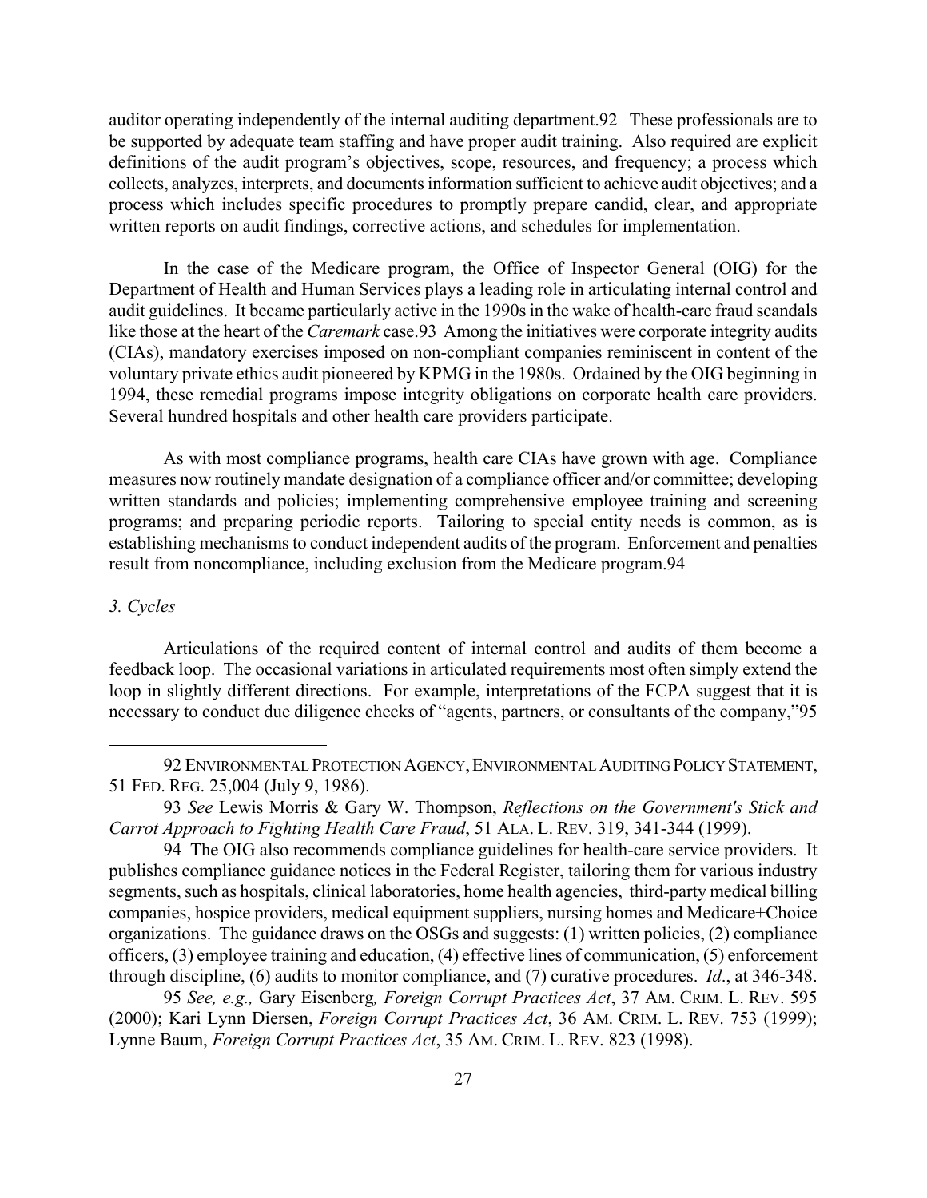auditor operating independently of the internal auditing department.92 These professionals are to be supported by adequate team staffing and have proper audit training. Also required are explicit definitions of the audit program's objectives, scope, resources, and frequency; a process which collects, analyzes, interprets, and documents information sufficient to achieve audit objectives; and a process which includes specific procedures to promptly prepare candid, clear, and appropriate written reports on audit findings, corrective actions, and schedules for implementation.

In the case of the Medicare program, the Office of Inspector General (OIG) for the Department of Health and Human Services plays a leading role in articulating internal control and audit guidelines. It became particularly active in the 1990s in the wake of health-care fraud scandals like those at the heart of the *Caremark* case.93 Among the initiatives were corporate integrity audits (CIAs), mandatory exercises imposed on non-compliant companies reminiscent in content of the voluntary private ethics audit pioneered by KPMG in the 1980s. Ordained by the OIG beginning in 1994, these remedial programs impose integrity obligations on corporate health care providers. Several hundred hospitals and other health care providers participate.

As with most compliance programs, health care CIAs have grown with age. Compliance measures now routinely mandate designation of a compliance officer and/or committee; developing written standards and policies; implementing comprehensive employee training and screening programs; and preparing periodic reports. Tailoring to special entity needs is common, as is establishing mechanisms to conduct independent audits of the program. Enforcement and penalties result from noncompliance, including exclusion from the Medicare program.94

*3. Cycles*

Articulations of the required content of internal control and audits of them become a feedback loop. The occasional variations in articulated requirements most often simply extend the loop in slightly different directions. For example, interpretations of the FCPA suggest that it is necessary to conduct due diligence checks of "agents, partners, or consultants of the company,"95

---

92 ENVIRONMENTAL PROTECTION AGENCY, ENVIRONMENTAL AUDITING POLICY STATEMENT, 51 FED. REG. 25,004 (July 9, 1986).

93 *See* Lewis Morris & Gary W. Thompson, *Reflections on the Government's Stick and Carrot Approach to Fighting Health Care Fraud*, 51 ALA. L. REV. 319, 341-344 (1999).

94 The OIG also recommends compliance guidelines for health-care service providers. It publishes compliance guidance notices in the Federal Register, tailoring them for various industry segments, such as hospitals, clinical laboratories, home health agencies, third-party medical billing companies, hospice providers, medical equipment suppliers, nursing homes and Medicare+Choice organizations. The guidance draws on the OSGs and suggests: (1) written policies, (2) compliance officers, (3) employee training and education, (4) effective lines of communication, (5) enforcement through discipline, (6) audits to monitor compliance, and (7) curative procedures. *Id*., at 346-348.

95 *See, e.g.,* Gary Eisenberg*, Foreign Corrupt Practices Act*, 37 AM. CRIM. L. REV. 595 (2000); Kari Lynn Diersen, *Foreign Corrupt Practices Act*, 36 AM. CRIM. L. REV. 753 (1999); Lynne Baum, *Foreign Corrupt Practices Act*, 35 AM. CRIM. L. REV. 823 (1998).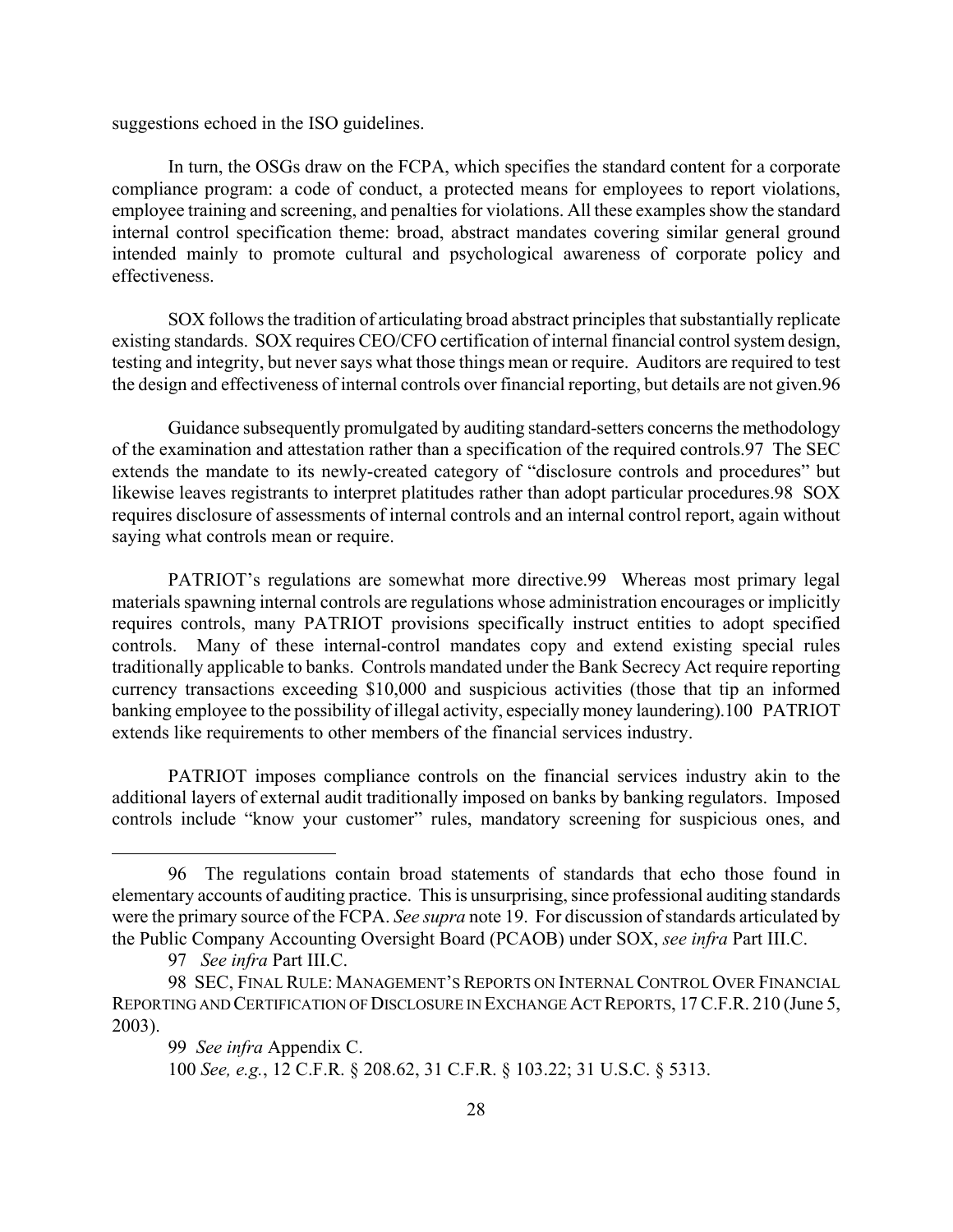suggestions echoed in the ISO guidelines.

In turn, the OSGs draw on the FCPA, which specifies the standard content for a corporate compliance program: a code of conduct, a protected means for employees to report violations, employee training and screening, and penalties for violations. All these examples show the standard internal control specification theme: broad, abstract mandates covering similar general ground intended mainly to promote cultural and psychological awareness of corporate policy and effectiveness.

SOX follows the tradition of articulating broad abstract principles that substantially replicate existing standards. SOX requires CEO/CFO certification of internal financial control system design, testing and integrity, but never says what those things mean or require. Auditors are required to test the design and effectiveness of internal controls over financial reporting, but details are not given.[96]

Guidance subsequently promulgated by auditing standard-setters concerns the methodology of the examination and attestation rather than a specification of the required controls.[97] The SEC extends the mandate to its newly-created category of "disclosure controls and procedures" but likewise leaves registrants to interpret platitudes rather than adopt particular procedures.[98] SOX requires disclosure of assessments of internal controls and an internal control report, again without saying what controls mean or require.

PATRIOT's regulations are somewhat more directive.[99] Whereas most primary legal materials spawning internal controls are regulations whose administration encourages or implicitly requires controls, many PATRIOT provisions specifically instruct entities to adopt specified controls. Many of these internal-control mandates copy and extend existing special rules traditionally applicable to banks. Controls mandated under the Bank Secrecy Act require reporting currency transactions exceeding $10,000 and suspicious activities (those that tip an informed banking employee to the possibility of illegal activity, especially money laundering).[100] PATRIOT extends like requirements to other members of the financial services industry.

PATRIOT imposes compliance controls on the financial services industry akin to the additional layers of external audit traditionally imposed on banks by banking regulators. Imposed controls include "know your customer" rules, mandatory screening for suspicious ones, and

---

96 The regulations contain broad statements of standards that echo those found in elementary accounts of auditing practice. This is unsurprising, since professional auditing standards were the primary source of the FCPA. *See supra* note 19. For discussion of standards articulated by the Public Company Accounting Oversight Board (PCAOB) under SOX, *see infra* Part III.C.

97 *See infra* Part III.C.

98 SEC, FINAL RULE: MANAGEMENT'S REPORTS ON INTERNAL CONTROL OVER FINANCIAL REPORTING AND CERTIFICATION OF DISCLOSURE IN EXCHANGE ACT REPORTS, 17 C.F.R. 210 (June 5, 2003).

99 *See infra* Appendix C.

100 *See, e.g.*, 12 C.F.R. § 208.62, 31 C.F.R. § 103.22; 31 U.S.C. § 5313.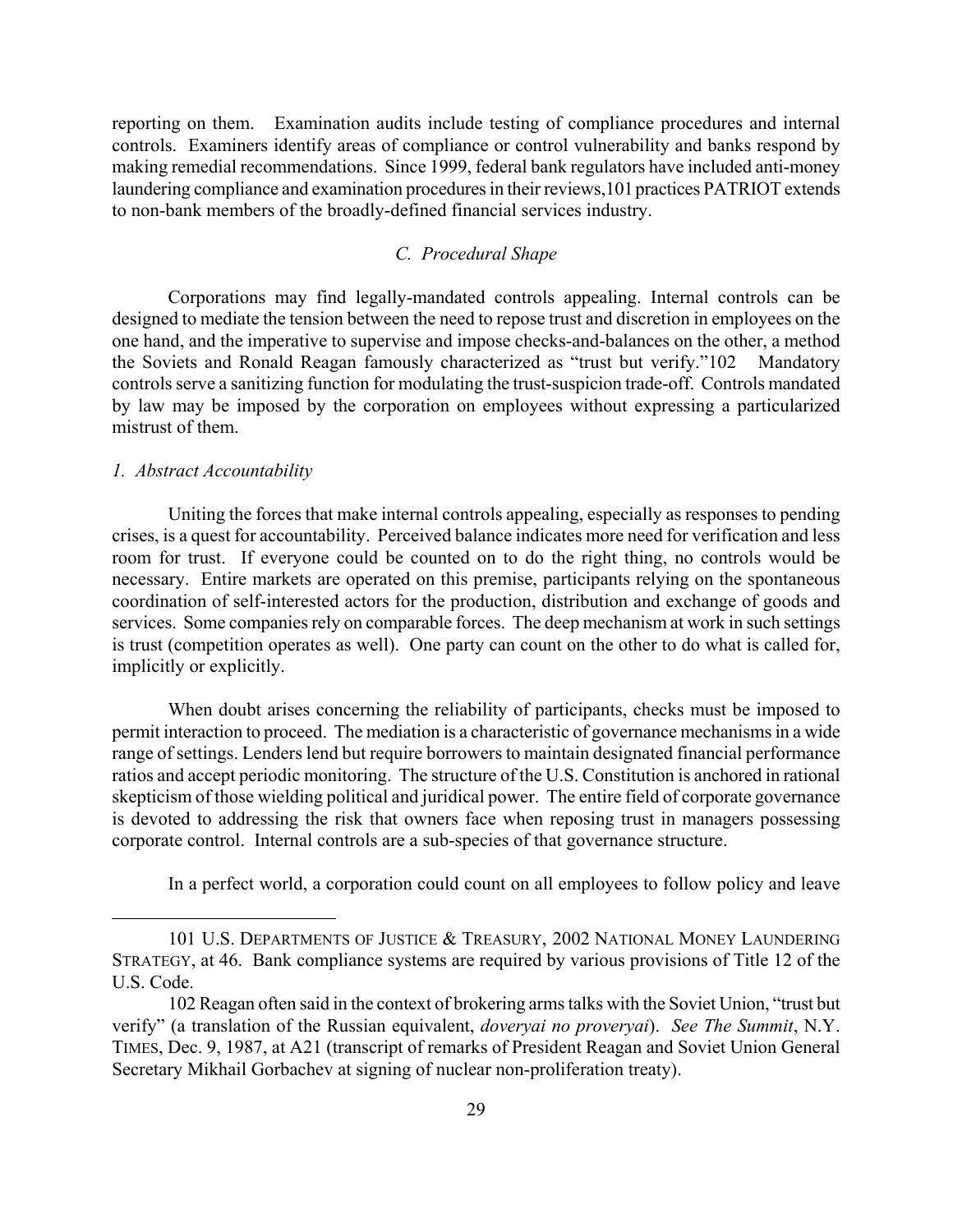reporting on them. Examination audits include testing of compliance procedures and internal controls. Examiners identify areas of compliance or control vulnerability and banks respond by making remedial recommendations. Since 1999, federal bank regulators have included anti-money laundering compliance and examination procedures in their reviews,[101] practices PATRIOT extends to non-bank members of the broadly-defined financial services industry.

### *C. Procedural Shape*

Corporations may find legally-mandated controls appealing. Internal controls can be designed to mediate the tension between the need to repose trust and discretion in employees on the one hand, and the imperative to supervise and impose checks-and-balances on the other, a method the Soviets and Ronald Reagan famously characterized as "trust but verify."[102] Mandatory controls serve a sanitizing function for modulating the trust-suspicion trade-off. Controls mandated by law may be imposed by the corporation on employees without expressing a particularized mistrust of them.

#### *1. Abstract Accountability*

Uniting the forces that make internal controls appealing, especially as responses to pending crises, is a quest for accountability. Perceived balance indicates more need for verification and less room for trust. If everyone could be counted on to do the right thing, no controls would be necessary. Entire markets are operated on this premise, participants relying on the spontaneous coordination of self-interested actors for the production, distribution and exchange of goods and services. Some companies rely on comparable forces. The deep mechanism at work in such settings is trust (competition operates as well). One party can count on the other to do what is called for, implicitly or explicitly.

When doubt arises concerning the reliability of participants, checks must be imposed to permit interaction to proceed. The mediation is a characteristic of governance mechanisms in a wide range of settings. Lenders lend but require borrowers to maintain designated financial performance ratios and accept periodic monitoring. The structure of the U.S. Constitution is anchored in rational skepticism of those wielding political and juridical power. The entire field of corporate governance is devoted to addressing the risk that owners face when reposing trust in managers possessing corporate control. Internal controls are a sub-species of that governance structure.

In a perfect world, a corporation could count on all employees to follow policy and leave

---

101 U.S. DEPARTMENTS OF JUSTICE & TREASURY, 2002 NATIONAL MONEY LAUNDERING STRATEGY, at 46. Bank compliance systems are required by various provisions of Title 12 of the U.S. Code.

102 Reagan often said in the context of brokering arms talks with the Soviet Union, "trust but verify" (a translation of the Russian equivalent, *doveryai no proveryai*). *See The Summit*, N.Y. TIMES, Dec. 9, 1987, at A21 (transcript of remarks of President Reagan and Soviet Union General Secretary Mikhail Gorbachev at signing of nuclear non-proliferation treaty).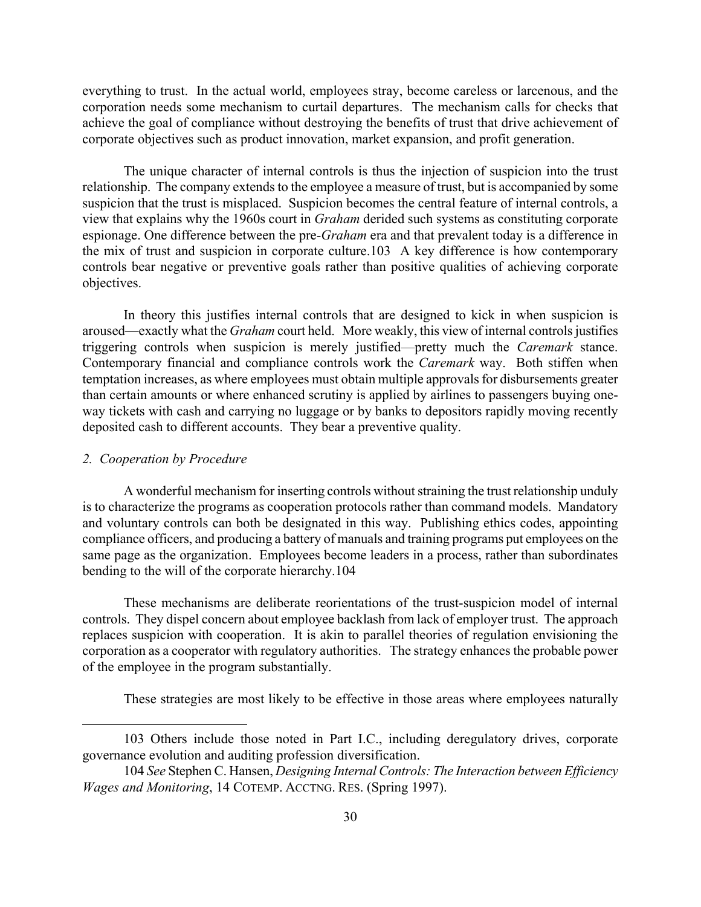everything to trust. In the actual world, employees stray, become careless or larcenous, and the corporation needs some mechanism to curtail departures. The mechanism calls for checks that achieve the goal of compliance without destroying the benefits of trust that drive achievement of corporate objectives such as product innovation, market expansion, and profit generation.

The unique character of internal controls is thus the injection of suspicion into the trust relationship. The company extends to the employee a measure of trust, but is accompanied by some suspicion that the trust is misplaced. Suspicion becomes the central feature of internal controls, a view that explains why the 1960s court in *Graham* derided such systems as constituting corporate espionage. One difference between the pre-*Graham* era and that prevalent today is a difference in the mix of trust and suspicion in corporate culture.[103] A key difference is how contemporary controls bear negative or preventive goals rather than positive qualities of achieving corporate objectives.

In theory this justifies internal controls that are designed to kick in when suspicion is aroused—exactly what the *Graham* court held. More weakly, this view of internal controls justifies triggering controls when suspicion is merely justified—pretty much the *Caremark* stance. Contemporary financial and compliance controls work the *Caremark* way. Both stiffen when temptation increases, as where employees must obtain multiple approvals for disbursements greater than certain amounts or where enhanced scrutiny is applied by airlines to passengers buying one-way tickets with cash and carrying no luggage or by banks to depositors rapidly moving recently deposited cash to different accounts. They bear a preventive quality.

### *2. Cooperation by Procedure*

A wonderful mechanism for inserting controls without straining the trust relationship unduly is to characterize the programs as cooperation protocols rather than command models. Mandatory and voluntary controls can both be designated in this way. Publishing ethics codes, appointing compliance officers, and producing a battery of manuals and training programs put employees on the same page as the organization. Employees become leaders in a process, rather than subordinates bending to the will of the corporate hierarchy.[104]

These mechanisms are deliberate reorientations of the trust-suspicion model of internal controls. They dispel concern about employee backlash from lack of employer trust. The approach replaces suspicion with cooperation. It is akin to parallel theories of regulation envisioning the corporation as a cooperator with regulatory authorities. The strategy enhances the probable power of the employee in the program substantially.

These strategies are most likely to be effective in those areas where employees naturally

---

103 Others include those noted in Part I.C., including deregulatory drives, corporate governance evolution and auditing profession diversification.

104 *See* Stephen C. Hansen, *Designing Internal Controls: The Interaction between Efficiency Wages and Monitoring*, 14 COTEMP. ACCTNG. RES. (Spring 1997).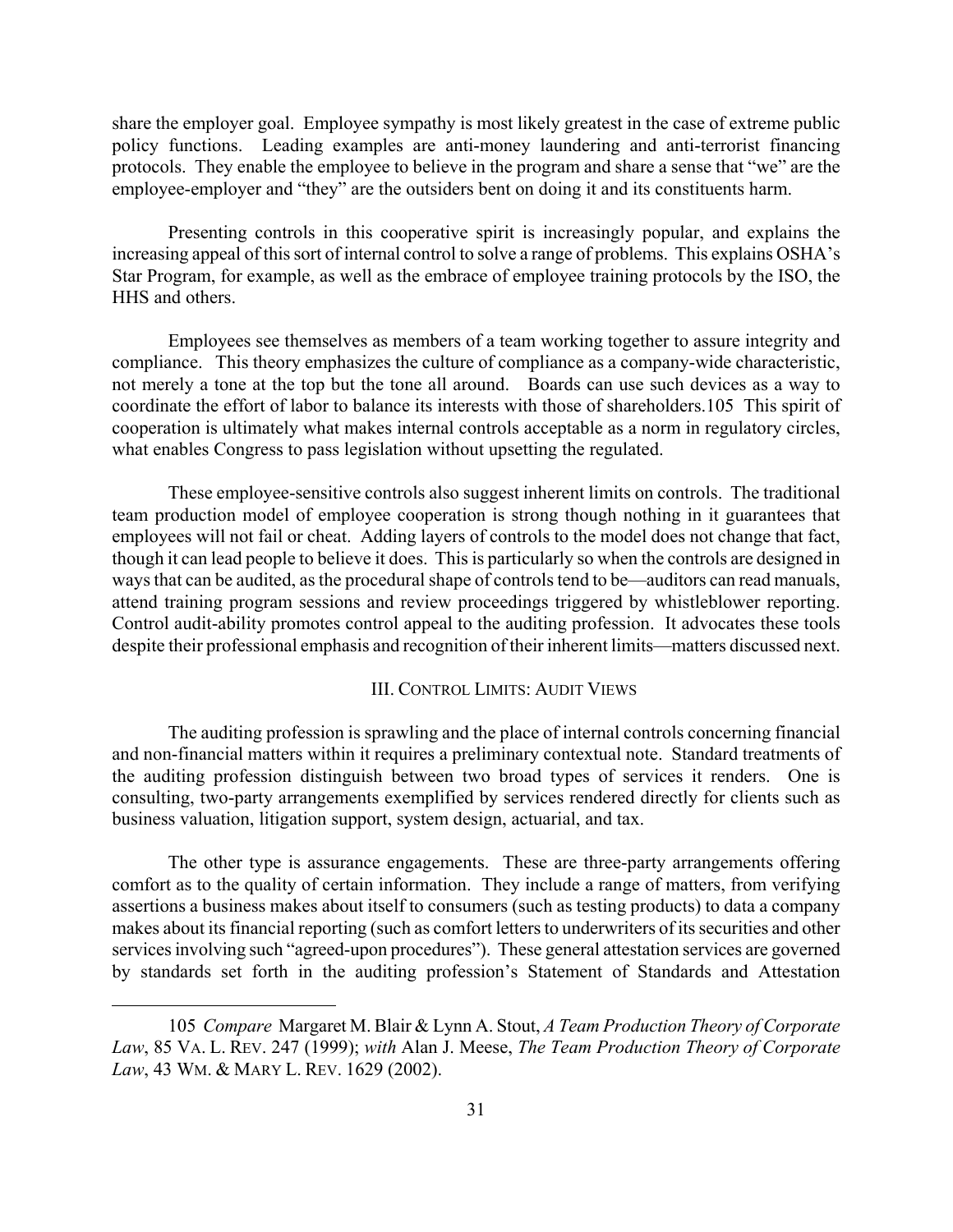share the employer goal. Employee sympathy is most likely greatest in the case of extreme public policy functions. Leading examples are anti-money laundering and anti-terrorist financing protocols. They enable the employee to believe in the program and share a sense that "we" are the employee-employer and "they" are the outsiders bent on doing it and its constituents harm.

Presenting controls in this cooperative spirit is increasingly popular, and explains the increasing appeal of this sort of internal control to solve a range of problems. This explains OSHA's Star Program, for example, as well as the embrace of employee training protocols by the ISO, the HHS and others.

Employees see themselves as members of a team working together to assure integrity and compliance. This theory emphasizes the culture of compliance as a company-wide characteristic, not merely a tone at the top but the tone all around. Boards can use such devices as a way to coordinate the effort of labor to balance its interests with those of shareholders.[105] This spirit of cooperation is ultimately what makes internal controls acceptable as a norm in regulatory circles, what enables Congress to pass legislation without upsetting the regulated.

These employee-sensitive controls also suggest inherent limits on controls. The traditional team production model of employee cooperation is strong though nothing in it guarantees that employees will not fail or cheat. Adding layers of controls to the model does not change that fact, though it can lead people to believe it does. This is particularly so when the controls are designed in ways that can be audited, as the procedural shape of controls tend to be—auditors can read manuals, attend training program sessions and review proceedings triggered by whistleblower reporting. Control audit-ability promotes control appeal to the auditing profession. It advocates these tools despite their professional emphasis and recognition of their inherent limits—matters discussed next.

## III. Control Limits: Audit Views

The auditing profession is sprawling and the place of internal controls concerning financial and non-financial matters within it requires a preliminary contextual note. Standard treatments of the auditing profession distinguish between two broad types of services it renders. One is consulting, two-party arrangements exemplified by services rendered directly for clients such as business valuation, litigation support, system design, actuarial, and tax.

The other type is assurance engagements. These are three-party arrangements offering comfort as to the quality of certain information. They include a range of matters, from verifying assertions a business makes about itself to consumers (such as testing products) to data a company makes about its financial reporting (such as comfort letters to underwriters of its securities and other services involving such "agreed-upon procedures"). These general attestation services are governed by standards set forth in the auditing profession's Statement of Standards and Attestation

---

105 *Compare* Margaret M. Blair & Lynn A. Stout, *A Team Production Theory of Corporate Law*, 85 VA. L. REV. 247 (1999); *with* Alan J. Meese, *The Team Production Theory of Corporate Law*, 43 WM. & MARY L. REV. 1629 (2002).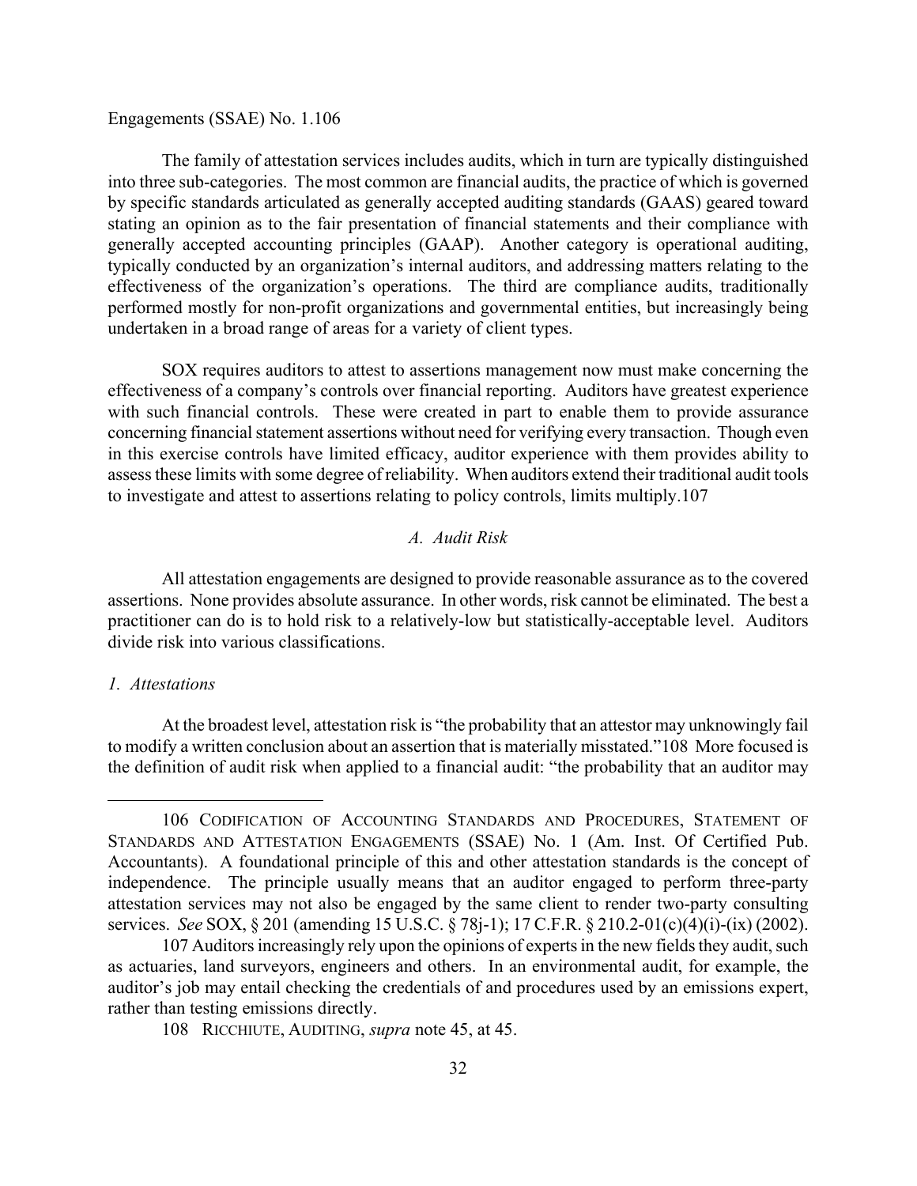Engagements (SSAE) No. 1.[106]

The family of attestation services includes audits, which in turn are typically distinguished into three sub-categories. The most common are financial audits, the practice of which is governed by specific standards articulated as generally accepted auditing standards (GAAS) geared toward stating an opinion as to the fair presentation of financial statements and their compliance with generally accepted accounting principles (GAAP). Another category is operational auditing, typically conducted by an organization's internal auditors, and addressing matters relating to the effectiveness of the organization's operations. The third are compliance audits, traditionally performed mostly for non-profit organizations and governmental entities, but increasingly being undertaken in a broad range of areas for a variety of client types.

SOX requires auditors to attest to assertions management now must make concerning the effectiveness of a company's controls over financial reporting. Auditors have greatest experience with such financial controls. These were created in part to enable them to provide assurance concerning financial statement assertions without need for verifying every transaction. Though even in this exercise controls have limited efficacy, auditor experience with them provides ability to assess these limits with some degree of reliability. When auditors extend their traditional audit tools to investigate and attest to assertions relating to policy controls, limits multiply.[107]

### *A. Audit Risk*

All attestation engagements are designed to provide reasonable assurance as to the covered assertions. None provides absolute assurance. In other words, risk cannot be eliminated. The best a practitioner can do is to hold risk to a relatively-low but statistically-acceptable level. Auditors divide risk into various classifications.

#### *1. Attestations*

At the broadest level, attestation risk is "the probability that an attestor may unknowingly fail to modify a written conclusion about an assertion that is materially misstated."[108] More focused is the definition of audit risk when applied to a financial audit: "the probability that an auditor may

---

106 CODIFICATION OF ACCOUNTING STANDARDS AND PROCEDURES, STATEMENT OF STANDARDS AND ATTESTATION ENGAGEMENTS (SSAE) No. 1 (Am. Inst. Of Certified Pub. Accountants). A foundational principle of this and other attestation standards is the concept of independence. The principle usually means that an auditor engaged to perform three-party attestation services may not also be engaged by the same client to render two-party consulting services. *See* SOX, § 201 (amending 15 U.S.C. § 78j-1); 17 C.F.R. § 210.2-01(c)(4)(i)-(ix) (2002).

107 Auditors increasingly rely upon the opinions of experts in the new fields they audit, such as actuaries, land surveyors, engineers and others. In an environmental audit, for example, the auditor's job may entail checking the credentials of and procedures used by an emissions expert, rather than testing emissions directly.

108 RICCHIUTE, AUDITING, *supra* note 45, at 45.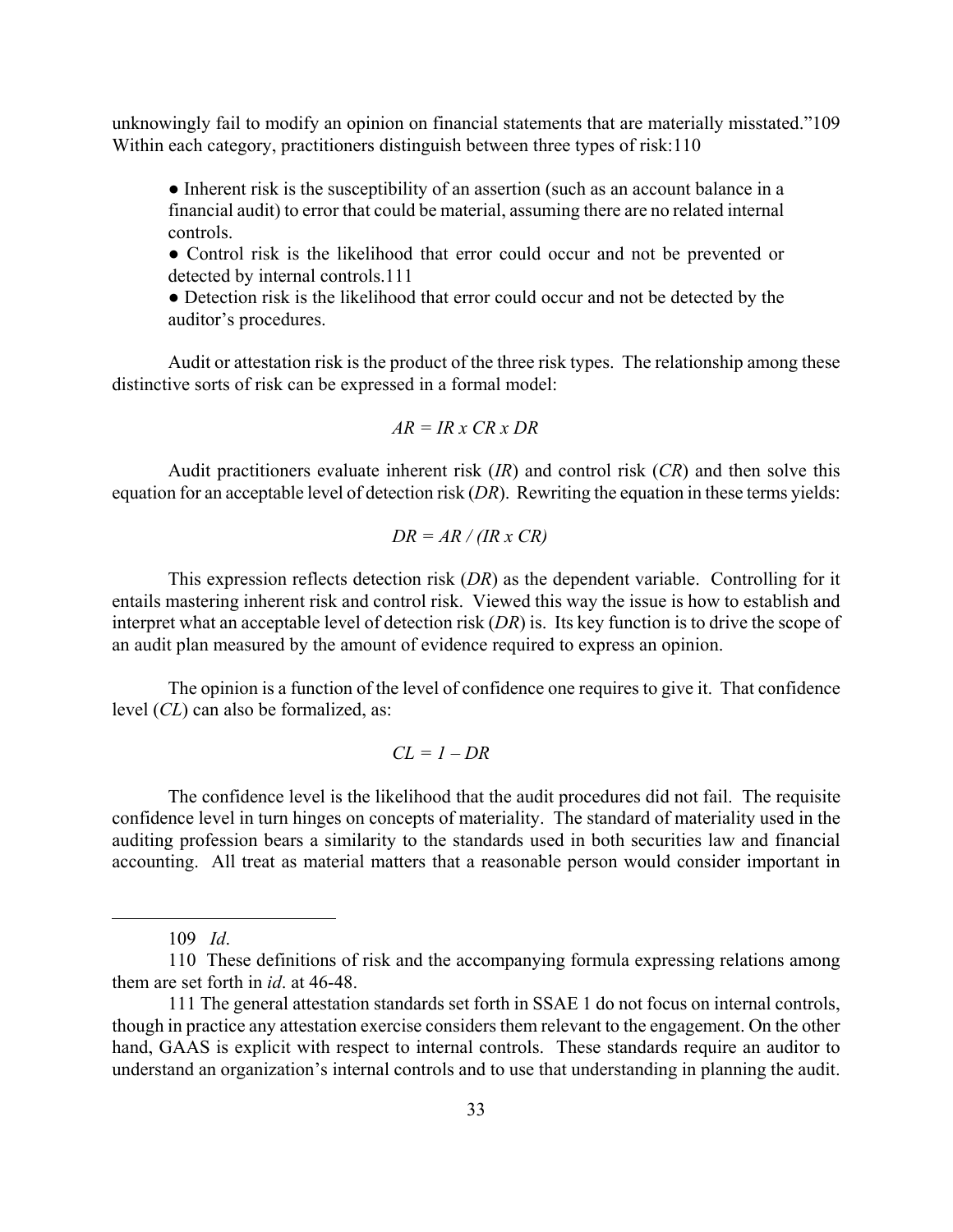unknowingly fail to modify an opinion on financial statements that are materially misstated."[109] Within each category, practitioners distinguish between three types of risk:[110]

- Inherent risk is the susceptibility of an assertion (such as an account balance in a financial audit) to error that could be material, assuming there are no related internal controls.
- Control risk is the likelihood that error could occur and not be prevented or detected by internal controls.[111]
- Detection risk is the likelihood that error could occur and not be detected by the auditor's procedures.

Audit or attestation risk is the product of the three risk types. The relationship among these distinctive sorts of risk can be expressed in a formal model:

$$AR = IR \times CR \times DR$$

Audit practitioners evaluate inherent risk ($IR$) and control risk ($CR$) and then solve this equation for an acceptable level of detection risk ($DR$). Rewriting the equation in these terms yields:

$$DR = AR / (IR \times CR)$$

This expression reflects detection risk ($DR$) as the dependent variable. Controlling for it entails mastering inherent risk and control risk. Viewed this way the issue is how to establish and interpret what an acceptable level of detection risk ($DR$) is. Its key function is to drive the scope of an audit plan measured by the amount of evidence required to express an opinion.

The opinion is a function of the level of confidence one requires to give it. That confidence level ($CL$) can also be formalized, as:

$$CL = 1 - DR$$

The confidence level is the likelihood that the audit procedures did not fail. The requisite confidence level in turn hinges on concepts of materiality. The standard of materiality used in the auditing profession bears a similarity to the standards used in both securities law and financial accounting. All treat as material matters that a reasonable person would consider important in

---

109 *Id*.

110 These definitions of risk and the accompanying formula expressing relations among them are set forth in *id*. at 46-48.

111 The general attestation standards set forth in SSAE 1 do not focus on internal controls, though in practice any attestation exercise considers them relevant to the engagement. On the other hand, GAAS is explicit with respect to internal controls. These standards require an auditor to understand an organization's internal controls and to use that understanding in planning the audit.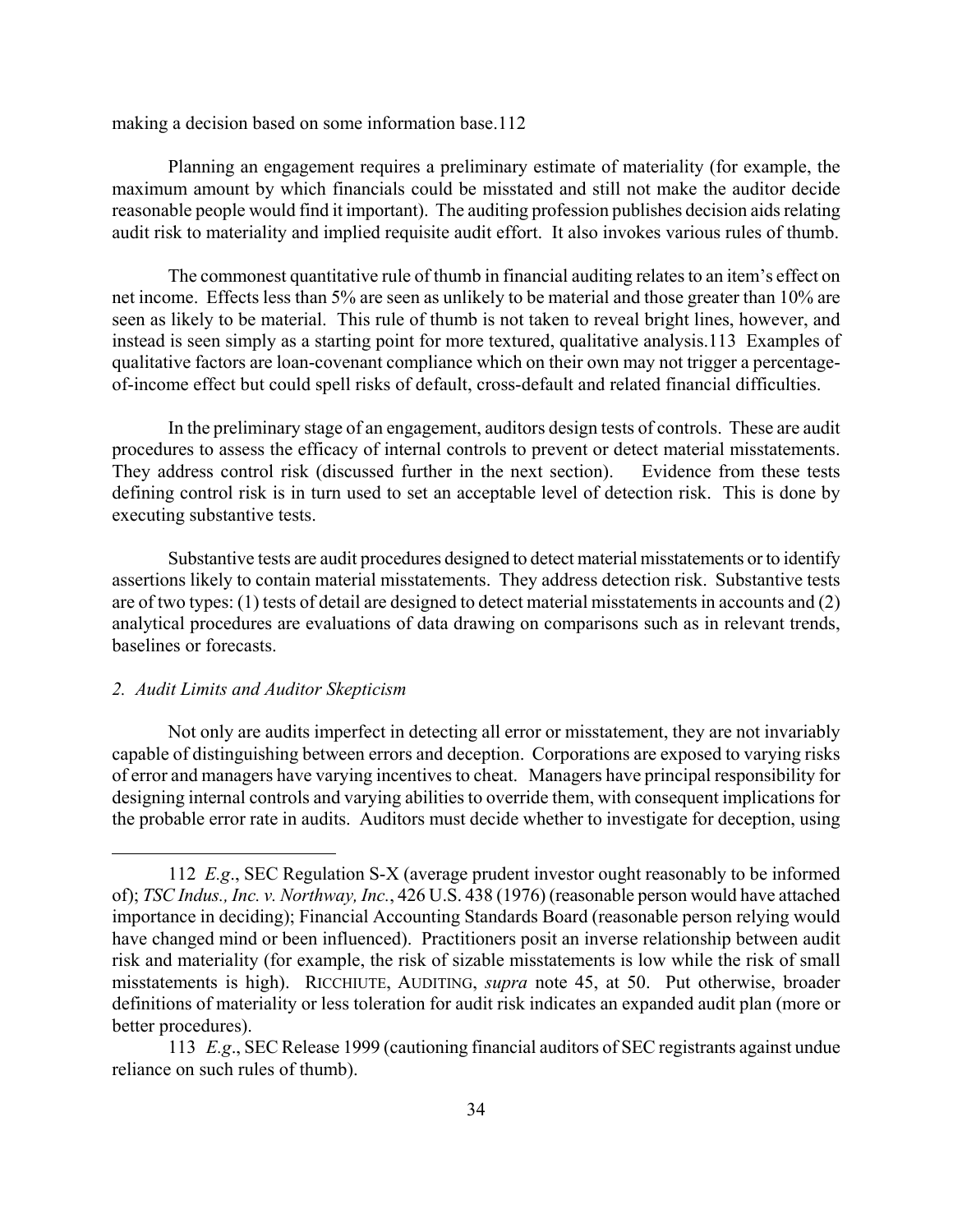making a decision based on some information base.[112]

Planning an engagement requires a preliminary estimate of materiality (for example, the maximum amount by which financials could be misstated and still not make the auditor decide reasonable people would find it important). The auditing profession publishes decision aids relating audit risk to materiality and implied requisite audit effort. It also invokes various rules of thumb.

The commonest quantitative rule of thumb in financial auditing relates to an item's effect on net income. Effects less than 5% are seen as unlikely to be material and those greater than 10% are seen as likely to be material. This rule of thumb is not taken to reveal bright lines, however, and instead is seen simply as a starting point for more textured, qualitative analysis.[113] Examples of qualitative factors are loan-covenant compliance which on their own may not trigger a percentage-of-income effect but could spell risks of default, cross-default and related financial difficulties.

In the preliminary stage of an engagement, auditors design tests of controls. These are audit procedures to assess the efficacy of internal controls to prevent or detect material misstatements. They address control risk (discussed further in the next section). Evidence from these tests defining control risk is in turn used to set an acceptable level of detection risk. This is done by executing substantive tests.

Substantive tests are audit procedures designed to detect material misstatements or to identify assertions likely to contain material misstatements. They address detection risk. Substantive tests are of two types: (1) tests of detail are designed to detect material misstatements in accounts and (2) analytical procedures are evaluations of data drawing on comparisons such as in relevant trends, baselines or forecasts.

### *2. Audit Limits and Auditor Skepticism*

Not only are audits imperfect in detecting all error or misstatement, they are not invariably capable of distinguishing between errors and deception. Corporations are exposed to varying risks of error and managers have varying incentives to cheat. Managers have principal responsibility for designing internal controls and varying abilities to override them, with consequent implications for the probable error rate in audits. Auditors must decide whether to investigate for deception, using

---

112 *E.g.*, SEC Regulation S-X (average prudent investor ought reasonably to be informed of); *TSC Indus., Inc. v. Northway, Inc.*, 426 U.S. 438 (1976) (reasonable person would have attached importance in deciding); Financial Accounting Standards Board (reasonable person relying would have changed mind or been influenced). Practitioners posit an inverse relationship between audit risk and materiality (for example, the risk of sizable misstatements is low while the risk of small misstatements is high). RICCHIUTE, AUDITING, *supra* note 45, at 50. Put otherwise, broader definitions of materiality or less toleration for audit risk indicates an expanded audit plan (more or better procedures).

113 *E.g.*, SEC Release 1999 (cautioning financial auditors of SEC registrants against undue reliance on such rules of thumb).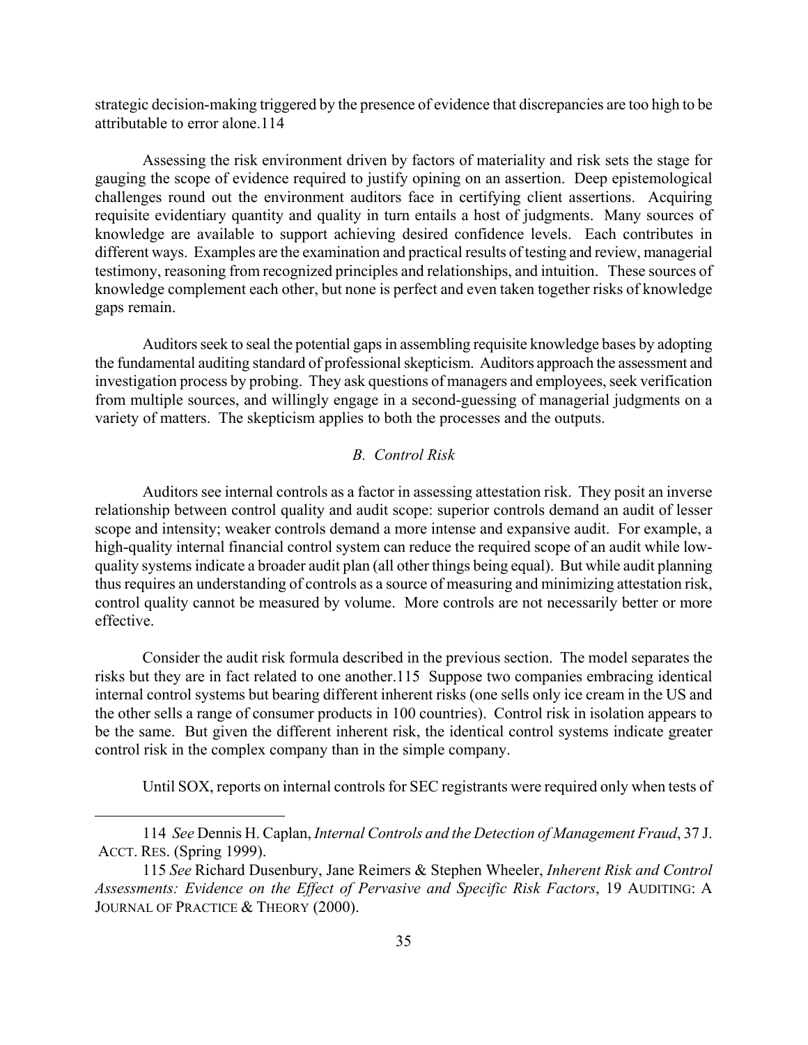strategic decision-making triggered by the presence of evidence that discrepancies are too high to be attributable to error alone.[114]

Assessing the risk environment driven by factors of materiality and risk sets the stage for gauging the scope of evidence required to justify opining on an assertion. Deep epistemological challenges round out the environment auditors face in certifying client assertions. Acquiring requisite evidentiary quantity and quality in turn entails a host of judgments. Many sources of knowledge are available to support achieving desired confidence levels. Each contributes in different ways. Examples are the examination and practical results of testing and review, managerial testimony, reasoning from recognized principles and relationships, and intuition. These sources of knowledge complement each other, but none is perfect and even taken together risks of knowledge gaps remain.

Auditors seek to seal the potential gaps in assembling requisite knowledge bases by adopting the fundamental auditing standard of professional skepticism. Auditors approach the assessment and investigation process by probing. They ask questions of managers and employees, seek verification from multiple sources, and willingly engage in a second-guessing of managerial judgments on a variety of matters. The skepticism applies to both the processes and the outputs.

### *B. Control Risk*

Auditors see internal controls as a factor in assessing attestation risk. They posit an inverse relationship between control quality and audit scope: superior controls demand an audit of lesser scope and intensity; weaker controls demand a more intense and expansive audit. For example, a high-quality internal financial control system can reduce the required scope of an audit while low-quality systems indicate a broader audit plan (all other things being equal). But while audit planning thus requires an understanding of controls as a source of measuring and minimizing attestation risk, control quality cannot be measured by volume. More controls are not necessarily better or more effective.

Consider the audit risk formula described in the previous section. The model separates the risks but they are in fact related to one another.[115] Suppose two companies embracing identical internal control systems but bearing different inherent risks (one sells only ice cream in the US and the other sells a range of consumer products in 100 countries). Control risk in isolation appears to be the same. But given the different inherent risk, the identical control systems indicate greater control risk in the complex company than in the simple company.

Until SOX, reports on internal controls for SEC registrants were required only when tests of

---

114 *See* Dennis H. Caplan, *Internal Controls and the Detection of Management Fraud*, 37 J. ACCT. RES. (Spring 1999).

115 *See* Richard Dusenbury, Jane Reimers & Stephen Wheeler, *Inherent Risk and Control Assessments: Evidence on the Effect of Pervasive and Specific Risk Factors*, 19 AUDITING: A JOURNAL OF PRACTICE & THEORY (2000).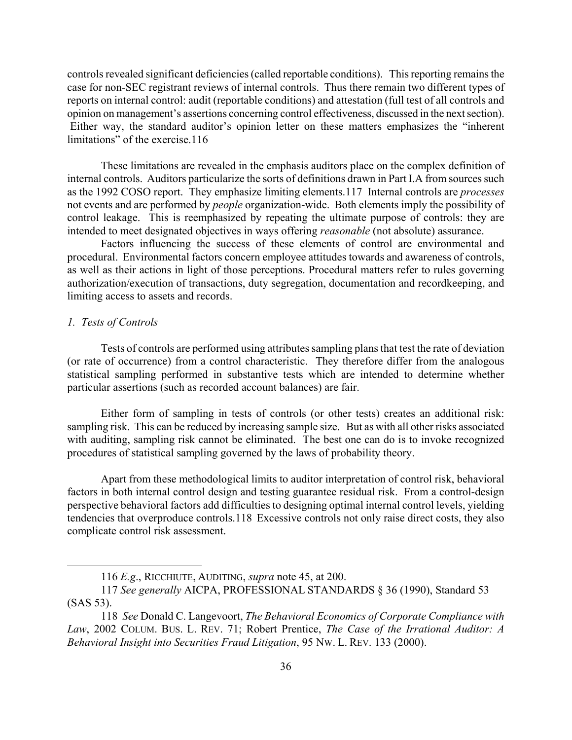controls revealed significant deficiencies (called reportable conditions). This reporting remains the case for non-SEC registrant reviews of internal controls. Thus there remain two different types of reports on internal control: audit (reportable conditions) and attestation (full test of all controls and opinion on management's assertions concerning control effectiveness, discussed in the next section). Either way, the standard auditor's opinion letter on these matters emphasizes the "inherent limitations" of the exercise.116

These limitations are revealed in the emphasis auditors place on the complex definition of internal controls. Auditors particularize the sorts of definitions drawn in Part I.A from sources such as the 1992 COSO report. They emphasize limiting elements.117 Internal controls are *processes* not events and are performed by *people* organization-wide. Both elements imply the possibility of control leakage. This is reemphasized by repeating the ultimate purpose of controls: they are intended to meet designated objectives in ways offering *reasonable* (not absolute) assurance.

Factors influencing the success of these elements of control are environmental and procedural. Environmental factors concern employee attitudes towards and awareness of controls, as well as their actions in light of those perceptions. Procedural matters refer to rules governing authorization/execution of transactions, duty segregation, documentation and recordkeeping, and limiting access to assets and records.

### *1. Tests of Controls*

Tests of controls are performed using attributes sampling plans that test the rate of deviation (or rate of occurrence) from a control characteristic. They therefore differ from the analogous statistical sampling performed in substantive tests which are intended to determine whether particular assertions (such as recorded account balances) are fair.

Either form of sampling in tests of controls (or other tests) creates an additional risk: sampling risk. This can be reduced by increasing sample size. But as with all other risks associated with auditing, sampling risk cannot be eliminated. The best one can do is to invoke recognized procedures of statistical sampling governed by the laws of probability theory.

Apart from these methodological limits to auditor interpretation of control risk, behavioral factors in both internal control design and testing guarantee residual risk. From a control-design perspective behavioral factors add difficulties to designing optimal internal control levels, yielding tendencies that overproduce controls.118 Excessive controls not only raise direct costs, they also complicate control risk assessment.

---

116 *E.g.*, RICCHIUTE, AUDITING, *supra* note 45, at 200.

117 *See generally* AICPA, PROFESSIONAL STANDARDS § 36 (1990), Standard 53 (SAS 53).

118 *See* Donald C. Langevoort, *The Behavioral Economics of Corporate Compliance with Law*, 2002 COLUM. BUS. L. REV. 71; Robert Prentice, *The Case of the Irrational Auditor: A Behavioral Insight into Securities Fraud Litigation*, 95 NW. L. REV. 133 (2000).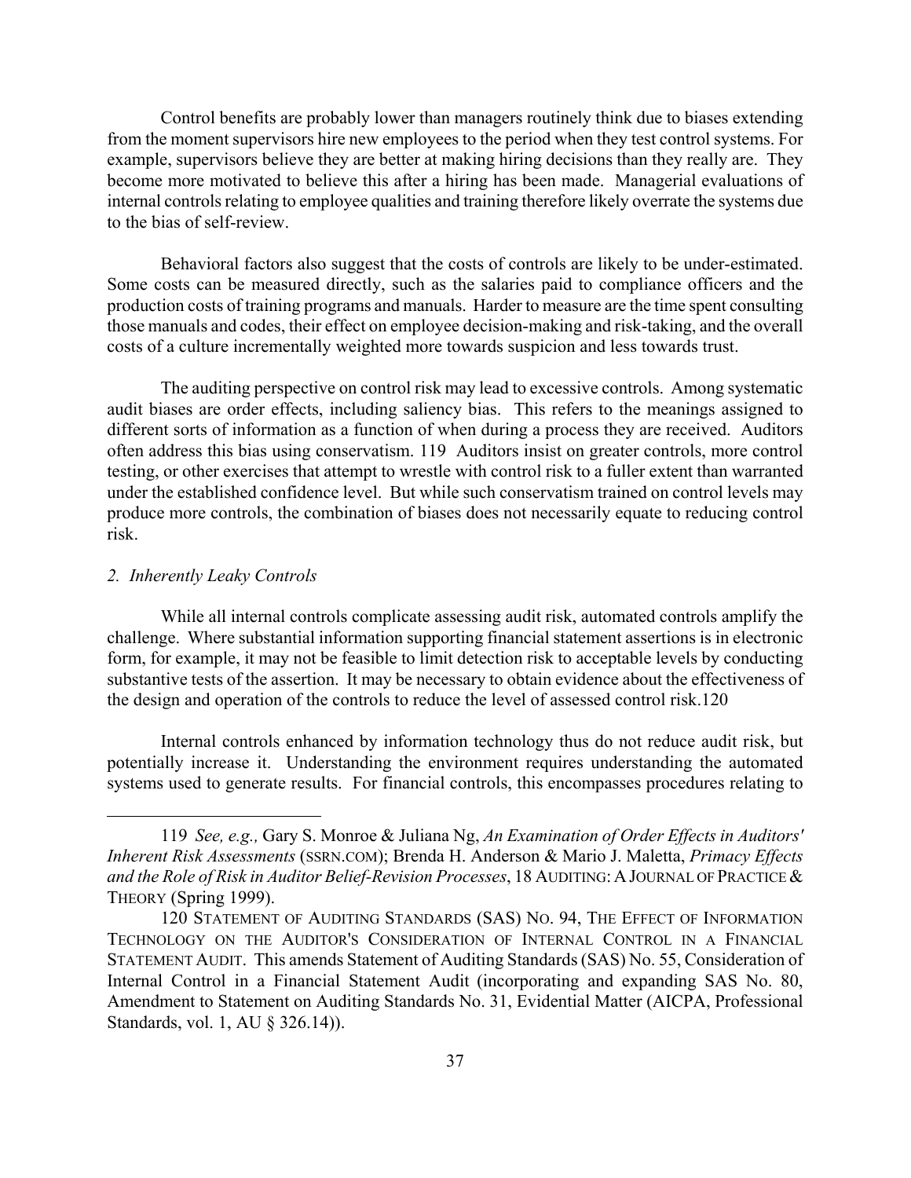Control benefits are probably lower than managers routinely think due to biases extending from the moment supervisors hire new employees to the period when they test control systems. For example, supervisors believe they are better at making hiring decisions than they really are. They become more motivated to believe this after a hiring has been made. Managerial evaluations of internal controls relating to employee qualities and training therefore likely overrate the systems due to the bias of self-review.

Behavioral factors also suggest that the costs of controls are likely to be under-estimated. Some costs can be measured directly, such as the salaries paid to compliance officers and the production costs of training programs and manuals. Harder to measure are the time spent consulting those manuals and codes, their effect on employee decision-making and risk-taking, and the overall costs of a culture incrementally weighted more towards suspicion and less towards trust.

The auditing perspective on control risk may lead to excessive controls. Among systematic audit biases are order effects, including saliency bias. This refers to the meanings assigned to different sorts of information as a function of when during a process they are received. Auditors often address this bias using conservatism. 119 Auditors insist on greater controls, more control testing, or other exercises that attempt to wrestle with control risk to a fuller extent than warranted under the established confidence level. But while such conservatism trained on control levels may produce more controls, the combination of biases does not necessarily equate to reducing control risk.

*2. Inherently Leaky Controls*

While all internal controls complicate assessing audit risk, automated controls amplify the challenge. Where substantial information supporting financial statement assertions is in electronic form, for example, it may not be feasible to limit detection risk to acceptable levels by conducting substantive tests of the assertion. It may be necessary to obtain evidence about the effectiveness of the design and operation of the controls to reduce the level of assessed control risk.120

Internal controls enhanced by information technology thus do not reduce audit risk, but potentially increase it. Understanding the environment requires understanding the automated systems used to generate results. For financial controls, this encompasses procedures relating to

---

119 *See, e.g.,* Gary S. Monroe & Juliana Ng, *An Examination of Order Effects in Auditors' Inherent Risk Assessments* (SSRN.COM); Brenda H. Anderson & Mario J. Maletta, *Primacy Effects and the Role of Risk in Auditor Belief-Revision Processes*, 18 AUDITING: A JOURNAL OF PRACTICE & THEORY (Spring 1999).

120 STATEMENT OF AUDITING STANDARDS (SAS) NO. 94, THE EFFECT OF INFORMATION TECHNOLOGY ON THE AUDITOR'S CONSIDERATION OF INTERNAL CONTROL IN A FINANCIAL STATEMENT AUDIT. This amends Statement of Auditing Standards (SAS) No. 55, Consideration of Internal Control in a Financial Statement Audit (incorporating and expanding SAS No. 80, Amendment to Statement on Auditing Standards No. 31, Evidential Matter (AICPA, Professional Standards, vol. 1, AU § 326.14)).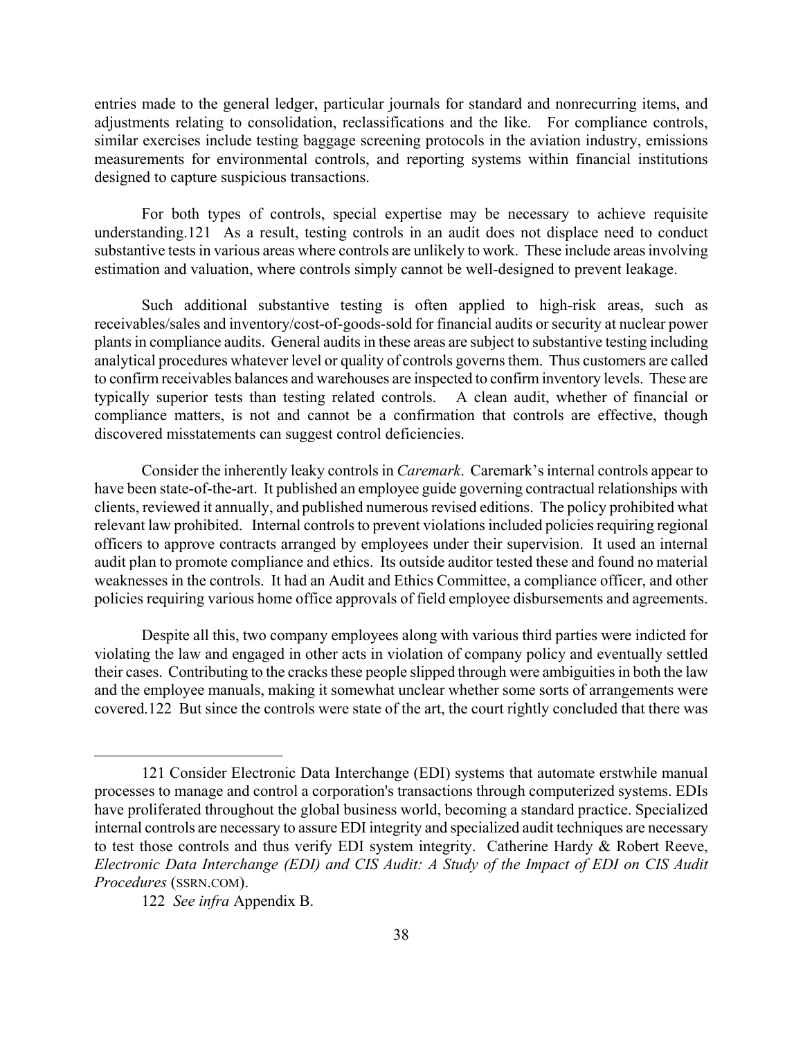entries made to the general ledger, particular journals for standard and nonrecurring items, and adjustments relating to consolidation, reclassifications and the like. For compliance controls, similar exercises include testing baggage screening protocols in the aviation industry, emissions measurements for environmental controls, and reporting systems within financial institutions designed to capture suspicious transactions.

For both types of controls, special expertise may be necessary to achieve requisite understanding.[121] As a result, testing controls in an audit does not displace need to conduct substantive tests in various areas where controls are unlikely to work. These include areas involving estimation and valuation, where controls simply cannot be well-designed to prevent leakage.

Such additional substantive testing is often applied to high-risk areas, such as receivables/sales and inventory/cost-of-goods-sold for financial audits or security at nuclear power plants in compliance audits. General audits in these areas are subject to substantive testing including analytical procedures whatever level or quality of controls governs them. Thus customers are called to confirm receivables balances and warehouses are inspected to confirm inventory levels. These are typically superior tests than testing related controls. A clean audit, whether of financial or compliance matters, is not and cannot be a confirmation that controls are effective, though discovered misstatements can suggest control deficiencies.

Consider the inherently leaky controls in *Caremark*. Caremark's internal controls appear to have been state-of-the-art. It published an employee guide governing contractual relationships with clients, reviewed it annually, and published numerous revised editions. The policy prohibited what relevant law prohibited. Internal controls to prevent violations included policies requiring regional officers to approve contracts arranged by employees under their supervision. It used an internal audit plan to promote compliance and ethics. Its outside auditor tested these and found no material weaknesses in the controls. It had an Audit and Ethics Committee, a compliance officer, and other policies requiring various home office approvals of field employee disbursements and agreements.

Despite all this, two company employees along with various third parties were indicted for violating the law and engaged in other acts in violation of company policy and eventually settled their cases. Contributing to the cracks these people slipped through were ambiguities in both the law and the employee manuals, making it somewhat unclear whether some sorts of arrangements were covered.[122] But since the controls were state of the art, the court rightly concluded that there was

---

121 Consider Electronic Data Interchange (EDI) systems that automate erstwhile manual processes to manage and control a corporation's transactions through computerized systems. EDIs have proliferated throughout the global business world, becoming a standard practice. Specialized internal controls are necessary to assure EDI integrity and specialized audit techniques are necessary to test those controls and thus verify EDI system integrity. Catherine Hardy & Robert Reeve, *Electronic Data Interchange (EDI) and CIS Audit: A Study of the Impact of EDI on CIS Audit Procedures* (SSRN.COM).

122 *See infra* Appendix B.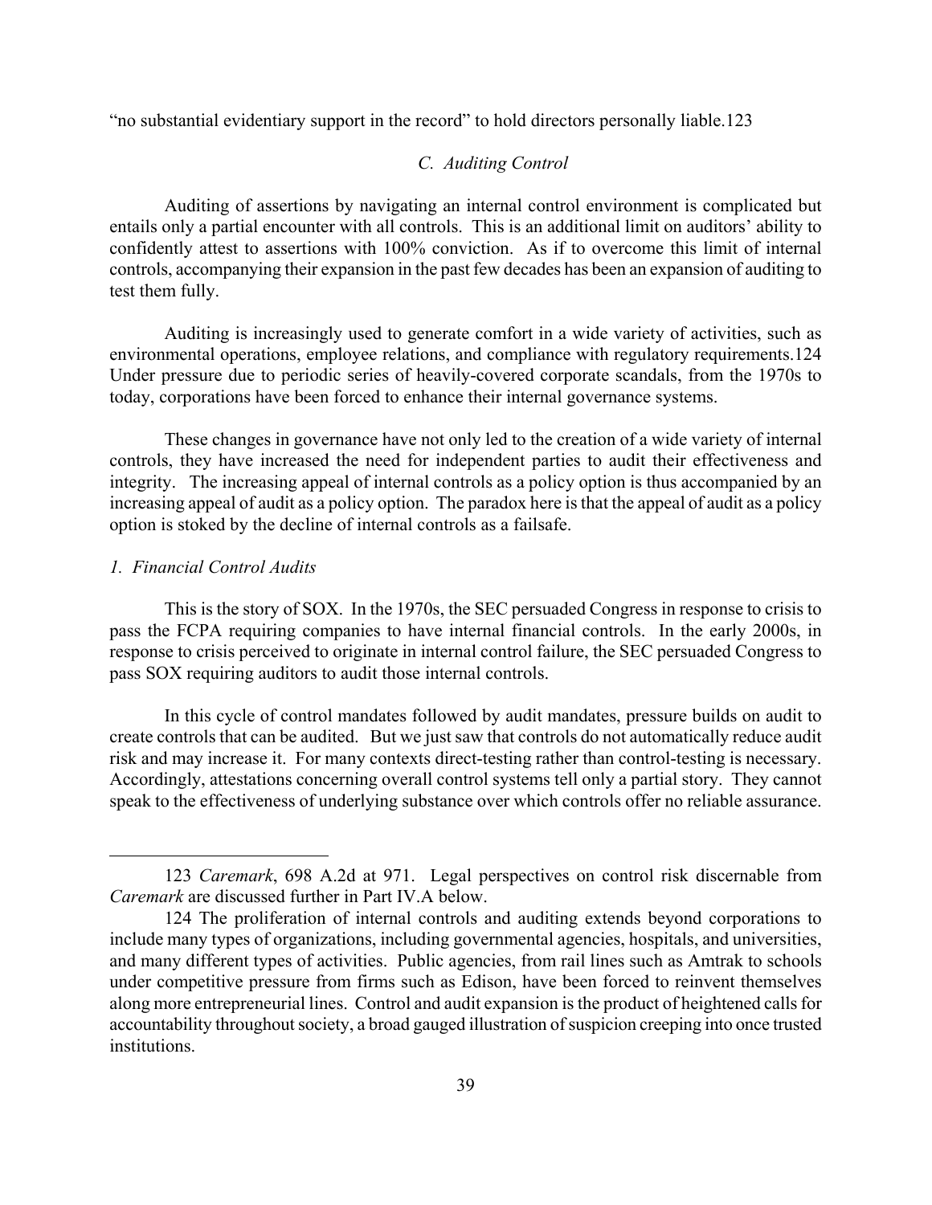"no substantial evidentiary support in the record" to hold directors personally liable.[123]

### *C. Auditing Control*

Auditing of assertions by navigating an internal control environment is complicated but entails only a partial encounter with all controls. This is an additional limit on auditors' ability to confidently attest to assertions with 100% conviction. As if to overcome this limit of internal controls, accompanying their expansion in the past few decades has been an expansion of auditing to test them fully.

Auditing is increasingly used to generate comfort in a wide variety of activities, such as environmental operations, employee relations, and compliance with regulatory requirements.[124] Under pressure due to periodic series of heavily-covered corporate scandals, from the 1970s to today, corporations have been forced to enhance their internal governance systems.

These changes in governance have not only led to the creation of a wide variety of internal controls, they have increased the need for independent parties to audit their effectiveness and integrity. The increasing appeal of internal controls as a policy option is thus accompanied by an increasing appeal of audit as a policy option. The paradox here is that the appeal of audit as a policy option is stoked by the decline of internal controls as a failsafe.

#### *1. Financial Control Audits*

This is the story of SOX. In the 1970s, the SEC persuaded Congress in response to crisis to pass the FCPA requiring companies to have internal financial controls. In the early 2000s, in response to crisis perceived to originate in internal control failure, the SEC persuaded Congress to pass SOX requiring auditors to audit those internal controls.

In this cycle of control mandates followed by audit mandates, pressure builds on audit to create controls that can be audited. But we just saw that controls do not automatically reduce audit risk and may increase it. For many contexts direct-testing rather than control-testing is necessary. Accordingly, attestations concerning overall control systems tell only a partial story. They cannot speak to the effectiveness of underlying substance over which controls offer no reliable assurance.

---

123 *Caremark*, 698 A.2d at 971. Legal perspectives on control risk discernable from *Caremark* are discussed further in Part IV.A below.

124 The proliferation of internal controls and auditing extends beyond corporations to include many types of organizations, including governmental agencies, hospitals, and universities, and many different types of activities. Public agencies, from rail lines such as Amtrak to schools under competitive pressure from firms such as Edison, have been forced to reinvent themselves along more entrepreneurial lines. Control and audit expansion is the product of heightened calls for accountability throughout society, a broad gauged illustration of suspicion creeping into once trusted institutions.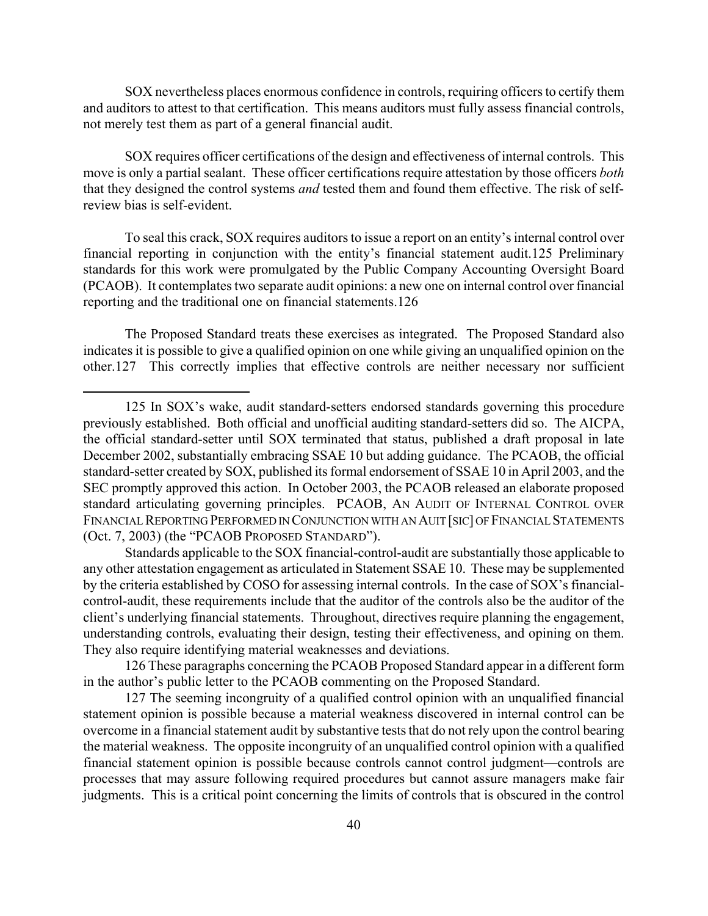SOX nevertheless places enormous confidence in controls, requiring officers to certify them and auditors to attest to that certification. This means auditors must fully assess financial controls, not merely test them as part of a general financial audit.

SOX requires officer certifications of the design and effectiveness of internal controls. This move is only a partial sealant. These officer certifications require attestation by those officers *both* that they designed the control systems *and* tested them and found them effective. The risk of self-review bias is self-evident.

To seal this crack, SOX requires auditors to issue a report on an entity's internal control over financial reporting in conjunction with the entity's financial statement audit.[125] Preliminary standards for this work were promulgated by the Public Company Accounting Oversight Board (PCAOB). It contemplates two separate audit opinions: a new one on internal control over financial reporting and the traditional one on financial statements.[126]

The Proposed Standard treats these exercises as integrated. The Proposed Standard also indicates it is possible to give a qualified opinion on one while giving an unqualified opinion on the other.[127] This correctly implies that effective controls are neither necessary nor sufficient

---

125 In SOX's wake, audit standard-setters endorsed standards governing this procedure previously established. Both official and unofficial auditing standard-setters did so. The AICPA, the official standard-setter until SOX terminated that status, published a draft proposal in late December 2002, substantially embracing SSAE 10 but adding guidance. The PCAOB, the official standard-setter created by SOX, published its formal endorsement of SSAE 10 in April 2003, and the SEC promptly approved this action. In October 2003, the PCAOB released an elaborate proposed standard articulating governing principles. PCAOB, AN AUDIT OF INTERNAL CONTROL OVER FINANCIAL REPORTING PERFORMED IN CONJUNCTION WITH AN AUIT [SIC] OF FINANCIAL STATEMENTS (Oct. 7, 2003) (the "PCAOB PROPOSED STANDARD").

Standards applicable to the SOX financial-control-audit are substantially those applicable to any other attestation engagement as articulated in Statement SSAE 10. These may be supplemented by the criteria established by COSO for assessing internal controls. In the case of SOX's financial-control-audit, these requirements include that the auditor of the controls also be the auditor of the client's underlying financial statements. Throughout, directives require planning the engagement, understanding controls, evaluating their design, testing their effectiveness, and opining on them. They also require identifying material weaknesses and deviations.

126 These paragraphs concerning the PCAOB Proposed Standard appear in a different form in the author's public letter to the PCAOB commenting on the Proposed Standard.

127 The seeming incongruity of a qualified control opinion with an unqualified financial statement opinion is possible because a material weakness discovered in internal control can be overcome in a financial statement audit by substantive tests that do not rely upon the control bearing the material weakness. The opposite incongruity of an unqualified control opinion with a qualified financial statement opinion is possible because controls cannot control judgment—controls are processes that may assure following required procedures but cannot assure managers make fair judgments. This is a critical point concerning the limits of controls that is obscured in the control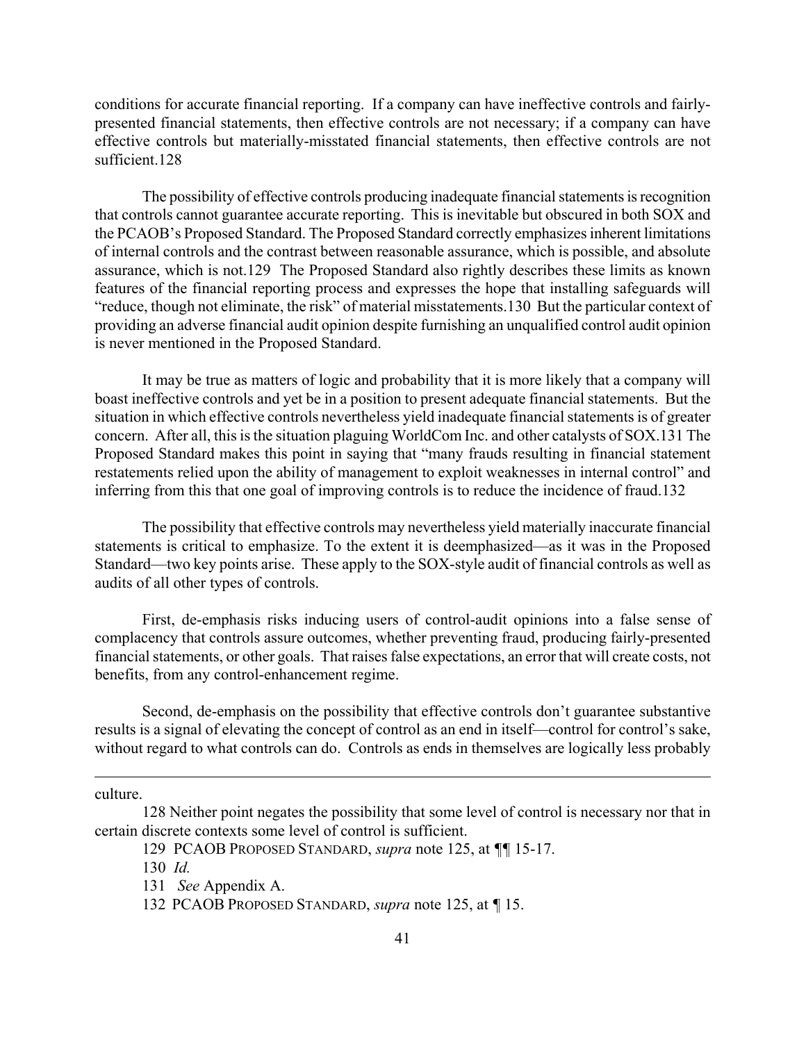conditions for accurate financial reporting. If a company can have ineffective controls and fairly-presented financial statements, then effective controls are not necessary; if a company can have effective controls but materially-misstated financial statements, then effective controls are not sufficient.[128]

The possibility of effective controls producing inadequate financial statements is recognition that controls cannot guarantee accurate reporting. This is inevitable but obscured in both SOX and the PCAOB's Proposed Standard. The Proposed Standard correctly emphasizes inherent limitations of internal controls and the contrast between reasonable assurance, which is possible, and absolute assurance, which is not.[129] The Proposed Standard also rightly describes these limits as known features of the financial reporting process and expresses the hope that installing safeguards will "reduce, though not eliminate, the risk" of material misstatements.[130] But the particular context of providing an adverse financial audit opinion despite furnishing an unqualified control audit opinion is never mentioned in the Proposed Standard.

It may be true as matters of logic and probability that it is more likely that a company will boast ineffective controls and yet be in a position to present adequate financial statements. But the situation in which effective controls nevertheless yield inadequate financial statements is of greater concern. After all, this is the situation plaguing WorldCom Inc. and other catalysts of SOX.[131] The Proposed Standard makes this point in saying that "many frauds resulting in financial statement restatements relied upon the ability of management to exploit weaknesses in internal control" and inferring from this that one goal of improving controls is to reduce the incidence of fraud.[132]

The possibility that effective controls may nevertheless yield materially inaccurate financial statements is critical to emphasize. To the extent it is deemphasized—as it was in the Proposed Standard—two key points arise. These apply to the SOX-style audit of financial controls as well as audits of all other types of controls.

First, de-emphasis risks inducing users of control-audit opinions into a false sense of complacency that controls assure outcomes, whether preventing fraud, producing fairly-presented financial statements, or other goals. That raises false expectations, an error that will create costs, not benefits, from any control-enhancement regime.

Second, de-emphasis on the possibility that effective controls don't guarantee substantive results is a signal of elevating the concept of control as an end in itself—control for control's sake, without regard to what controls can do. Controls as ends in themselves are logically less probably

---

culture.

128 Neither point negates the possibility that some level of control is necessary nor that in certain discrete contexts some level of control is sufficient.

129 PCAOB PROPOSED STANDARD, *supra* note 125, at ¶¶ 15-17.

130 *Id.*

131 *See* Appendix A.

132 PCAOB PROPOSED STANDARD, *supra* note 125, at ¶ 15.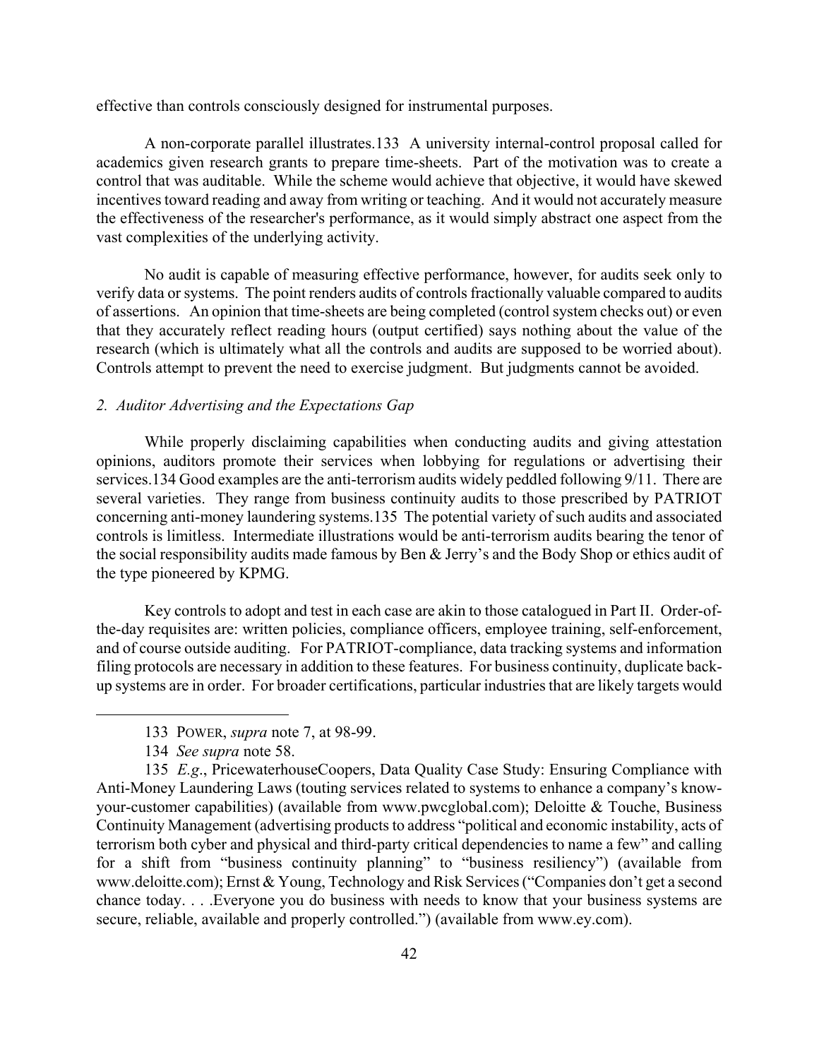effective than controls consciously designed for instrumental purposes.

A non-corporate parallel illustrates.[133] A university internal-control proposal called for academics given research grants to prepare time-sheets. Part of the motivation was to create a control that was auditable. While the scheme would achieve that objective, it would have skewed incentives toward reading and away from writing or teaching. And it would not accurately measure the effectiveness of the researcher's performance, as it would simply abstract one aspect from the vast complexities of the underlying activity.

No audit is capable of measuring effective performance, however, for audits seek only to verify data or systems. The point renders audits of controls fractionally valuable compared to audits of assertions. An opinion that time-sheets are being completed (control system checks out) or even that they accurately reflect reading hours (output certified) says nothing about the value of the research (which is ultimately what all the controls and audits are supposed to be worried about). Controls attempt to prevent the need to exercise judgment. But judgments cannot be avoided.

### *2. Auditor Advertising and the Expectations Gap*

While properly disclaiming capabilities when conducting audits and giving attestation opinions, auditors promote their services when lobbying for regulations or advertising their services.[134] Good examples are the anti-terrorism audits widely peddled following 9/11. There are several varieties. They range from business continuity audits to those prescribed by PATRIOT concerning anti-money laundering systems.[135] The potential variety of such audits and associated controls is limitless. Intermediate illustrations would be anti-terrorism audits bearing the tenor of the social responsibility audits made famous by Ben & Jerry's and the Body Shop or ethics audit of the type pioneered by KPMG.

Key controls to adopt and test in each case are akin to those catalogued in Part II. Order-of-the-day requisites are: written policies, compliance officers, employee training, self-enforcement, and of course outside auditing. For PATRIOT-compliance, data tracking systems and information filing protocols are necessary in addition to these features. For business continuity, duplicate back-up systems are in order. For broader certifications, particular industries that are likely targets would

---

133 POWER, *supra* note 7, at 98-99.

134 *See supra* note 58.

135 *E.g*., PricewaterhouseCoopers, Data Quality Case Study: Ensuring Compliance with Anti-Money Laundering Laws (touting services related to systems to enhance a company's know-your-customer capabilities) (available from www.pwcglobal.com); Deloitte & Touche, Business Continuity Management (advertising products to address "political and economic instability, acts of terrorism both cyber and physical and third-party critical dependencies to name a few" and calling for a shift from "business continuity planning" to "business resiliency") (available from www.deloitte.com); Ernst & Young, Technology and Risk Services ("Companies don't get a second chance today. . . .Everyone you do business with needs to know that your business systems are secure, reliable, available and properly controlled.") (available from www.ey.com).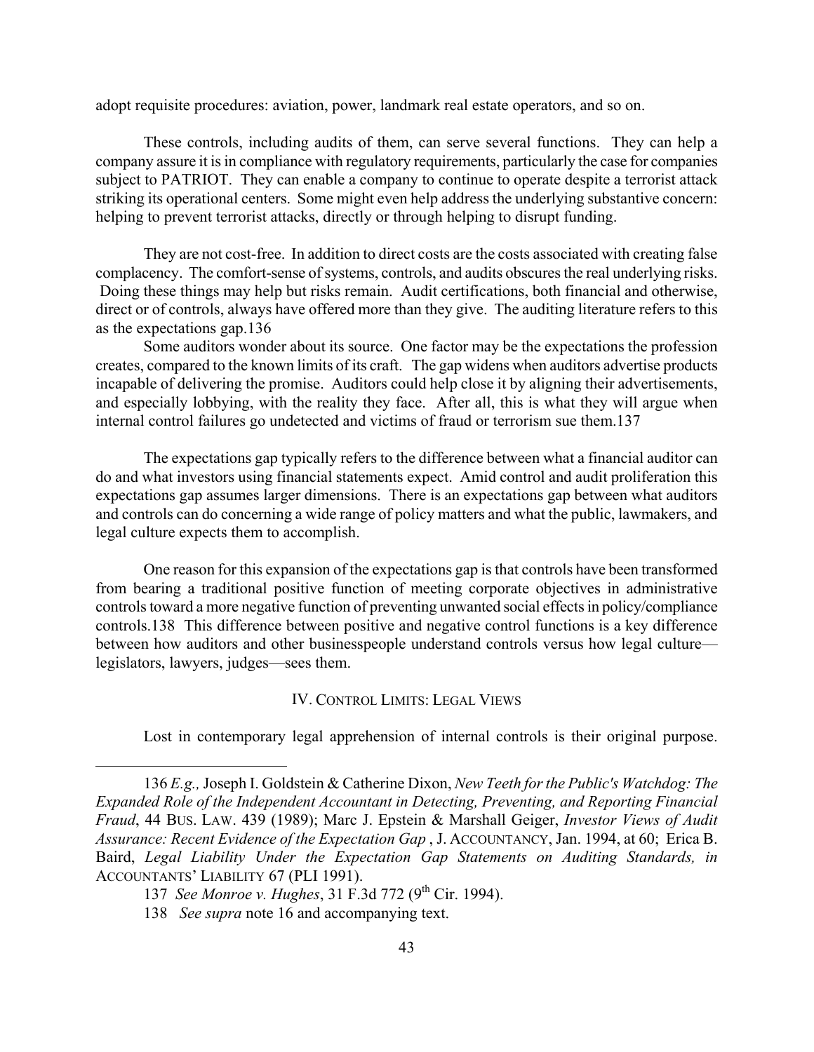adopt requisite procedures: aviation, power, landmark real estate operators, and so on.

These controls, including audits of them, can serve several functions. They can help a company assure it is in compliance with regulatory requirements, particularly the case for companies subject to PATRIOT. They can enable a company to continue to operate despite a terrorist attack striking its operational centers. Some might even help address the underlying substantive concern: helping to prevent terrorist attacks, directly or through helping to disrupt funding.

They are not cost-free. In addition to direct costs are the costs associated with creating false complacency. The comfort-sense of systems, controls, and audits obscures the real underlying risks. Doing these things may help but risks remain. Audit certifications, both financial and otherwise, direct or of controls, always have offered more than they give. The auditing literature refers to this as the expectations gap.136

Some auditors wonder about its source. One factor may be the expectations the profession creates, compared to the known limits of its craft. The gap widens when auditors advertise products incapable of delivering the promise. Auditors could help close it by aligning their advertisements, and especially lobbying, with the reality they face. After all, this is what they will argue when internal control failures go undetected and victims of fraud or terrorism sue them.137

The expectations gap typically refers to the difference between what a financial auditor can do and what investors using financial statements expect. Amid control and audit proliferation this expectations gap assumes larger dimensions. There is an expectations gap between what auditors and controls can do concerning a wide range of policy matters and what the public, lawmakers, and legal culture expects them to accomplish.

One reason for this expansion of the expectations gap is that controls have been transformed from bearing a traditional positive function of meeting corporate objectives in administrative controls toward a more negative function of preventing unwanted social effects in policy/compliance controls.138 This difference between positive and negative control functions is a key difference between how auditors and other businesspeople understand controls versus how legal culture—legislators, lawyers, judges—sees them.

## IV. CONTROL LIMITS: LEGAL VIEWS

Lost in contemporary legal apprehension of internal controls is their original purpose.

---

136 *E.g.,* Joseph I. Goldstein & Catherine Dixon, *New Teeth for the Public's Watchdog: The Expanded Role of the Independent Accountant in Detecting, Preventing, and Reporting Financial Fraud*, 44 BUS. LAW. 439 (1989); Marc J. Epstein & Marshall Geiger, *Investor Views of Audit Assurance: Recent Evidence of the Expectation Gap* , J. ACCOUNTANCY, Jan. 1994, at 60; Erica B. Baird, *Legal Liability Under the Expectation Gap Statements on Auditing Standards, in* ACCOUNTANTS' LIABILITY 67 (PLI 1991).

137 *See Monroe v. Hughes*, 31 F.3d 772 (9th Cir. 1994).

138 *See supra* note 16 and accompanying text.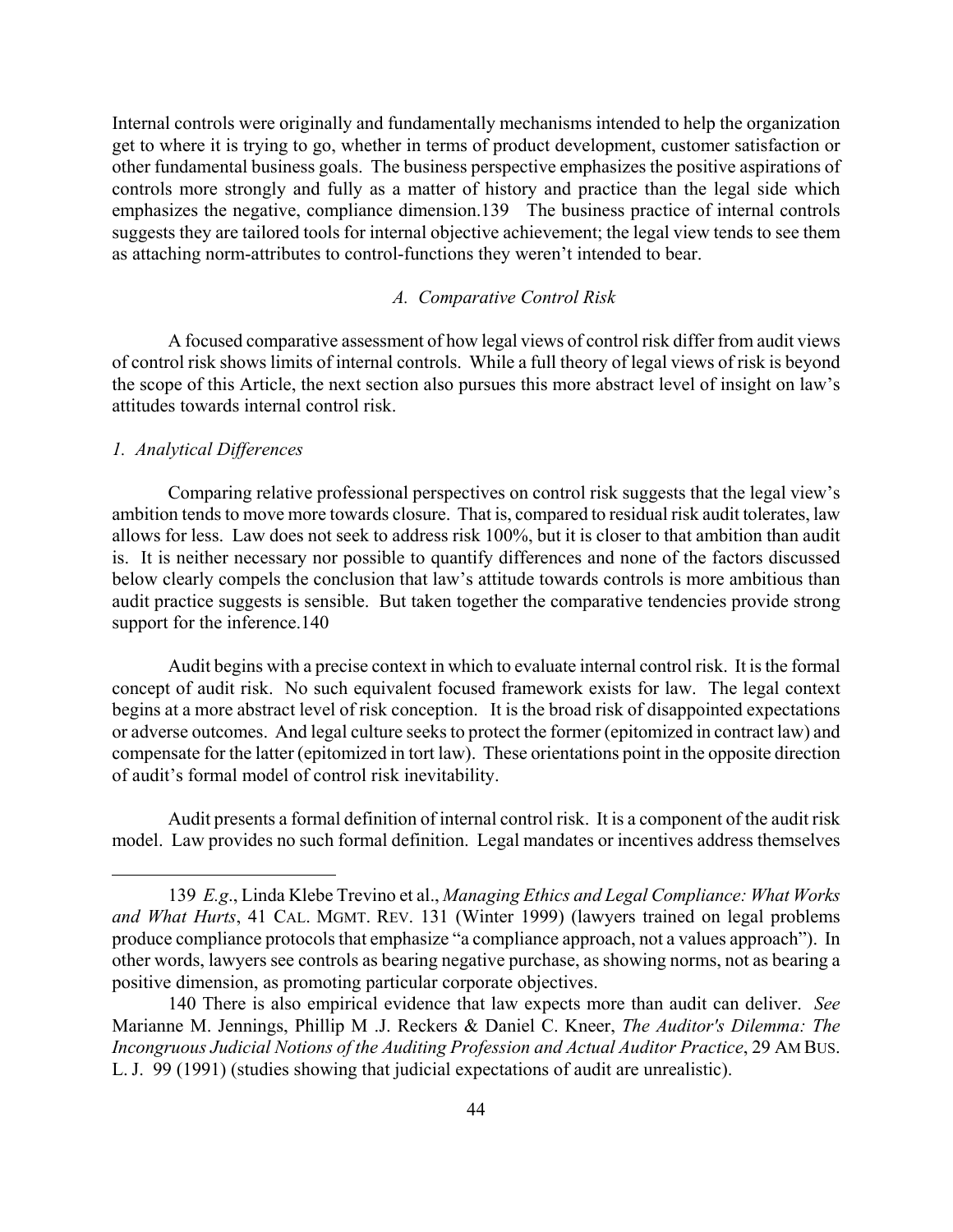Internal controls were originally and fundamentally mechanisms intended to help the organization get to where it is trying to go, whether in terms of product development, customer satisfaction or other fundamental business goals. The business perspective emphasizes the positive aspirations of controls more strongly and fully as a matter of history and practice than the legal side which emphasizes the negative, compliance dimension.[139] The business practice of internal controls suggests they are tailored tools for internal objective achievement; the legal view tends to see them as attaching norm-attributes to control-functions they weren't intended to bear.

### *A. Comparative Control Risk*

A focused comparative assessment of how legal views of control risk differ from audit views of control risk shows limits of internal controls. While a full theory of legal views of risk is beyond the scope of this Article, the next section also pursues this more abstract level of insight on law's attitudes towards internal control risk.

#### *1. Analytical Differences*

Comparing relative professional perspectives on control risk suggests that the legal view's ambition tends to move more towards closure. That is, compared to residual risk audit tolerates, law allows for less. Law does not seek to address risk 100%, but it is closer to that ambition than audit is. It is neither necessary nor possible to quantify differences and none of the factors discussed below clearly compels the conclusion that law's attitude towards controls is more ambitious than audit practice suggests is sensible. But taken together the comparative tendencies provide strong support for the inference.[140]

Audit begins with a precise context in which to evaluate internal control risk. It is the formal concept of audit risk. No such equivalent focused framework exists for law. The legal context begins at a more abstract level of risk conception. It is the broad risk of disappointed expectations or adverse outcomes. And legal culture seeks to protect the former (epitomized in contract law) and compensate for the latter (epitomized in tort law). These orientations point in the opposite direction of audit's formal model of control risk inevitability.

Audit presents a formal definition of internal control risk. It is a component of the audit risk model. Law provides no such formal definition. Legal mandates or incentives address themselves

---

139 *E.g*., Linda Klebe Trevino et al., *Managing Ethics and Legal Compliance: What Works and What Hurts*, 41 CAL. MGMT. REV. 131 (Winter 1999) (lawyers trained on legal problems produce compliance protocols that emphasize "a compliance approach, not a values approach"). In other words, lawyers see controls as bearing negative purchase, as showing norms, not as bearing a positive dimension, as promoting particular corporate objectives.

140 There is also empirical evidence that law expects more than audit can deliver. *See* Marianne M. Jennings, Phillip M .J. Reckers & Daniel C. Kneer, *The Auditor's Dilemma: The Incongruous Judicial Notions of the Auditing Profession and Actual Auditor Practice*, 29 AM BUS. L. J. 99 (1991) (studies showing that judicial expectations of audit are unrealistic).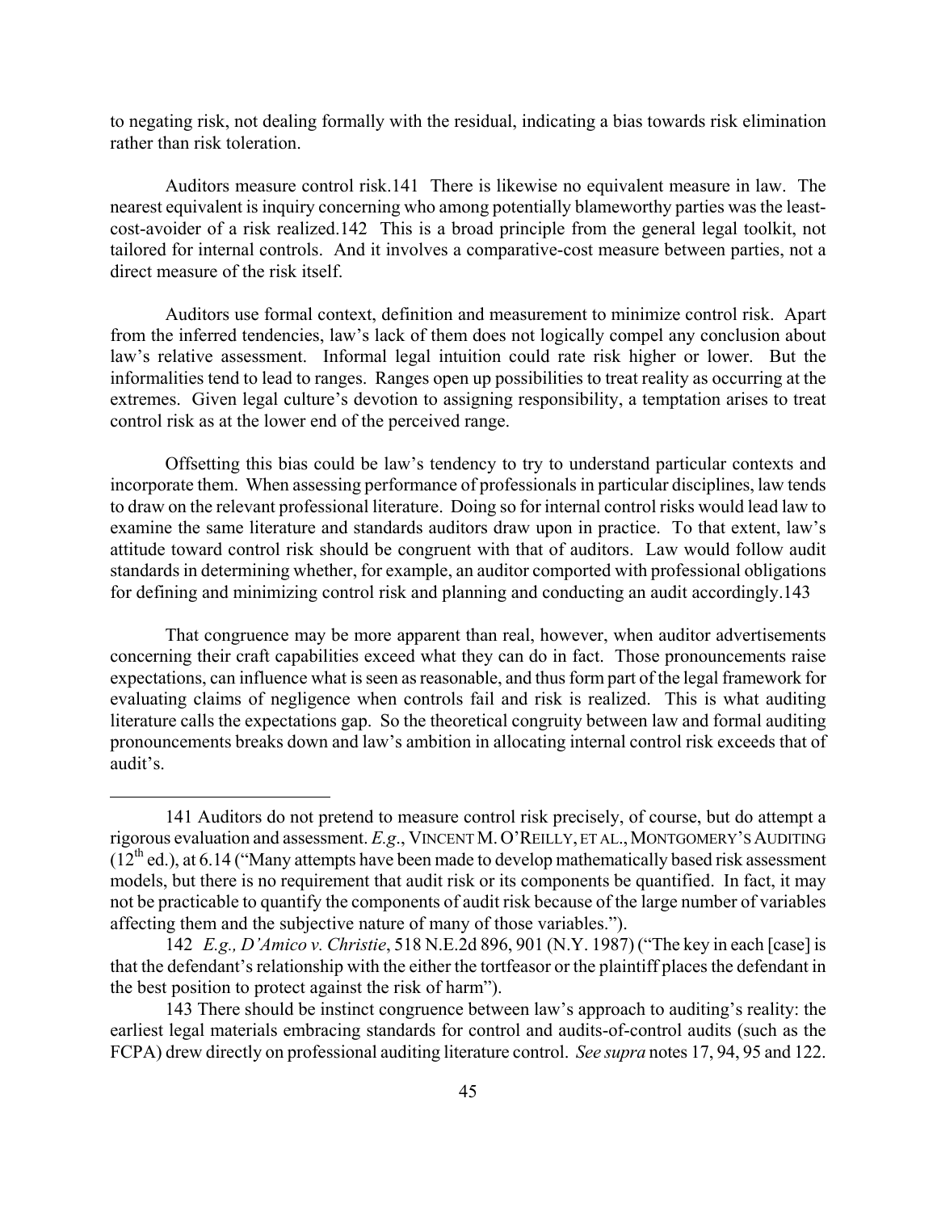to negating risk, not dealing formally with the residual, indicating a bias towards risk elimination rather than risk toleration.

Auditors measure control risk.141 There is likewise no equivalent measure in law. The nearest equivalent is inquiry concerning who among potentially blameworthy parties was the least-cost-avoider of a risk realized.142 This is a broad principle from the general legal toolkit, not tailored for internal controls. And it involves a comparative-cost measure between parties, not a direct measure of the risk itself.

Auditors use formal context, definition and measurement to minimize control risk. Apart from the inferred tendencies, law's lack of them does not logically compel any conclusion about law's relative assessment. Informal legal intuition could rate risk higher or lower. But the informalities tend to lead to ranges. Ranges open up possibilities to treat reality as occurring at the extremes. Given legal culture's devotion to assigning responsibility, a temptation arises to treat control risk as at the lower end of the perceived range.

Offsetting this bias could be law's tendency to try to understand particular contexts and incorporate them. When assessing performance of professionals in particular disciplines, law tends to draw on the relevant professional literature. Doing so for internal control risks would lead law to examine the same literature and standards auditors draw upon in practice. To that extent, law's attitude toward control risk should be congruent with that of auditors. Law would follow audit standards in determining whether, for example, an auditor comported with professional obligations for defining and minimizing control risk and planning and conducting an audit accordingly.143

That congruence may be more apparent than real, however, when auditor advertisements concerning their craft capabilities exceed what they can do in fact. Those pronouncements raise expectations, can influence what is seen as reasonable, and thus form part of the legal framework for evaluating claims of negligence when controls fail and risk is realized. This is what auditing literature calls the expectations gap. So the theoretical congruity between law and formal auditing pronouncements breaks down and law's ambition in allocating internal control risk exceeds that of audit's.

---

141 Auditors do not pretend to measure control risk precisely, of course, but do attempt a rigorous evaluation and assessment. *E.g*., VINCENT M. O'REILLY, ET AL., MONTGOMERY'S AUDITING (12th ed.), at 6.14 ("Many attempts have been made to develop mathematically based risk assessment models, but there is no requirement that audit risk or its components be quantified. In fact, it may not be practicable to quantify the components of audit risk because of the large number of variables affecting them and the subjective nature of many of those variables.").

142 *E.g., D'Amico v. Christie*, 518 N.E.2d 896, 901 (N.Y. 1987) ("The key in each [case] is that the defendant's relationship with the either the tortfeasor or the plaintiff places the defendant in the best position to protect against the risk of harm").

143 There should be instinct congruence between law's approach to auditing's reality: the earliest legal materials embracing standards for control and audits-of-control audits (such as the FCPA) drew directly on professional auditing literature control. *See supra* notes 17, 94, 95 and 122.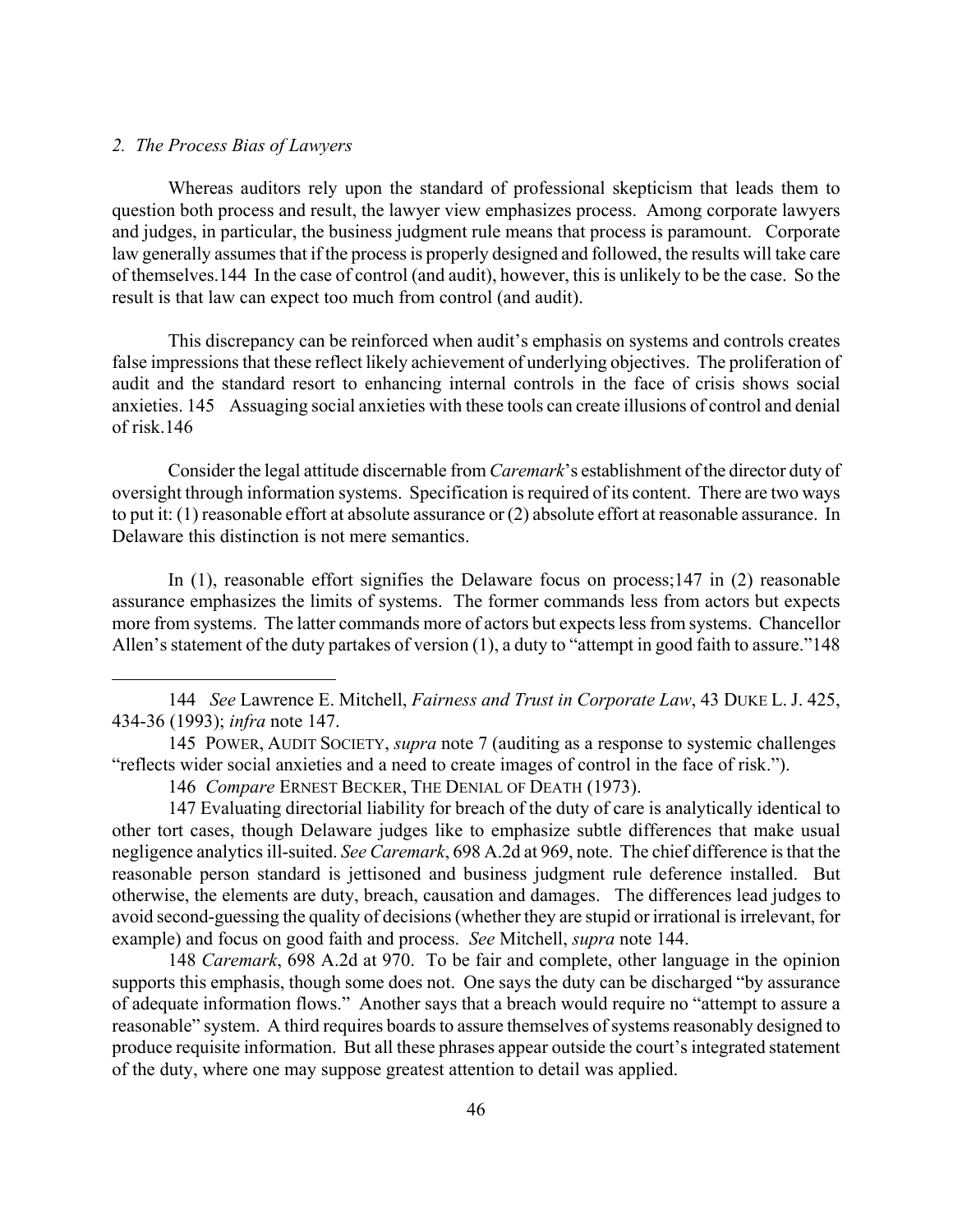*2. The Process Bias of Lawyers*

Whereas auditors rely upon the standard of professional skepticism that leads them to question both process and result, the lawyer view emphasizes process. Among corporate lawyers and judges, in particular, the business judgment rule means that process is paramount. Corporate law generally assumes that if the process is properly designed and followed, the results will take care of themselves.[144] In the case of control (and audit), however, this is unlikely to be the case. So the result is that law can expect too much from control (and audit).

This discrepancy can be reinforced when audit's emphasis on systems and controls creates false impressions that these reflect likely achievement of underlying objectives. The proliferation of audit and the standard resort to enhancing internal controls in the face of crisis shows social anxieties.[145] Assuaging social anxieties with these tools can create illusions of control and denial of risk.[146]

Consider the legal attitude discernable from *Caremark*'s establishment of the director duty of oversight through information systems. Specification is required of its content. There are two ways to put it: (1) reasonable effort at absolute assurance or (2) absolute effort at reasonable assurance. In Delaware this distinction is not mere semantics.

In (1), reasonable effort signifies the Delaware focus on process;[147] in (2) reasonable assurance emphasizes the limits of systems. The former commands less from actors but expects more from systems. The latter commands more of actors but expects less from systems. Chancellor Allen's statement of the duty partakes of version (1), a duty to "attempt in good faith to assure."[148]

---

144 *See* Lawrence E. Mitchell, *Fairness and Trust in Corporate Law*, 43 DUKE L. J. 425, 434-36 (1993); *infra* note 147.

145 POWER, AUDIT SOCIETY, *supra* note 7 (auditing as a response to systemic challenges "reflects wider social anxieties and a need to create images of control in the face of risk.").

146 *Compare* ERNEST BECKER, THE DENIAL OF DEATH (1973).

147 Evaluating directorial liability for breach of the duty of care is analytically identical to other tort cases, though Delaware judges like to emphasize subtle differences that make usual negligence analytics ill-suited. *See Caremark*, 698 A.2d at 969, note. The chief difference is that the reasonable person standard is jettisoned and business judgment rule deference installed. But otherwise, the elements are duty, breach, causation and damages. The differences lead judges to avoid second-guessing the quality of decisions (whether they are stupid or irrational is irrelevant, for example) and focus on good faith and process. *See* Mitchell, *supra* note 144.

148 *Caremark*, 698 A.2d at 970. To be fair and complete, other language in the opinion supports this emphasis, though some does not. One says the duty can be discharged "by assurance of adequate information flows." Another says that a breach would require no "attempt to assure a reasonable" system. A third requires boards to assure themselves of systems reasonably designed to produce requisite information. But all these phrases appear outside the court's integrated statement of the duty, where one may suppose greatest attention to detail was applied.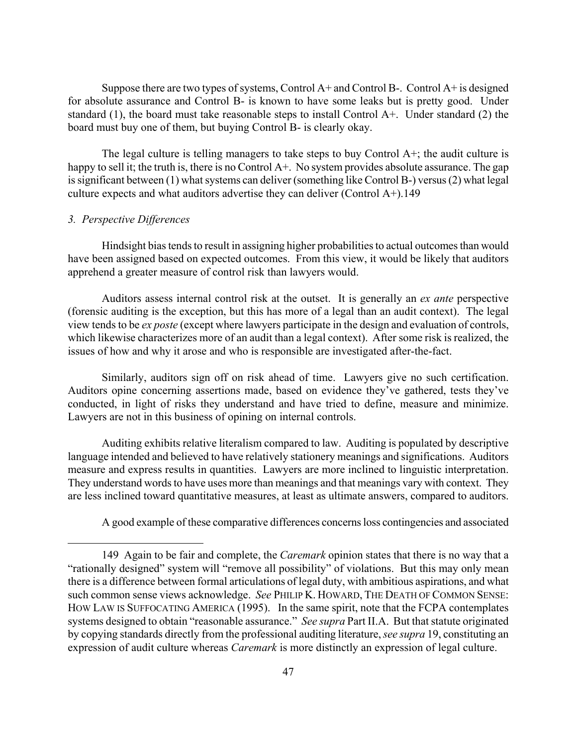Suppose there are two types of systems, Control A+ and Control B-. Control A+ is designed for absolute assurance and Control B- is known to have some leaks but is pretty good. Under standard (1), the board must take reasonable steps to install Control A+. Under standard (2) the board must buy one of them, but buying Control B- is clearly okay.

The legal culture is telling managers to take steps to buy Control A+; the audit culture is happy to sell it; the truth is, there is no Control A+. No system provides absolute assurance. The gap is significant between (1) what systems can deliver (something like Control B-) versus (2) what legal culture expects and what auditors advertise they can deliver (Control A+).[149]

### *3. Perspective Differences*

Hindsight bias tends to result in assigning higher probabilities to actual outcomes than would have been assigned based on expected outcomes. From this view, it would be likely that auditors apprehend a greater measure of control risk than lawyers would.

Auditors assess internal control risk at the outset. It is generally an *ex ante* perspective (forensic auditing is the exception, but this has more of a legal than an audit context). The legal view tends to be *ex poste* (except where lawyers participate in the design and evaluation of controls, which likewise characterizes more of an audit than a legal context). After some risk is realized, the issues of how and why it arose and who is responsible are investigated after-the-fact.

Similarly, auditors sign off on risk ahead of time. Lawyers give no such certification. Auditors opine concerning assertions made, based on evidence they've gathered, tests they've conducted, in light of risks they understand and have tried to define, measure and minimize. Lawyers are not in this business of opining on internal controls.

Auditing exhibits relative literalism compared to law. Auditing is populated by descriptive language intended and believed to have relatively stationery meanings and significations. Auditors measure and express results in quantities. Lawyers are more inclined to linguistic interpretation. They understand words to have uses more than meanings and that meanings vary with context. They are less inclined toward quantitative measures, at least as ultimate answers, compared to auditors.

A good example of these comparative differences concerns loss contingencies and associated

---

149 Again to be fair and complete, the *Caremark* opinion states that there is no way that a "rationally designed" system will "remove all possibility" of violations. But this may only mean there is a difference between formal articulations of legal duty, with ambitious aspirations, and what such common sense views acknowledge. *See* PHILIP K. HOWARD, THE DEATH OF COMMON SENSE: HOW LAW IS SUFFOCATING AMERICA (1995). In the same spirit, note that the FCPA contemplates systems designed to obtain "reasonable assurance." *See supra* Part II.A. But that statute originated by copying standards directly from the professional auditing literature, *see supra* 19, constituting an expression of audit culture whereas *Caremark* is more distinctly an expression of legal culture.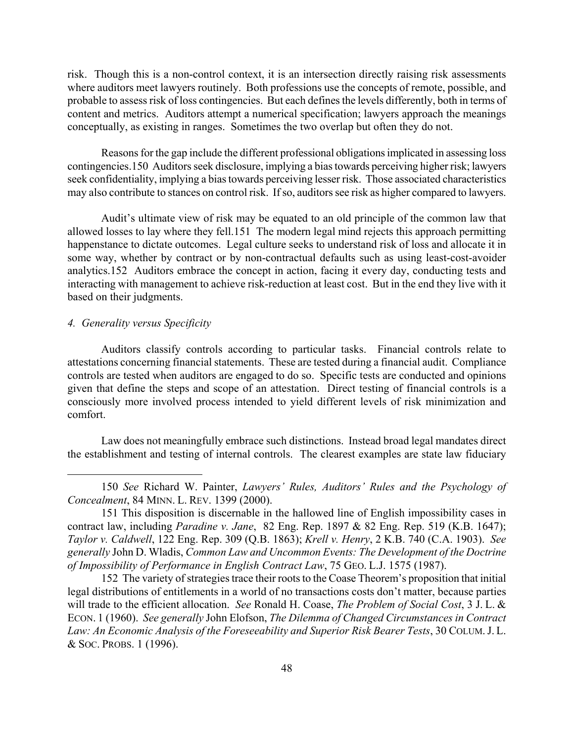risk. Though this is a non-control context, it is an intersection directly raising risk assessments where auditors meet lawyers routinely. Both professions use the concepts of remote, possible, and probable to assess risk of loss contingencies. But each defines the levels differently, both in terms of content and metrics. Auditors attempt a numerical specification; lawyers approach the meanings conceptually, as existing in ranges. Sometimes the two overlap but often they do not.

Reasons for the gap include the different professional obligations implicated in assessing loss contingencies.150 Auditors seek disclosure, implying a bias towards perceiving higher risk; lawyers seek confidentiality, implying a bias towards perceiving lesser risk. Those associated characteristics may also contribute to stances on control risk. If so, auditors see risk as higher compared to lawyers.

Audit's ultimate view of risk may be equated to an old principle of the common law that allowed losses to lay where they fell.151 The modern legal mind rejects this approach permitting happenstance to dictate outcomes. Legal culture seeks to understand risk of loss and allocate it in some way, whether by contract or by non-contractual defaults such as using least-cost-avoider analytics.152 Auditors embrace the concept in action, facing it every day, conducting tests and interacting with management to achieve risk-reduction at least cost. But in the end they live with it based on their judgments.

*4. Generality versus Specificity*

Auditors classify controls according to particular tasks. Financial controls relate to attestations concerning financial statements. These are tested during a financial audit. Compliance controls are tested when auditors are engaged to do so. Specific tests are conducted and opinions given that define the steps and scope of an attestation. Direct testing of financial controls is a consciously more involved process intended to yield different levels of risk minimization and comfort.

Law does not meaningfully embrace such distinctions. Instead broad legal mandates direct the establishment and testing of internal controls. The clearest examples are state law fiduciary

---

150 *See* Richard W. Painter, *Lawyers' Rules, Auditors' Rules and the Psychology of Concealment*, 84 MINN. L. REV. 1399 (2000).

151 This disposition is discernable in the hallowed line of English impossibility cases in contract law, including *Paradine v. Jane*, 82 Eng. Rep. 1897 & 82 Eng. Rep. 519 (K.B. 1647); *Taylor v. Caldwell*, 122 Eng. Rep. 309 (Q.B. 1863); *Krell v. Henry*, 2 K.B. 740 (C.A. 1903). *See generally* John D. Wladis, *Common Law and Uncommon Events: The Development of the Doctrine of Impossibility of Performance in English Contract Law*, 75 GEO. L.J. 1575 (1987).

152 The variety of strategies trace their roots to the Coase Theorem's proposition that initial legal distributions of entitlements in a world of no transactions costs don't matter, because parties will trade to the efficient allocation. *See* Ronald H. Coase, *The Problem of Social Cost*, 3 J. L. & ECON. 1 (1960). *See generally* John Elofson, *The Dilemma of Changed Circumstances in Contract Law: An Economic Analysis of the Foreseeability and Superior Risk Bearer Tests*, 30 COLUM. J. L. & SOC. PROBS. 1 (1996).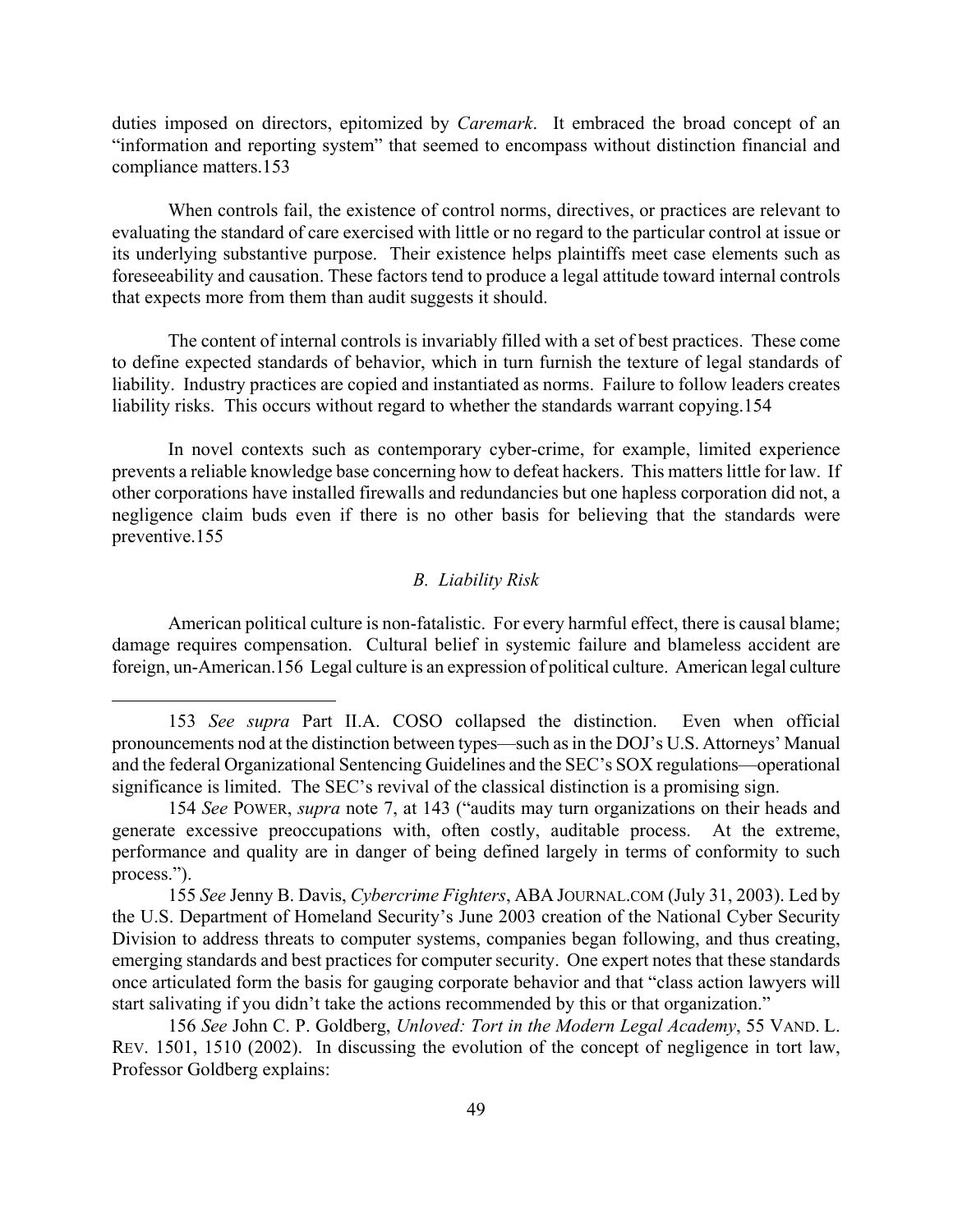duties imposed on directors, epitomized by *Caremark*. It embraced the broad concept of an "information and reporting system" that seemed to encompass without distinction financial and compliance matters.153

When controls fail, the existence of control norms, directives, or practices are relevant to evaluating the standard of care exercised with little or no regard to the particular control at issue or its underlying substantive purpose. Their existence helps plaintiffs meet case elements such as foreseeability and causation. These factors tend to produce a legal attitude toward internal controls that expects more from them than audit suggests it should.

The content of internal controls is invariably filled with a set of best practices. These come to define expected standards of behavior, which in turn furnish the texture of legal standards of liability. Industry practices are copied and instantiated as norms. Failure to follow leaders creates liability risks. This occurs without regard to whether the standards warrant copying.154

In novel contexts such as contemporary cyber-crime, for example, limited experience prevents a reliable knowledge base concerning how to defeat hackers. This matters little for law. If other corporations have installed firewalls and redundancies but one hapless corporation did not, a negligence claim buds even if there is no other basis for believing that the standards were preventive.155

### *B. Liability Risk*

American political culture is non-fatalistic. For every harmful effect, there is causal blame; damage requires compensation. Cultural belief in systemic failure and blameless accident are foreign, un-American.156 Legal culture is an expression of political culture. American legal culture

---

153 *See supra* Part II.A. COSO collapsed the distinction. Even when official pronouncements nod at the distinction between types—such as in the DOJ's U.S. Attorneys' Manual and the federal Organizational Sentencing Guidelines and the SEC's SOX regulations—operational significance is limited. The SEC's revival of the classical distinction is a promising sign.

154 *See* POWER, *supra* note 7, at 143 ("audits may turn organizations on their heads and generate excessive preoccupations with, often costly, auditable process. At the extreme, performance and quality are in danger of being defined largely in terms of conformity to such process.").

155 *See* Jenny B. Davis, *Cybercrime Fighters*, ABA JOURNAL.COM (July 31, 2003). Led by the U.S. Department of Homeland Security's June 2003 creation of the National Cyber Security Division to address threats to computer systems, companies began following, and thus creating, emerging standards and best practices for computer security. One expert notes that these standards once articulated form the basis for gauging corporate behavior and that "class action lawyers will start salivating if you didn't take the actions recommended by this or that organization."

156 *See* John C. P. Goldberg, *Unloved: Tort in the Modern Legal Academy*, 55 VAND. L. REV. 1501, 1510 (2002). In discussing the evolution of the concept of negligence in tort law, Professor Goldberg explains: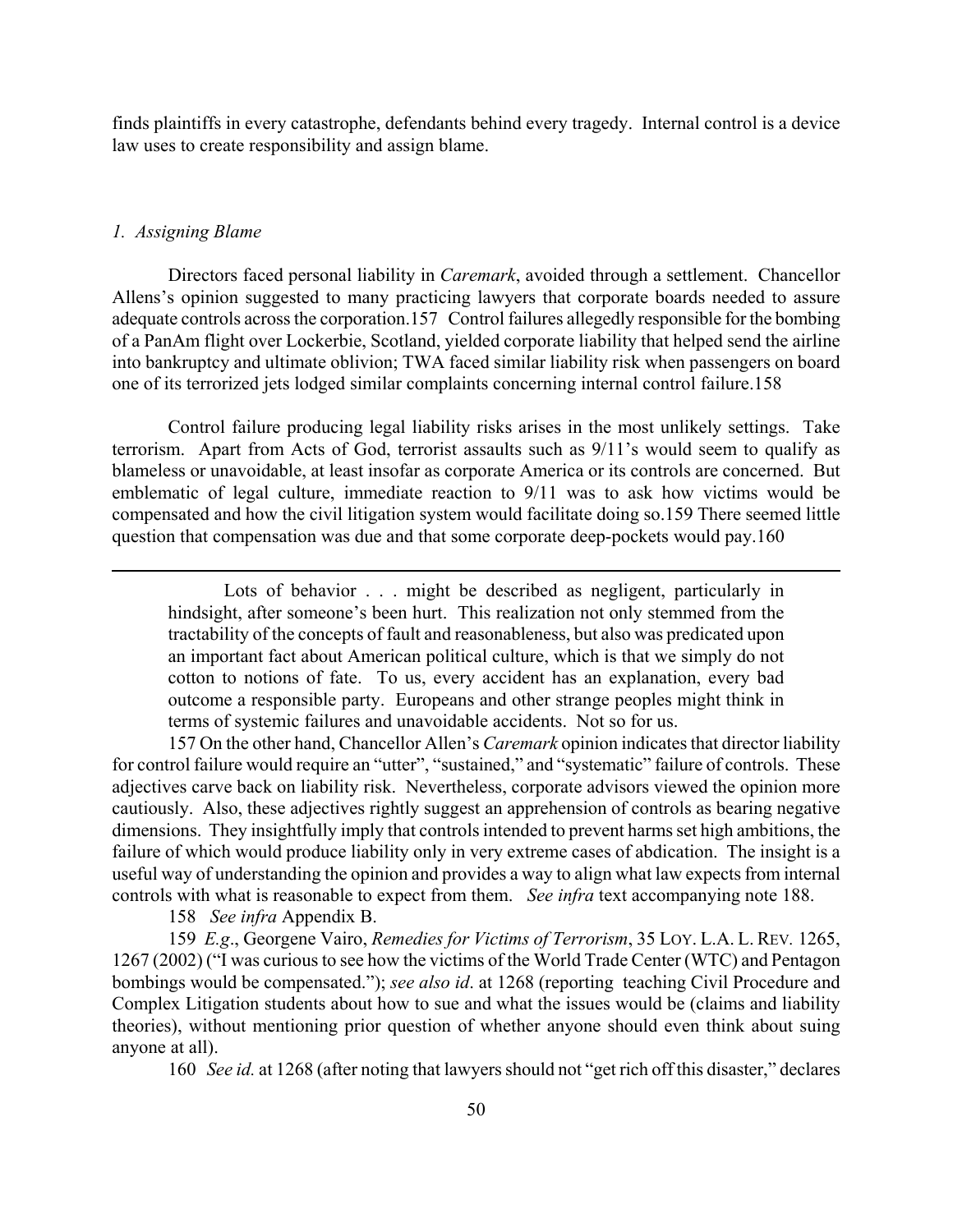finds plaintiffs in every catastrophe, defendants behind every tragedy. Internal control is a device law uses to create responsibility and assign blame.

### *1. Assigning Blame*

Directors faced personal liability in *Caremark*, avoided through a settlement. Chancellor Allens's opinion suggested to many practicing lawyers that corporate boards needed to assure adequate controls across the corporation.157 Control failures allegedly responsible for the bombing of a PanAm flight over Lockerbie, Scotland, yielded corporate liability that helped send the airline into bankruptcy and ultimate oblivion; TWA faced similar liability risk when passengers on board one of its terrorized jets lodged similar complaints concerning internal control failure.158

Control failure producing legal liability risks arises in the most unlikely settings. Take terrorism. Apart from Acts of God, terrorist assaults such as 9/11's would seem to qualify as blameless or unavoidable, at least insofar as corporate America or its controls are concerned. But emblematic of legal culture, immediate reaction to 9/11 was to ask how victims would be compensated and how the civil litigation system would facilitate doing so.159 There seemed little question that compensation was due and that some corporate deep-pockets would pay.160

---

> Lots of behavior . . . might be described as negligent, particularly in hindsight, after someone's been hurt. This realization not only stemmed from the tractability of the concepts of fault and reasonableness, but also was predicated upon an important fact about American political culture, which is that we simply do not cotton to notions of fate. To us, every accident has an explanation, every bad outcome a responsible party. Europeans and other strange peoples might think in terms of systemic failures and unavoidable accidents. Not so for us.

157 On the other hand, Chancellor Allen's *Caremark* opinion indicates that director liability for control failure would require an "utter", "sustained," and "systematic" failure of controls. These adjectives carve back on liability risk. Nevertheless, corporate advisors viewed the opinion more cautiously. Also, these adjectives rightly suggest an apprehension of controls as bearing negative dimensions. They insightfully imply that controls intended to prevent harms set high ambitions, the failure of which would produce liability only in very extreme cases of abdication. The insight is a useful way of understanding the opinion and provides a way to align what law expects from internal controls with what is reasonable to expect from them. *See infra* text accompanying note 188.

158 *See infra* Appendix B.

159 *E.g*., Georgene Vairo, *Remedies for Victims of Terrorism*, 35 LOY. L.A. L. REV. 1265, 1267 (2002) ("I was curious to see how the victims of the World Trade Center (WTC) and Pentagon bombings would be compensated."); *see also id*. at 1268 (reporting teaching Civil Procedure and Complex Litigation students about how to sue and what the issues would be (claims and liability theories), without mentioning prior question of whether anyone should even think about suing anyone at all).

160 *See id.* at 1268 (after noting that lawyers should not "get rich off this disaster," declares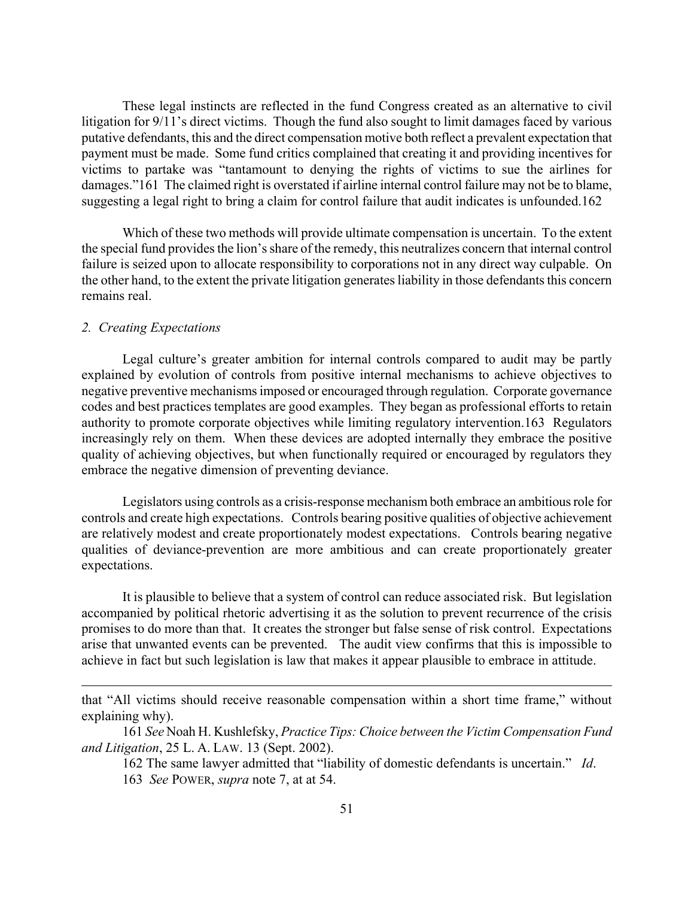These legal instincts are reflected in the fund Congress created as an alternative to civil litigation for 9/11's direct victims. Though the fund also sought to limit damages faced by various putative defendants, this and the direct compensation motive both reflect a prevalent expectation that payment must be made. Some fund critics complained that creating it and providing incentives for victims to partake was "tantamount to denying the rights of victims to sue the airlines for damages."161 The claimed right is overstated if airline internal control failure may not be to blame, suggesting a legal right to bring a claim for control failure that audit indicates is unfounded.162

Which of these two methods will provide ultimate compensation is uncertain. To the extent the special fund provides the lion's share of the remedy, this neutralizes concern that internal control failure is seized upon to allocate responsibility to corporations not in any direct way culpable. On the other hand, to the extent the private litigation generates liability in those defendants this concern remains real.

*2. Creating Expectations*

Legal culture's greater ambition for internal controls compared to audit may be partly explained by evolution of controls from positive internal mechanisms to achieve objectives to negative preventive mechanisms imposed or encouraged through regulation. Corporate governance codes and best practices templates are good examples. They began as professional efforts to retain authority to promote corporate objectives while limiting regulatory intervention.163 Regulators increasingly rely on them. When these devices are adopted internally they embrace the positive quality of achieving objectives, but when functionally required or encouraged by regulators they embrace the negative dimension of preventing deviance.

Legislators using controls as a crisis-response mechanism both embrace an ambitious role for controls and create high expectations. Controls bearing positive qualities of objective achievement are relatively modest and create proportionately modest expectations. Controls bearing negative qualities of deviance-prevention are more ambitious and can create proportionately greater expectations.

It is plausible to believe that a system of control can reduce associated risk. But legislation accompanied by political rhetoric advertising it as the solution to prevent recurrence of the crisis promises to do more than that. It creates the stronger but false sense of risk control. Expectations arise that unwanted events can be prevented. The audit view confirms that this is impossible to achieve in fact but such legislation is law that makes it appear plausible to embrace in attitude.

---

that "All victims should receive reasonable compensation within a short time frame," without explaining why).

161 *See* Noah H. Kushlefsky, *Practice Tips: Choice between the Victim Compensation Fund and Litigation*, 25 L. A. LAW. 13 (Sept. 2002).

162 The same lawyer admitted that "liability of domestic defendants is uncertain." *Id*.

163 *See* POWER, *supra* note 7, at at 54.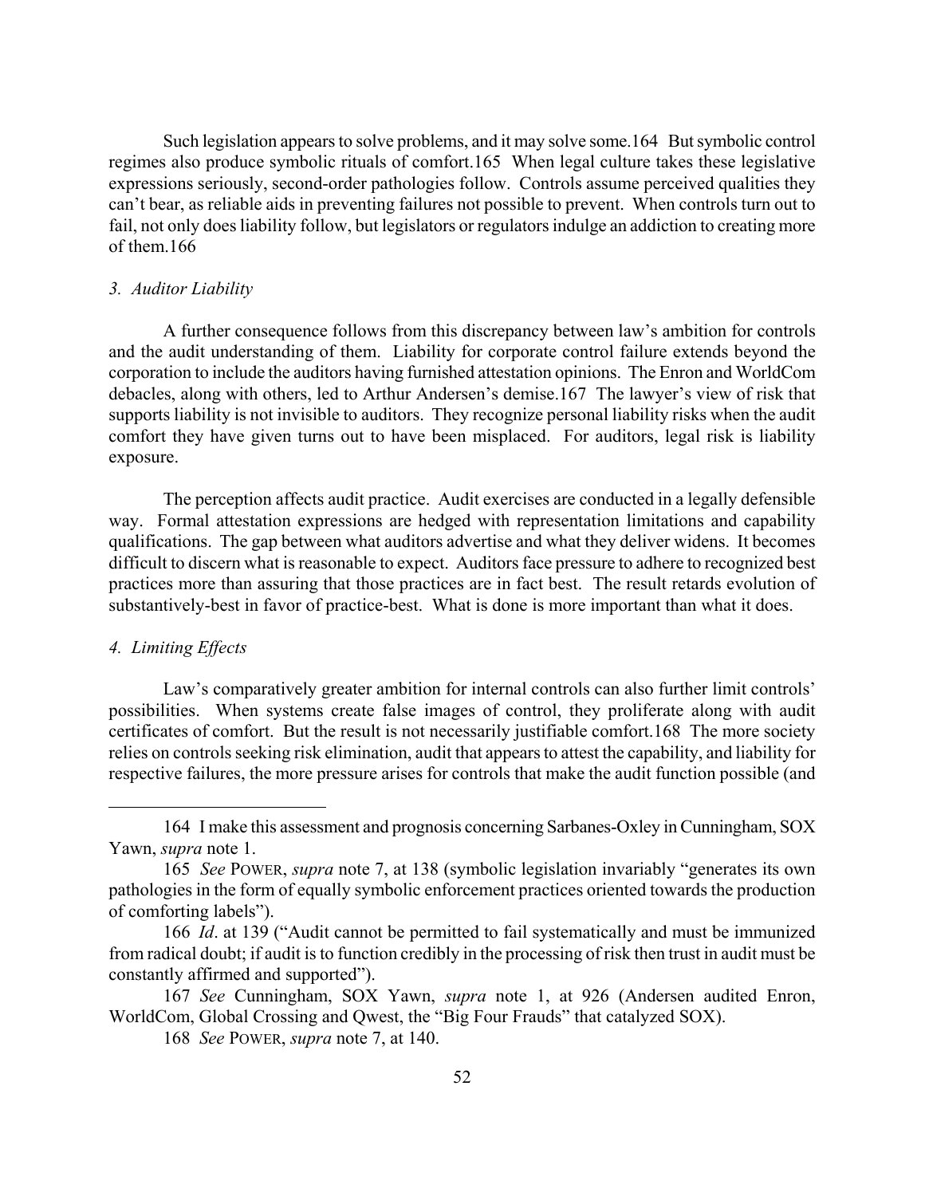Such legislation appears to solve problems, and it may solve some.[164] But symbolic control regimes also produce symbolic rituals of comfort.[165] When legal culture takes these legislative expressions seriously, second-order pathologies follow. Controls assume perceived qualities they can't bear, as reliable aids in preventing failures not possible to prevent. When controls turn out to fail, not only does liability follow, but legislators or regulators indulge an addiction to creating more of them.[166]

*3. Auditor Liability*

A further consequence follows from this discrepancy between law's ambition for controls and the audit understanding of them. Liability for corporate control failure extends beyond the corporation to include the auditors having furnished attestation opinions. The Enron and WorldCom debacles, along with others, led to Arthur Andersen's demise.[167] The lawyer's view of risk that supports liability is not invisible to auditors. They recognize personal liability risks when the audit comfort they have given turns out to have been misplaced. For auditors, legal risk is liability exposure.

The perception affects audit practice. Audit exercises are conducted in a legally defensible way. Formal attestation expressions are hedged with representation limitations and capability qualifications. The gap between what auditors advertise and what they deliver widens. It becomes difficult to discern what is reasonable to expect. Auditors face pressure to adhere to recognized best practices more than assuring that those practices are in fact best. The result retards evolution of substantively-best in favor of practice-best. What is done is more important than what it does.

*4. Limiting Effects*

Law's comparatively greater ambition for internal controls can also further limit controls' possibilities. When systems create false images of control, they proliferate along with audit certificates of comfort. But the result is not necessarily justifiable comfort.[168] The more society relies on controls seeking risk elimination, audit that appears to attest the capability, and liability for respective failures, the more pressure arises for controls that make the audit function possible (and

---

164 I make this assessment and prognosis concerning Sarbanes-Oxley in Cunningham, SOX Yawn, *supra* note 1.

165 *See* POWER, *supra* note 7, at 138 (symbolic legislation invariably "generates its own pathologies in the form of equally symbolic enforcement practices oriented towards the production of comforting labels").

166 *Id*. at 139 ("Audit cannot be permitted to fail systematically and must be immunized from radical doubt; if audit is to function credibly in the processing of risk then trust in audit must be constantly affirmed and supported").

167 *See* Cunningham, SOX Yawn, *supra* note 1, at 926 (Andersen audited Enron, WorldCom, Global Crossing and Qwest, the "Big Four Frauds" that catalyzed SOX).

168 *See* POWER, *supra* note 7, at 140.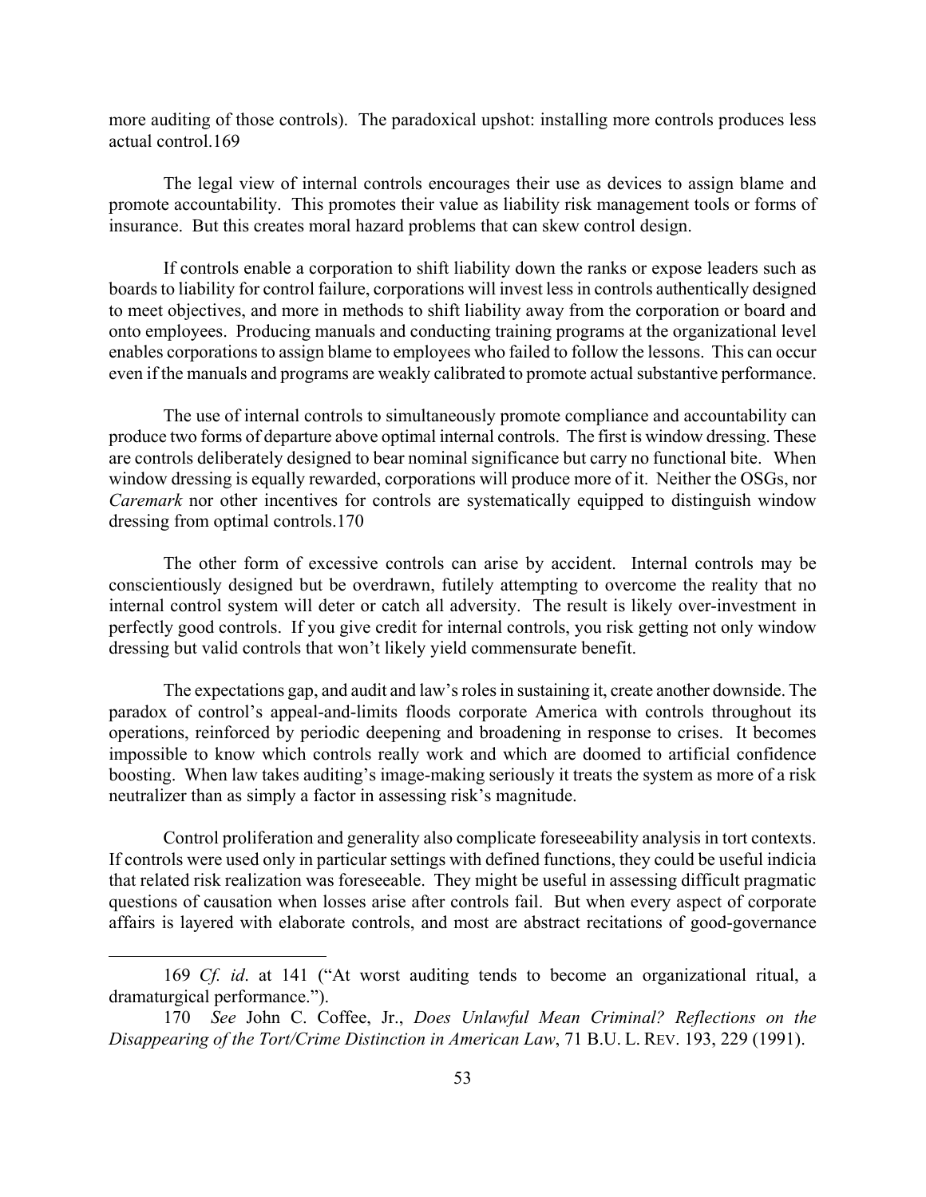more auditing of those controls). The paradoxical upshot: installing more controls produces less actual control.[169]

The legal view of internal controls encourages their use as devices to assign blame and promote accountability. This promotes their value as liability risk management tools or forms of insurance. But this creates moral hazard problems that can skew control design.

If controls enable a corporation to shift liability down the ranks or expose leaders such as boards to liability for control failure, corporations will invest less in controls authentically designed to meet objectives, and more in methods to shift liability away from the corporation or board and onto employees. Producing manuals and conducting training programs at the organizational level enables corporations to assign blame to employees who failed to follow the lessons. This can occur even if the manuals and programs are weakly calibrated to promote actual substantive performance.

The use of internal controls to simultaneously promote compliance and accountability can produce two forms of departure above optimal internal controls. The first is window dressing. These are controls deliberately designed to bear nominal significance but carry no functional bite. When window dressing is equally rewarded, corporations will produce more of it. Neither the OSGs, nor *Caremark* nor other incentives for controls are systematically equipped to distinguish window dressing from optimal controls.[170]

The other form of excessive controls can arise by accident. Internal controls may be conscientiously designed but be overdrawn, futilely attempting to overcome the reality that no internal control system will deter or catch all adversity. The result is likely over-investment in perfectly good controls. If you give credit for internal controls, you risk getting not only window dressing but valid controls that won't likely yield commensurate benefit.

The expectations gap, and audit and law's roles in sustaining it, create another downside. The paradox of control's appeal-and-limits floods corporate America with controls throughout its operations, reinforced by periodic deepening and broadening in response to crises. It becomes impossible to know which controls really work and which are doomed to artificial confidence boosting. When law takes auditing's image-making seriously it treats the system as more of a risk neutralizer than as simply a factor in assessing risk's magnitude.

Control proliferation and generality also complicate foreseeability analysis in tort contexts. If controls were used only in particular settings with defined functions, they could be useful indicia that related risk realization was foreseeable. They might be useful in assessing difficult pragmatic questions of causation when losses arise after controls fail. But when every aspect of corporate affairs is layered with elaborate controls, and most are abstract recitations of good-governance

---

169 *Cf. id*. at 141 ("At worst auditing tends to become an organizational ritual, a dramaturgical performance.").

170 *See* John C. Coffee, Jr., *Does Unlawful Mean Criminal? Reflections on the Disappearing of the Tort/Crime Distinction in American Law*, 71 B.U. L. REV. 193, 229 (1991).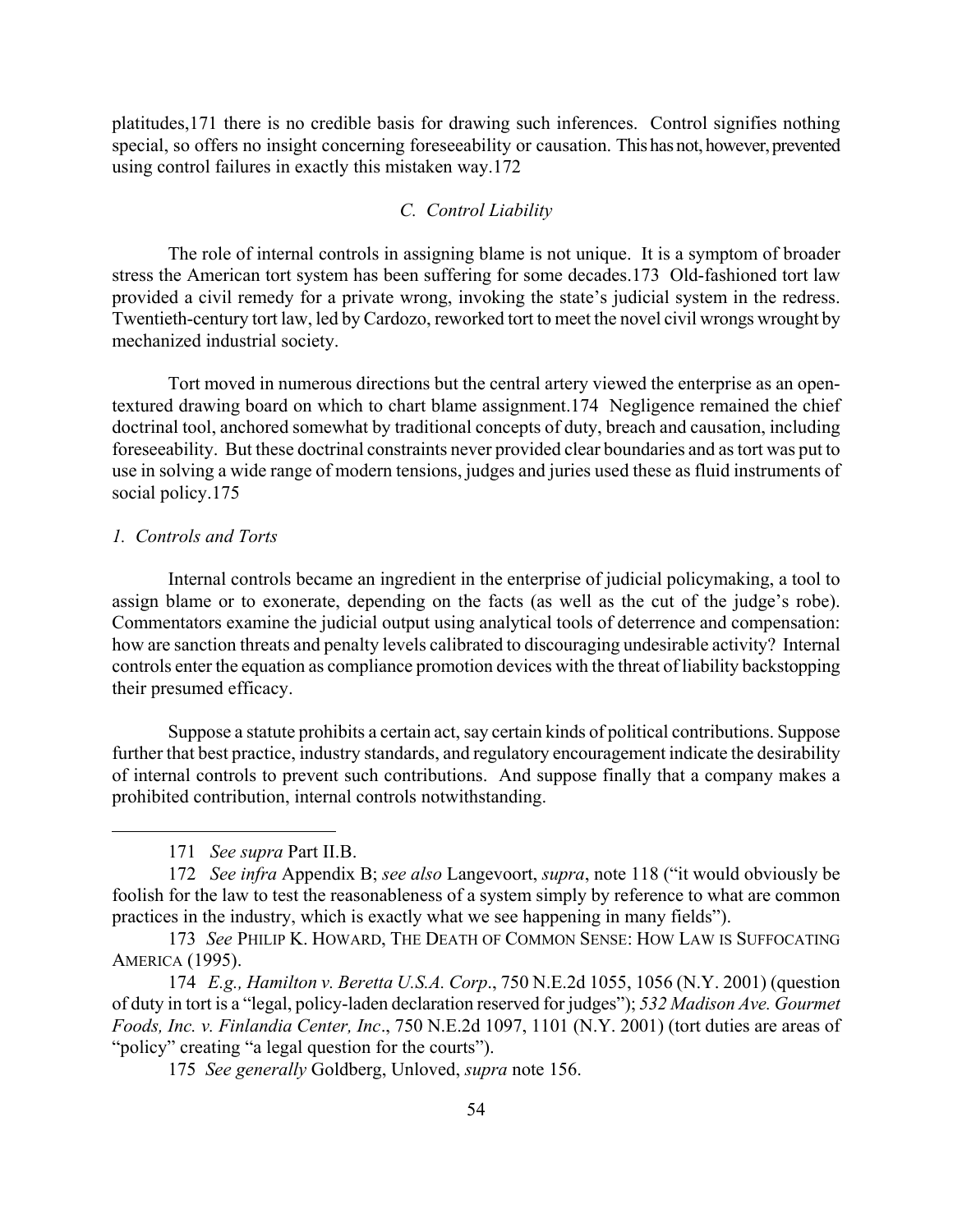platitudes,[171] there is no credible basis for drawing such inferences. Control signifies nothing special, so offers no insight concerning foreseeability or causation. This has not, however, prevented using control failures in exactly this mistaken way.[172]

### *C. Control Liability*

The role of internal controls in assigning blame is not unique. It is a symptom of broader stress the American tort system has been suffering for some decades.[173] Old-fashioned tort law provided a civil remedy for a private wrong, invoking the state's judicial system in the redress. Twentieth-century tort law, led by Cardozo, reworked tort to meet the novel civil wrongs wrought by mechanized industrial society.

Tort moved in numerous directions but the central artery viewed the enterprise as an open-textured drawing board on which to chart blame assignment.[174] Negligence remained the chief doctrinal tool, anchored somewhat by traditional concepts of duty, breach and causation, including foreseeability. But these doctrinal constraints never provided clear boundaries and as tort was put to use in solving a wide range of modern tensions, judges and juries used these as fluid instruments of social policy.[175]

#### *1. Controls and Torts*

Internal controls became an ingredient in the enterprise of judicial policymaking, a tool to assign blame or to exonerate, depending on the facts (as well as the cut of the judge's robe). Commentators examine the judicial output using analytical tools of deterrence and compensation: how are sanction threats and penalty levels calibrated to discouraging undesirable activity? Internal controls enter the equation as compliance promotion devices with the threat of liability backstopping their presumed efficacy.

Suppose a statute prohibits a certain act, say certain kinds of political contributions. Suppose further that best practice, industry standards, and regulatory encouragement indicate the desirability of internal controls to prevent such contributions. And suppose finally that a company makes a prohibited contribution, internal controls notwithstanding.

---

171 *See supra* Part II.B.

172 *See infra* Appendix B; *see also* Langevoort, *supra*, note 118 ("it would obviously be foolish for the law to test the reasonableness of a system simply by reference to what are common practices in the industry, which is exactly what we see happening in many fields").

173 *See* PHILIP K. HOWARD, THE DEATH OF COMMON SENSE: HOW LAW IS SUFFOCATING AMERICA (1995).

174 *E.g., Hamilton v. Beretta U.S.A. Corp*., 750 N.E.2d 1055, 1056 (N.Y. 2001) (question of duty in tort is a "legal, policy-laden declaration reserved for judges"); *532 Madison Ave. Gourmet Foods, Inc. v. Finlandia Center, Inc*., 750 N.E.2d 1097, 1101 (N.Y. 2001) (tort duties are areas of "policy" creating "a legal question for the courts").

175 *See generally* Goldberg, Unloved, *supra* note 156.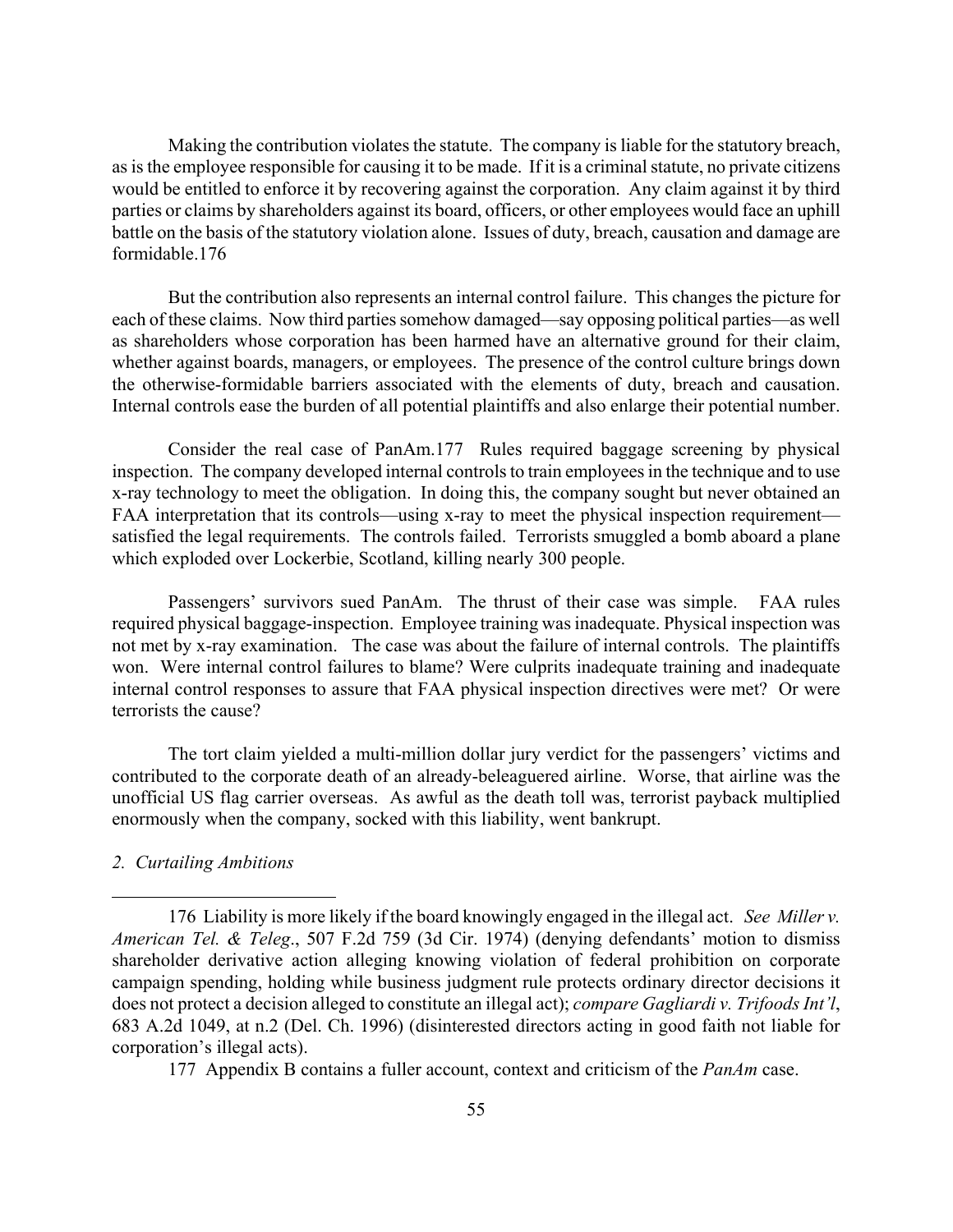Making the contribution violates the statute. The company is liable for the statutory breach, as is the employee responsible for causing it to be made. If it is a criminal statute, no private citizens would be entitled to enforce it by recovering against the corporation. Any claim against it by third parties or claims by shareholders against its board, officers, or other employees would face an uphill battle on the basis of the statutory violation alone. Issues of duty, breach, causation and damage are formidable.[176]

But the contribution also represents an internal control failure. This changes the picture for each of these claims. Now third parties somehow damaged—say opposing political parties—as well as shareholders whose corporation has been harmed have an alternative ground for their claim, whether against boards, managers, or employees. The presence of the control culture brings down the otherwise-formidable barriers associated with the elements of duty, breach and causation. Internal controls ease the burden of all potential plaintiffs and also enlarge their potential number.

Consider the real case of PanAm.[177] Rules required baggage screening by physical inspection. The company developed internal controls to train employees in the technique and to use x-ray technology to meet the obligation. In doing this, the company sought but never obtained an FAA interpretation that its controls—using x-ray to meet the physical inspection requirement—satisfied the legal requirements. The controls failed. Terrorists smuggled a bomb aboard a plane which exploded over Lockerbie, Scotland, killing nearly 300 people.

Passengers' survivors sued PanAm. The thrust of their case was simple. FAA rules required physical baggage-inspection. Employee training was inadequate. Physical inspection was not met by x-ray examination. The case was about the failure of internal controls. The plaintiffs won. Were internal control failures to blame? Were culprits inadequate training and inadequate internal control responses to assure that FAA physical inspection directives were met? Or were terrorists the cause?

The tort claim yielded a multi-million dollar jury verdict for the passengers' victims and contributed to the corporate death of an already-beleaguered airline. Worse, that airline was the unofficial US flag carrier overseas. As awful as the death toll was, terrorist payback multiplied enormously when the company, socked with this liability, went bankrupt.

*2. Curtailing Ambitions*

---

176 Liability is more likely if the board knowingly engaged in the illegal act. *See Miller v. American Tel. & Teleg*., 507 F.2d 759 (3d Cir. 1974) (denying defendants' motion to dismiss shareholder derivative action alleging knowing violation of federal prohibition on corporate campaign spending, holding while business judgment rule protects ordinary director decisions it does not protect a decision alleged to constitute an illegal act); *compare Gagliardi v. Trifoods Int'l*, 683 A.2d 1049, at n.2 (Del. Ch. 1996) (disinterested directors acting in good faith not liable for corporation's illegal acts).

177 Appendix B contains a fuller account, context and criticism of the *PanAm* case.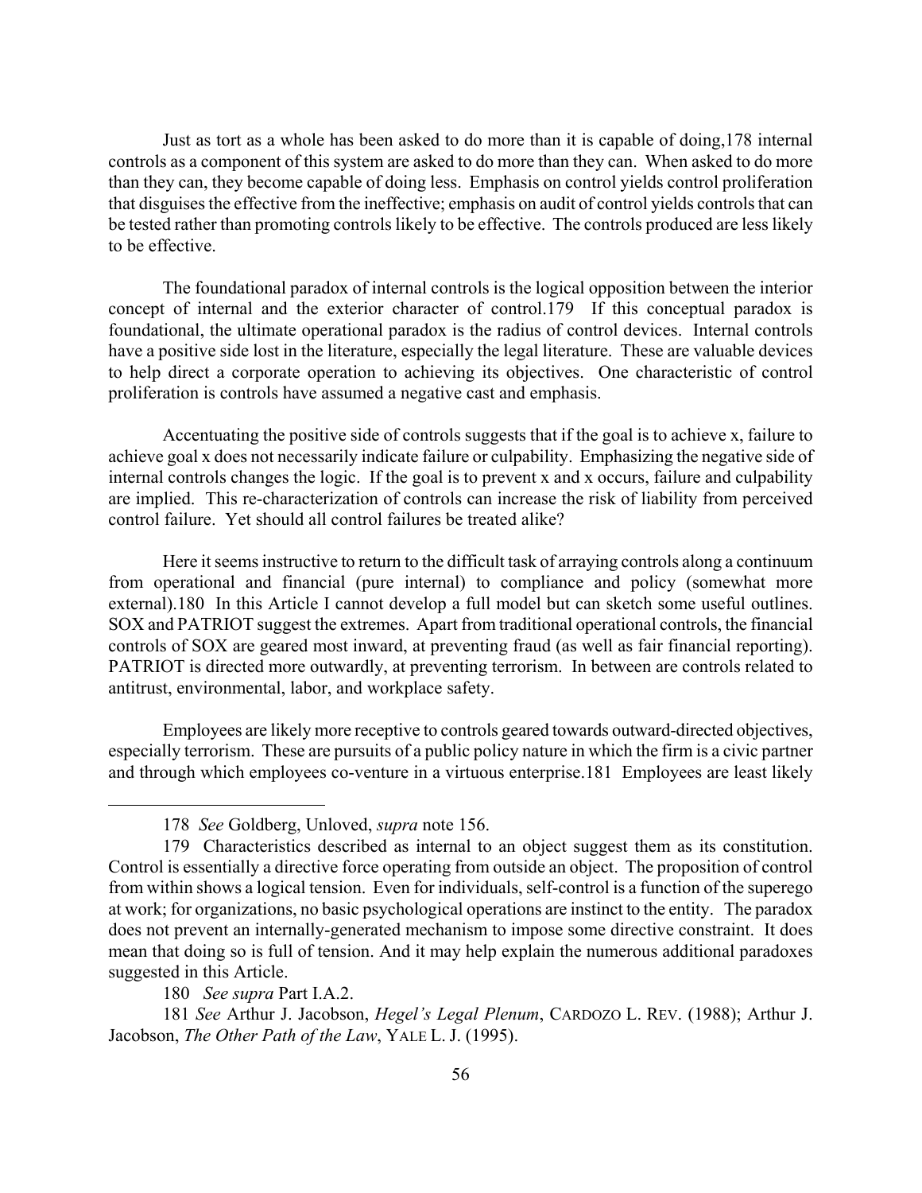Just as tort as a whole has been asked to do more than it is capable of doing,[178] internal controls as a component of this system are asked to do more than they can. When asked to do more than they can, they become capable of doing less. Emphasis on control yields control proliferation that disguises the effective from the ineffective; emphasis on audit of control yields controls that can be tested rather than promoting controls likely to be effective. The controls produced are less likely to be effective.

The foundational paradox of internal controls is the logical opposition between the interior concept of internal and the exterior character of control.[179] If this conceptual paradox is foundational, the ultimate operational paradox is the radius of control devices. Internal controls have a positive side lost in the literature, especially the legal literature. These are valuable devices to help direct a corporate operation to achieving its objectives. One characteristic of control proliferation is controls have assumed a negative cast and emphasis.

Accentuating the positive side of controls suggests that if the goal is to achieve x, failure to achieve goal x does not necessarily indicate failure or culpability. Emphasizing the negative side of internal controls changes the logic. If the goal is to prevent x and x occurs, failure and culpability are implied. This re-characterization of controls can increase the risk of liability from perceived control failure. Yet should all control failures be treated alike?

Here it seems instructive to return to the difficult task of arraying controls along a continuum from operational and financial (pure internal) to compliance and policy (somewhat more external).[180] In this Article I cannot develop a full model but can sketch some useful outlines. SOX and PATRIOT suggest the extremes. Apart from traditional operational controls, the financial controls of SOX are geared most inward, at preventing fraud (as well as fair financial reporting). PATRIOT is directed more outwardly, at preventing terrorism. In between are controls related to antitrust, environmental, labor, and workplace safety.

Employees are likely more receptive to controls geared towards outward-directed objectives, especially terrorism. These are pursuits of a public policy nature in which the firm is a civic partner and through which employees co-venture in a virtuous enterprise.[181] Employees are least likely

---

178 *See* Goldberg, Unloved, *supra* note 156.

179 Characteristics described as internal to an object suggest them as its constitution. Control is essentially a directive force operating from outside an object. The proposition of control from within shows a logical tension. Even for individuals, self-control is a function of the superego at work; for organizations, no basic psychological operations are instinct to the entity. The paradox does not prevent an internally-generated mechanism to impose some directive constraint. It does mean that doing so is full of tension. And it may help explain the numerous additional paradoxes suggested in this Article.

180 *See supra* Part I.A.2.

181 *See* Arthur J. Jacobson, *Hegel's Legal Plenum*, CARDOZO L. REV. (1988); Arthur J. Jacobson, *The Other Path of the Law*, YALE L. J. (1995).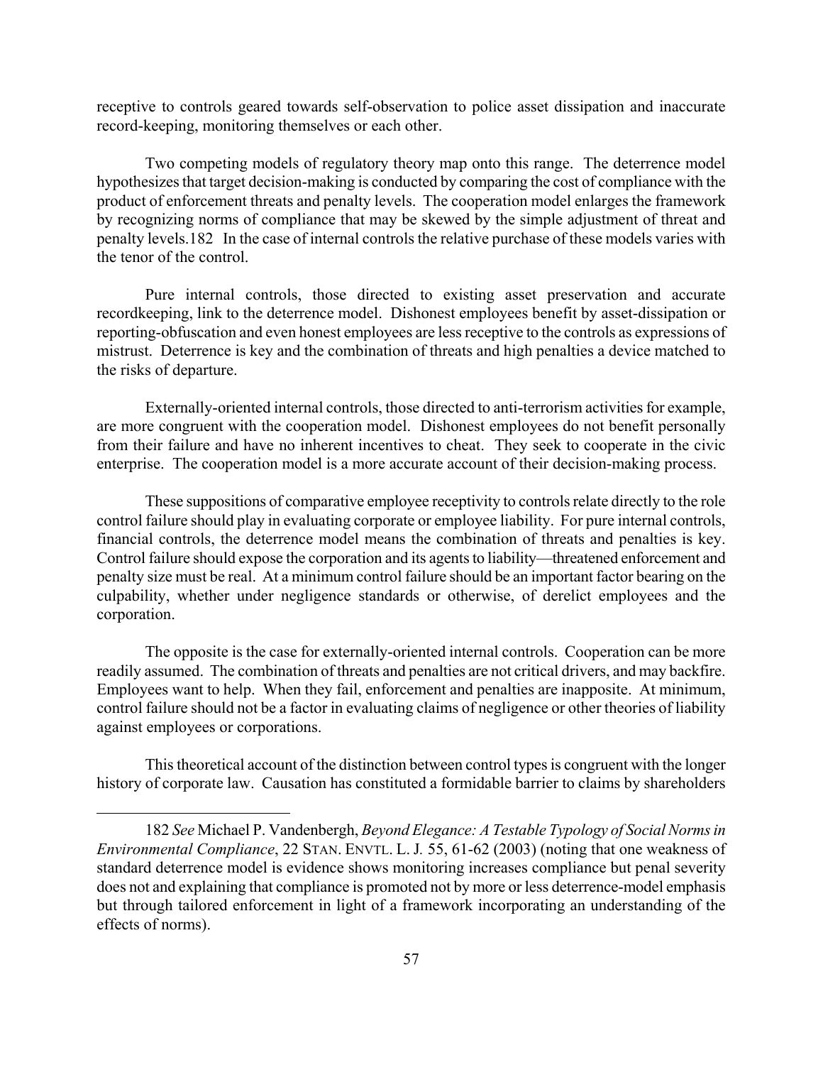receptive to controls geared towards self-observation to police asset dissipation and inaccurate record-keeping, monitoring themselves or each other.

Two competing models of regulatory theory map onto this range. The deterrence model hypothesizes that target decision-making is conducted by comparing the cost of compliance with the product of enforcement threats and penalty levels. The cooperation model enlarges the framework by recognizing norms of compliance that may be skewed by the simple adjustment of threat and penalty levels.182 In the case of internal controls the relative purchase of these models varies with the tenor of the control.

Pure internal controls, those directed to existing asset preservation and accurate recordkeeping, link to the deterrence model. Dishonest employees benefit by asset-dissipation or reporting-obfuscation and even honest employees are less receptive to the controls as expressions of mistrust. Deterrence is key and the combination of threats and high penalties a device matched to the risks of departure.

Externally-oriented internal controls, those directed to anti-terrorism activities for example, are more congruent with the cooperation model. Dishonest employees do not benefit personally from their failure and have no inherent incentives to cheat. They seek to cooperate in the civic enterprise. The cooperation model is a more accurate account of their decision-making process.

These suppositions of comparative employee receptivity to controls relate directly to the role control failure should play in evaluating corporate or employee liability. For pure internal controls, financial controls, the deterrence model means the combination of threats and penalties is key. Control failure should expose the corporation and its agents to liability—threatened enforcement and penalty size must be real. At a minimum control failure should be an important factor bearing on the culpability, whether under negligence standards or otherwise, of derelict employees and the corporation.

The opposite is the case for externally-oriented internal controls. Cooperation can be more readily assumed. The combination of threats and penalties are not critical drivers, and may backfire. Employees want to help. When they fail, enforcement and penalties are inapposite. At minimum, control failure should not be a factor in evaluating claims of negligence or other theories of liability against employees or corporations.

This theoretical account of the distinction between control types is congruent with the longer history of corporate law. Causation has constituted a formidable barrier to claims by shareholders

---

182 *See* Michael P. Vandenbergh, *Beyond Elegance: A Testable Typology of Social Norms in Environmental Compliance*, 22 STAN. ENVTL. L. J. 55, 61-62 (2003) (noting that one weakness of standard deterrence model is evidence shows monitoring increases compliance but penal severity does not and explaining that compliance is promoted not by more or less deterrence-model emphasis but through tailored enforcement in light of a framework incorporating an understanding of the effects of norms).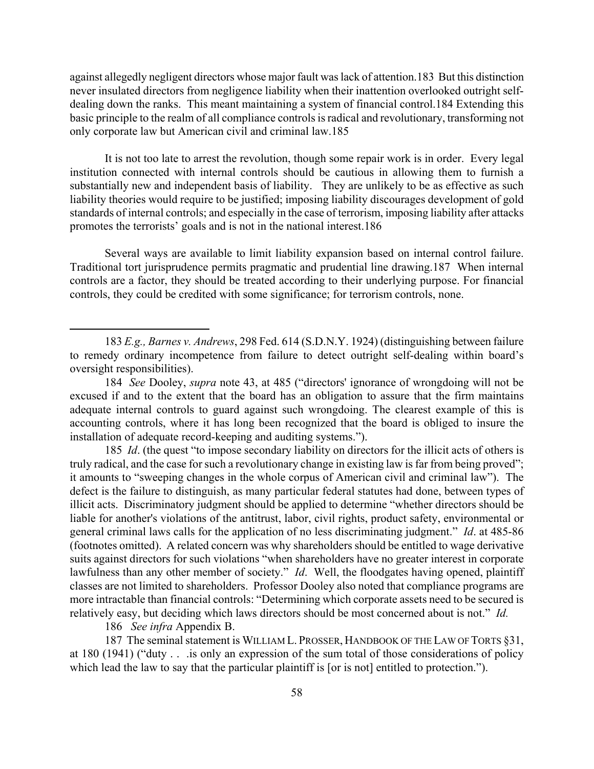against allegedly negligent directors whose major fault was lack of attention.183 But this distinction never insulated directors from negligence liability when their inattention overlooked outright self-dealing down the ranks. This meant maintaining a system of financial control.184 Extending this basic principle to the realm of all compliance controls is radical and revolutionary, transforming not only corporate law but American civil and criminal law.185

It is not too late to arrest the revolution, though some repair work is in order. Every legal institution connected with internal controls should be cautious in allowing them to furnish a substantially new and independent basis of liability. They are unlikely to be as effective as such liability theories would require to be justified; imposing liability discourages development of gold standards of internal controls; and especially in the case of terrorism, imposing liability after attacks promotes the terrorists' goals and is not in the national interest.186

Several ways are available to limit liability expansion based on internal control failure. Traditional tort jurisprudence permits pragmatic and prudential line drawing.187 When internal controls are a factor, they should be treated according to their underlying purpose. For financial controls, they could be credited with some significance; for terrorism controls, none.

---

183 *E.g., Barnes v. Andrews*, 298 Fed. 614 (S.D.N.Y. 1924) (distinguishing between failure to remedy ordinary incompetence from failure to detect outright self-dealing within board's oversight responsibilities).

184 *See* Dooley, *supra* note 43, at 485 ("directors' ignorance of wrongdoing will not be excused if and to the extent that the board has an obligation to assure that the firm maintains adequate internal controls to guard against such wrongdoing. The clearest example of this is accounting controls, where it has long been recognized that the board is obliged to insure the installation of adequate record-keeping and auditing systems.").

185 *Id*. (the quest "to impose secondary liability on directors for the illicit acts of others is truly radical, and the case for such a revolutionary change in existing law is far from being proved"; it amounts to "sweeping changes in the whole corpus of American civil and criminal law"). The defect is the failure to distinguish, as many particular federal statutes had done, between types of illicit acts. Discriminatory judgment should be applied to determine "whether directors should be liable for another's violations of the antitrust, labor, civil rights, product safety, environmental or general criminal laws calls for the application of no less discriminating judgment." *Id*. at 485-86 (footnotes omitted). A related concern was why shareholders should be entitled to wage derivative suits against directors for such violations "when shareholders have no greater interest in corporate lawfulness than any other member of society." *Id*. Well, the floodgates having opened, plaintiff classes are not limited to shareholders. Professor Dooley also noted that compliance programs are more intractable than financial controls: "Determining which corporate assets need to be secured is relatively easy, but deciding which laws directors should be most concerned about is not." *Id.*

186 *See infra* Appendix B.

187 The seminal statement is WILLIAM L. PROSSER, HANDBOOK OF THE LAW OF TORTS §31, at 180 (1941) ("duty . . .is only an expression of the sum total of those considerations of policy which lead the law to say that the particular plaintiff is [or is not] entitled to protection.").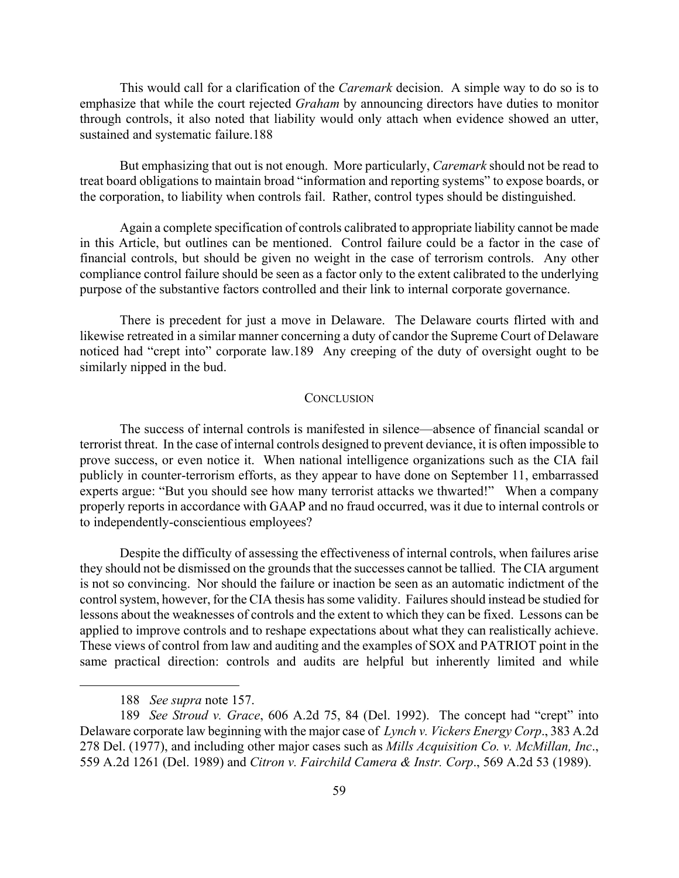This would call for a clarification of the *Caremark* decision. A simple way to do so is to emphasize that while the court rejected *Graham* by announcing directors have duties to monitor through controls, it also noted that liability would only attach when evidence showed an utter, sustained and systematic failure.188

But emphasizing that out is not enough. More particularly, *Caremark* should not be read to treat board obligations to maintain broad "information and reporting systems" to expose boards, or the corporation, to liability when controls fail. Rather, control types should be distinguished.

Again a complete specification of controls calibrated to appropriate liability cannot be made in this Article, but outlines can be mentioned. Control failure could be a factor in the case of financial controls, but should be given no weight in the case of terrorism controls. Any other compliance control failure should be seen as a factor only to the extent calibrated to the underlying purpose of the substantive factors controlled and their link to internal corporate governance.

There is precedent for just a move in Delaware. The Delaware courts flirted with and likewise retreated in a similar manner concerning a duty of candor the Supreme Court of Delaware noticed had "crept into" corporate law.189 Any creeping of the duty of oversight ought to be similarly nipped in the bud.

## CONCLUSION

The success of internal controls is manifested in silence—absence of financial scandal or terrorist threat. In the case of internal controls designed to prevent deviance, it is often impossible to prove success, or even notice it. When national intelligence organizations such as the CIA fail publicly in counter-terrorism efforts, as they appear to have done on September 11, embarrassed experts argue: "But you should see how many terrorist attacks we thwarted!" When a company properly reports in accordance with GAAP and no fraud occurred, was it due to internal controls or to independently-conscientious employees?

Despite the difficulty of assessing the effectiveness of internal controls, when failures arise they should not be dismissed on the grounds that the successes cannot be tallied. The CIA argument is not so convincing. Nor should the failure or inaction be seen as an automatic indictment of the control system, however, for the CIA thesis has some validity. Failures should instead be studied for lessons about the weaknesses of controls and the extent to which they can be fixed. Lessons can be applied to improve controls and to reshape expectations about what they can realistically achieve. These views of control from law and auditing and the examples of SOX and PATRIOT point in the same practical direction: controls and audits are helpful but inherently limited and while

---

188 *See supra* note 157.

189 *See Stroud v. Grace*, 606 A.2d 75, 84 (Del. 1992). The concept had "crept" into Delaware corporate law beginning with the major case of *Lynch v. Vickers Energy Corp*., 383 A.2d 278 Del. (1977), and including other major cases such as *Mills Acquisition Co. v. McMillan, Inc*., 559 A.2d 1261 (Del. 1989) and *Citron v. Fairchild Camera & Instr. Corp*., 569 A.2d 53 (1989).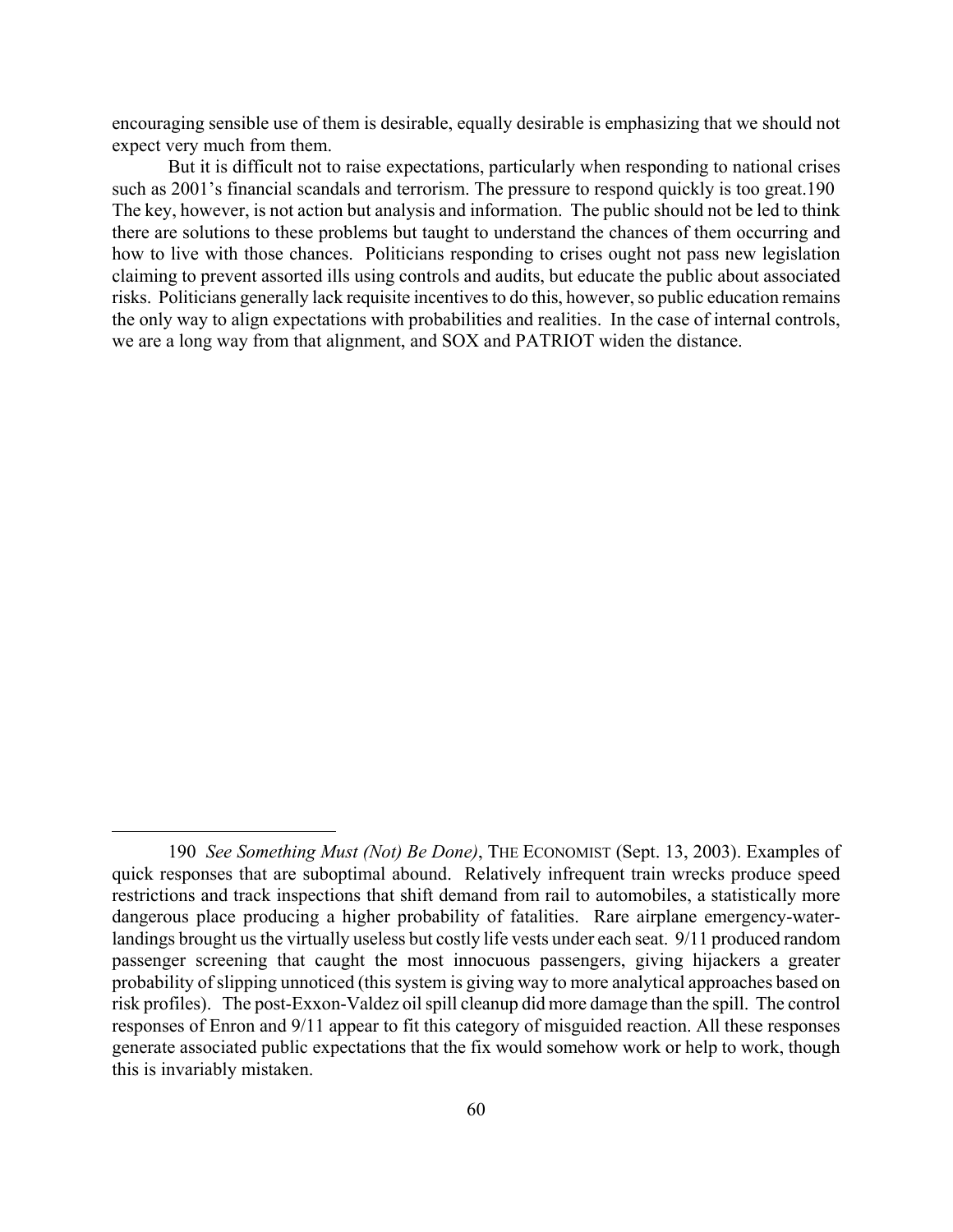encouraging sensible use of them is desirable, equally desirable is emphasizing that we should not expect very much from them.

But it is difficult not to raise expectations, particularly when responding to national crises such as 2001's financial scandals and terrorism. The pressure to respond quickly is too great.[190] The key, however, is not action but analysis and information. The public should not be led to think there are solutions to these problems but taught to understand the chances of them occurring and how to live with those chances. Politicians responding to crises ought not pass new legislation claiming to prevent assorted ills using controls and audits, but educate the public about associated risks. Politicians generally lack requisite incentives to do this, however, so public education remains the only way to align expectations with probabilities and realities. In the case of internal controls, we are a long way from that alignment, and SOX and PATRIOT widen the distance.

---

190 *See Something Must (Not) Be Done)*, THE ECONOMIST (Sept. 13, 2003). Examples of quick responses that are suboptimal abound. Relatively infrequent train wrecks produce speed restrictions and track inspections that shift demand from rail to automobiles, a statistically more dangerous place producing a higher probability of fatalities. Rare airplane emergency-water-landings brought us the virtually useless but costly life vests under each seat. 9/11 produced random passenger screening that caught the most innocuous passengers, giving hijackers a greater probability of slipping unnoticed (this system is giving way to more analytical approaches based on risk profiles). The post-Exxon-Valdez oil spill cleanup did more damage than the spill. The control responses of Enron and 9/11 appear to fit this category of misguided reaction. All these responses generate associated public expectations that the fix would somehow work or help to work, though this is invariably mistaken.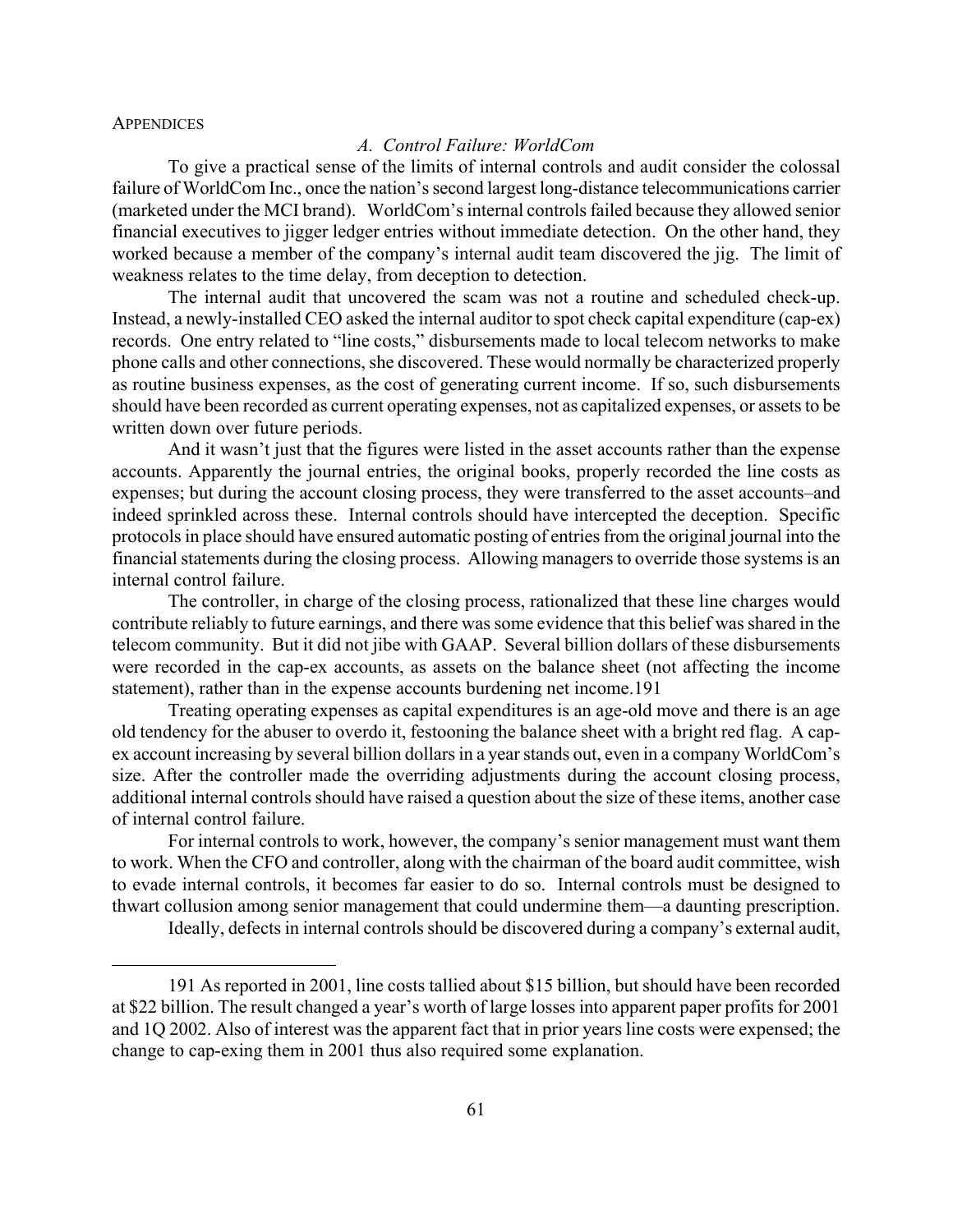APPENDICES

### *A. Control Failure: WorldCom*

To give a practical sense of the limits of internal controls and audit consider the colossal failure of WorldCom Inc., once the nation's second largest long-distance telecommunications carrier (marketed under the MCI brand). WorldCom's internal controls failed because they allowed senior financial executives to jigger ledger entries without immediate detection. On the other hand, they worked because a member of the company's internal audit team discovered the jig. The limit of weakness relates to the time delay, from deception to detection.

The internal audit that uncovered the scam was not a routine and scheduled check-up. Instead, a newly-installed CEO asked the internal auditor to spot check capital expenditure (cap-ex) records. One entry related to "line costs," disbursements made to local telecom networks to make phone calls and other connections, she discovered. These would normally be characterized properly as routine business expenses, as the cost of generating current income. If so, such disbursements should have been recorded as current operating expenses, not as capitalized expenses, or assets to be written down over future periods.

And it wasn't just that the figures were listed in the asset accounts rather than the expense accounts. Apparently the journal entries, the original books, properly recorded the line costs as expenses; but during the account closing process, they were transferred to the asset accounts–and indeed sprinkled across these. Internal controls should have intercepted the deception. Specific protocols in place should have ensured automatic posting of entries from the original journal into the financial statements during the closing process. Allowing managers to override those systems is an internal control failure.

The controller, in charge of the closing process, rationalized that these line charges would contribute reliably to future earnings, and there was some evidence that this belief was shared in the telecom community. But it did not jibe with GAAP. Several billion dollars of these disbursements were recorded in the cap-ex accounts, as assets on the balance sheet (not affecting the income statement), rather than in the expense accounts burdening net income.191

Treating operating expenses as capital expenditures is an age-old move and there is an age old tendency for the abuser to overdo it, festooning the balance sheet with a bright red flag. A cap-ex account increasing by several billion dollars in a year stands out, even in a company WorldCom's size. After the controller made the overriding adjustments during the account closing process, additional internal controls should have raised a question about the size of these items, another case of internal control failure.

For internal controls to work, however, the company's senior management must want them to work. When the CFO and controller, along with the chairman of the board audit committee, wish to evade internal controls, it becomes far easier to do so. Internal controls must be designed to thwart collusion among senior management that could undermine them—a daunting prescription.

Ideally, defects in internal controls should be discovered during a company's external audit,

---

191 As reported in 2001, line costs tallied about $15 billion, but should have been recorded at $22 billion. The result changed a year's worth of large losses into apparent paper profits for 2001 and 1Q 2002. Also of interest was the apparent fact that in prior years line costs were expensed; the change to cap-exing them in 2001 thus also required some explanation.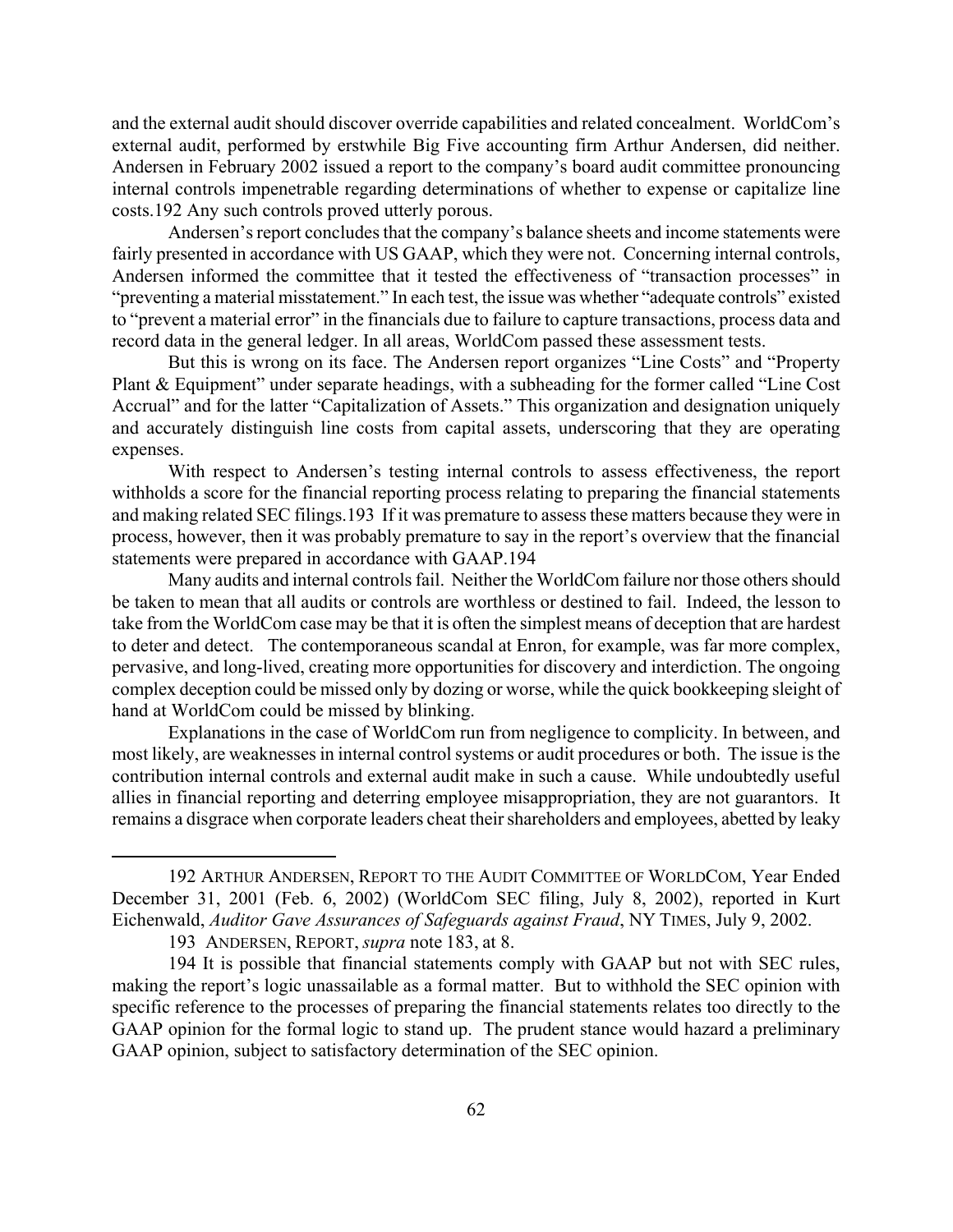and the external audit should discover override capabilities and related concealment. WorldCom's external audit, performed by erstwhile Big Five accounting firm Arthur Andersen, did neither. Andersen in February 2002 issued a report to the company's board audit committee pronouncing internal controls impenetrable regarding determinations of whether to expense or capitalize line costs.[192] Any such controls proved utterly porous.

Andersen's report concludes that the company's balance sheets and income statements were fairly presented in accordance with US GAAP, which they were not. Concerning internal controls, Andersen informed the committee that it tested the effectiveness of "transaction processes" in "preventing a material misstatement." In each test, the issue was whether "adequate controls" existed to "prevent a material error" in the financials due to failure to capture transactions, process data and record data in the general ledger. In all areas, WorldCom passed these assessment tests.

But this is wrong on its face. The Andersen report organizes "Line Costs" and "Property Plant & Equipment" under separate headings, with a subheading for the former called "Line Cost Accrual" and for the latter "Capitalization of Assets." This organization and designation uniquely and accurately distinguish line costs from capital assets, underscoring that they are operating expenses.

With respect to Andersen's testing internal controls to assess effectiveness, the report withholds a score for the financial reporting process relating to preparing the financial statements and making related SEC filings.[193] If it was premature to assess these matters because they were in process, however, then it was probably premature to say in the report's overview that the financial statements were prepared in accordance with GAAP.[194]

Many audits and internal controls fail. Neither the WorldCom failure nor those others should be taken to mean that all audits or controls are worthless or destined to fail. Indeed, the lesson to take from the WorldCom case may be that it is often the simplest means of deception that are hardest to deter and detect. The contemporaneous scandal at Enron, for example, was far more complex, pervasive, and long-lived, creating more opportunities for discovery and interdiction. The ongoing complex deception could be missed only by dozing or worse, while the quick bookkeeping sleight of hand at WorldCom could be missed by blinking.

Explanations in the case of WorldCom run from negligence to complicity. In between, and most likely, are weaknesses in internal control systems or audit procedures or both. The issue is the contribution internal controls and external audit make in such a cause. While undoubtedly useful allies in financial reporting and deterring employee misappropriation, they are not guarantors. It remains a disgrace when corporate leaders cheat their shareholders and employees, abetted by leaky

---

192 ARTHUR ANDERSEN, REPORT TO THE AUDIT COMMITTEE OF WORLDCOM, Year Ended December 31, 2001 (Feb. 6, 2002) (WorldCom SEC filing, July 8, 2002), reported in Kurt Eichenwald, *Auditor Gave Assurances of Safeguards against Fraud*, NY TIMES, July 9, 2002.

193 ANDERSEN, REPORT, *supra* note 183, at 8.

194 It is possible that financial statements comply with GAAP but not with SEC rules, making the report's logic unassailable as a formal matter. But to withhold the SEC opinion with specific reference to the processes of preparing the financial statements relates too directly to the GAAP opinion for the formal logic to stand up. The prudent stance would hazard a preliminary GAAP opinion, subject to satisfactory determination of the SEC opinion.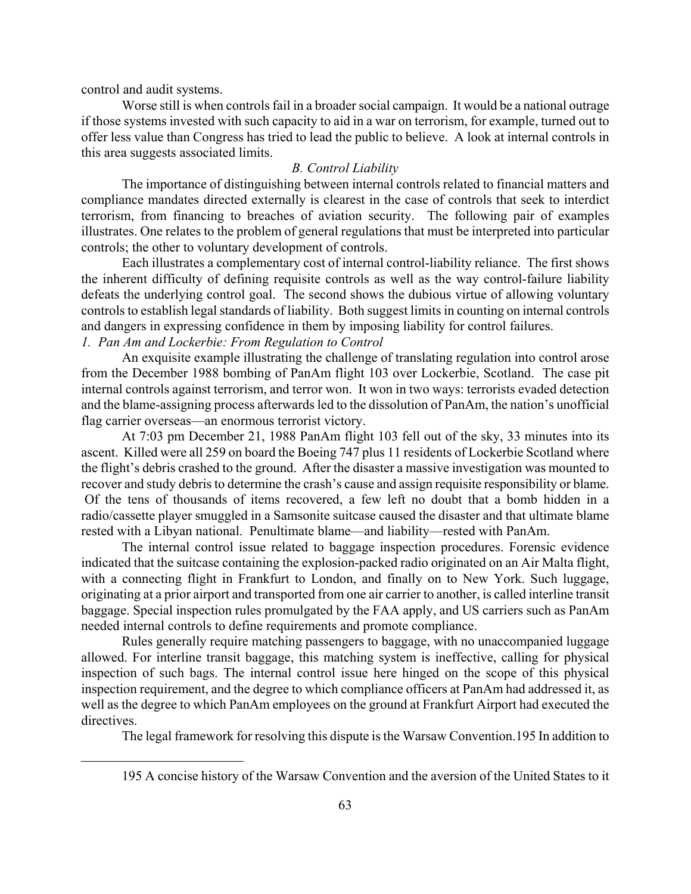control and audit systems.

Worse still is when controls fail in a broader social campaign. It would be a national outrage if those systems invested with such capacity to aid in a war on terrorism, for example, turned out to offer less value than Congress has tried to lead the public to believe. A look at internal controls in this area suggests associated limits.

*B. Control Liability*

The importance of distinguishing between internal controls related to financial matters and compliance mandates directed externally is clearest in the case of controls that seek to interdict terrorism, from financing to breaches of aviation security. The following pair of examples illustrates. One relates to the problem of general regulations that must be interpreted into particular controls; the other to voluntary development of controls.

Each illustrates a complementary cost of internal control-liability reliance. The first shows the inherent difficulty of defining requisite controls as well as the way control-failure liability defeats the underlying control goal. The second shows the dubious virtue of allowing voluntary controls to establish legal standards of liability. Both suggest limits in counting on internal controls and dangers in expressing confidence in them by imposing liability for control failures.

*1. Pan Am and Lockerbie: From Regulation to Control*

An exquisite example illustrating the challenge of translating regulation into control arose from the December 1988 bombing of PanAm flight 103 over Lockerbie, Scotland. The case pit internal controls against terrorism, and terror won. It won in two ways: terrorists evaded detection and the blame-assigning process afterwards led to the dissolution of PanAm, the nation's unofficial flag carrier overseas—an enormous terrorist victory.

At 7:03 pm December 21, 1988 PanAm flight 103 fell out of the sky, 33 minutes into its ascent. Killed were all 259 on board the Boeing 747 plus 11 residents of Lockerbie Scotland where the flight's debris crashed to the ground. After the disaster a massive investigation was mounted to recover and study debris to determine the crash's cause and assign requisite responsibility or blame. Of the tens of thousands of items recovered, a few left no doubt that a bomb hidden in a radio/cassette player smuggled in a Samsonite suitcase caused the disaster and that ultimate blame rested with a Libyan national. Penultimate blame—and liability—rested with PanAm.

The internal control issue related to baggage inspection procedures. Forensic evidence indicated that the suitcase containing the explosion-packed radio originated on an Air Malta flight, with a connecting flight in Frankfurt to London, and finally on to New York. Such luggage, originating at a prior airport and transported from one air carrier to another, is called interline transit baggage. Special inspection rules promulgated by the FAA apply, and US carriers such as PanAm needed internal controls to define requirements and promote compliance.

Rules generally require matching passengers to baggage, with no unaccompanied luggage allowed. For interline transit baggage, this matching system is ineffective, calling for physical inspection of such bags. The internal control issue here hinged on the scope of this physical inspection requirement, and the degree to which compliance officers at PanAm had addressed it, as well as the degree to which PanAm employees on the ground at Frankfurt Airport had executed the directives.

The legal framework for resolving this dispute is the Warsaw Convention.195 In addition to

195 A concise history of the Warsaw Convention and the aversion of the United States to it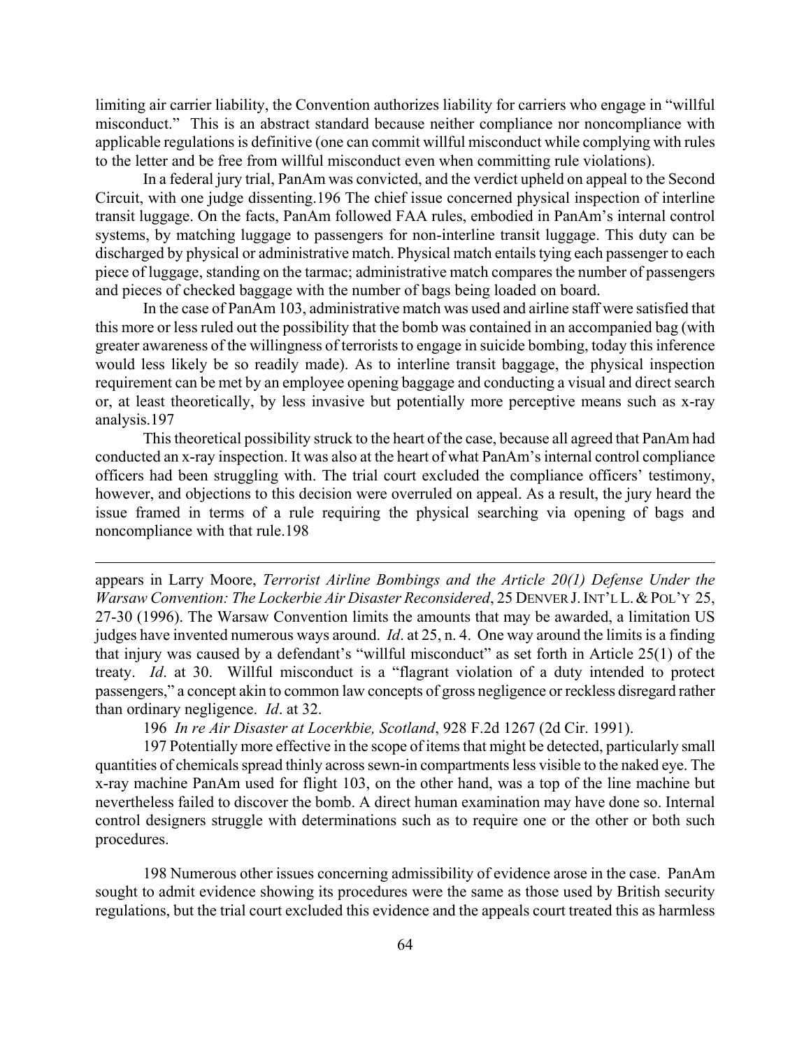limiting air carrier liability, the Convention authorizes liability for carriers who engage in "willful misconduct." This is an abstract standard because neither compliance nor noncompliance with applicable regulations is definitive (one can commit willful misconduct while complying with rules to the letter and be free from willful misconduct even when committing rule violations).

In a federal jury trial, PanAm was convicted, and the verdict upheld on appeal to the Second Circuit, with one judge dissenting.[196] The chief issue concerned physical inspection of interline transit luggage. On the facts, PanAm followed FAA rules, embodied in PanAm's internal control systems, by matching luggage to passengers for non-interline transit luggage. This duty can be discharged by physical or administrative match. Physical match entails tying each passenger to each piece of luggage, standing on the tarmac; administrative match compares the number of passengers and pieces of checked baggage with the number of bags being loaded on board.

In the case of PanAm 103, administrative match was used and airline staff were satisfied that this more or less ruled out the possibility that the bomb was contained in an accompanied bag (with greater awareness of the willingness of terrorists to engage in suicide bombing, today this inference would less likely be so readily made). As to interline transit baggage, the physical inspection requirement can be met by an employee opening baggage and conducting a visual and direct search or, at least theoretically, by less invasive but potentially more perceptive means such as x-ray analysis.[197]

This theoretical possibility struck to the heart of the case, because all agreed that PanAm had conducted an x-ray inspection. It was also at the heart of what PanAm's internal control compliance officers had been struggling with. The trial court excluded the compliance officers' testimony, however, and objections to this decision were overruled on appeal. As a result, the jury heard the issue framed in terms of a rule requiring the physical searching via opening of bags and noncompliance with that rule.[198]

---

appears in Larry Moore, *Terrorist Airline Bombings and the Article 20(1) Defense Under the Warsaw Convention: The Lockerbie Air Disaster Reconsidered*, 25 DENVER J. INT'L L. & POL'Y 25, 27-30 (1996). The Warsaw Convention limits the amounts that may be awarded, a limitation US judges have invented numerous ways around. *Id*. at 25, n. 4. One way around the limits is a finding that injury was caused by a defendant's "willful misconduct" as set forth in Article 25(1) of the treaty. *Id*. at 30. Willful misconduct is a "flagrant violation of a duty intended to protect passengers," a concept akin to common law concepts of gross negligence or reckless disregard rather than ordinary negligence. *Id*. at 32.

196 *In re Air Disaster at Locerkbie, Scotland*, 928 F.2d 1267 (2d Cir. 1991).

197 Potentially more effective in the scope of items that might be detected, particularly small quantities of chemicals spread thinly across sewn-in compartments less visible to the naked eye. The x-ray machine PanAm used for flight 103, on the other hand, was a top of the line machine but nevertheless failed to discover the bomb. A direct human examination may have done so. Internal control designers struggle with determinations such as to require one or the other or both such procedures.

198 Numerous other issues concerning admissibility of evidence arose in the case. PanAm sought to admit evidence showing its procedures were the same as those used by British security regulations, but the trial court excluded this evidence and the appeals court treated this as harmless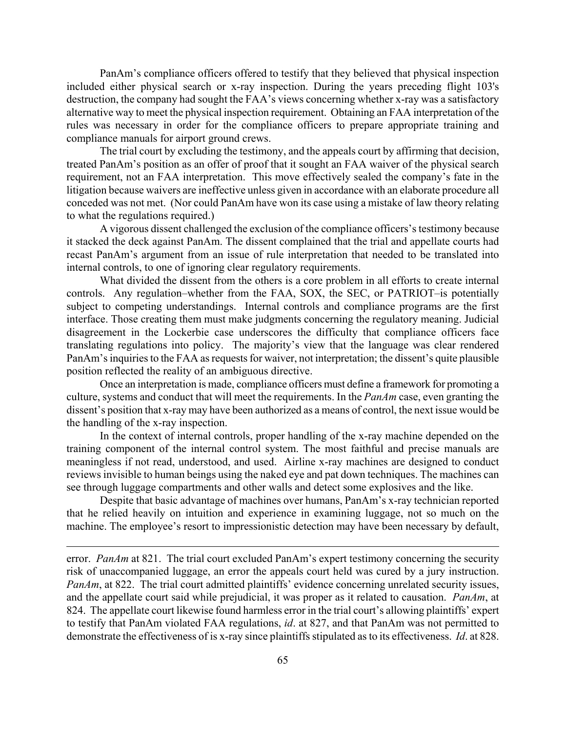PanAm's compliance officers offered to testify that they believed that physical inspection included either physical search or x-ray inspection. During the years preceding flight 103's destruction, the company had sought the FAA's views concerning whether x-ray was a satisfactory alternative way to meet the physical inspection requirement. Obtaining an FAA interpretation of the rules was necessary in order for the compliance officers to prepare appropriate training and compliance manuals for airport ground crews.

The trial court by excluding the testimony, and the appeals court by affirming that decision, treated PanAm's position as an offer of proof that it sought an FAA waiver of the physical search requirement, not an FAA interpretation. This move effectively sealed the company's fate in the litigation because waivers are ineffective unless given in accordance with an elaborate procedure all conceded was not met. (Nor could PanAm have won its case using a mistake of law theory relating to what the regulations required.)

A vigorous dissent challenged the exclusion of the compliance officers's testimony because it stacked the deck against PanAm. The dissent complained that the trial and appellate courts had recast PanAm's argument from an issue of rule interpretation that needed to be translated into internal controls, to one of ignoring clear regulatory requirements.

What divided the dissent from the others is a core problem in all efforts to create internal controls. Any regulation–whether from the FAA, SOX, the SEC, or PATRIOT–is potentially subject to competing understandings. Internal controls and compliance programs are the first interface. Those creating them must make judgments concerning the regulatory meaning. Judicial disagreement in the Lockerbie case underscores the difficulty that compliance officers face translating regulations into policy. The majority's view that the language was clear rendered PanAm's inquiries to the FAA as requests for waiver, not interpretation; the dissent's quite plausible position reflected the reality of an ambiguous directive.

Once an interpretation is made, compliance officers must define a framework for promoting a culture, systems and conduct that will meet the requirements. In the *PanAm* case, even granting the dissent's position that x-ray may have been authorized as a means of control, the next issue would be the handling of the x-ray inspection.

In the context of internal controls, proper handling of the x-ray machine depended on the training component of the internal control system. The most faithful and precise manuals are meaningless if not read, understood, and used. Airline x-ray machines are designed to conduct reviews invisible to human beings using the naked eye and pat down techniques. The machines can see through luggage compartments and other walls and detect some explosives and the like.

Despite that basic advantage of machines over humans, PanAm's x-ray technician reported that he relied heavily on intuition and experience in examining luggage, not so much on the machine. The employee's resort to impressionistic detection may have been necessary by default,

---

error. *PanAm* at 821. The trial court excluded PanAm's expert testimony concerning the security risk of unaccompanied luggage, an error the appeals court held was cured by a jury instruction. *PanAm*, at 822. The trial court admitted plaintiffs' evidence concerning unrelated security issues, and the appellate court said while prejudicial, it was proper as it related to causation. *PanAm*, at 824. The appellate court likewise found harmless error in the trial court's allowing plaintiffs' expert to testify that PanAm violated FAA regulations, *id*. at 827, and that PanAm was not permitted to demonstrate the effectiveness of is x-ray since plaintiffs stipulated as to its effectiveness. *Id*. at 828.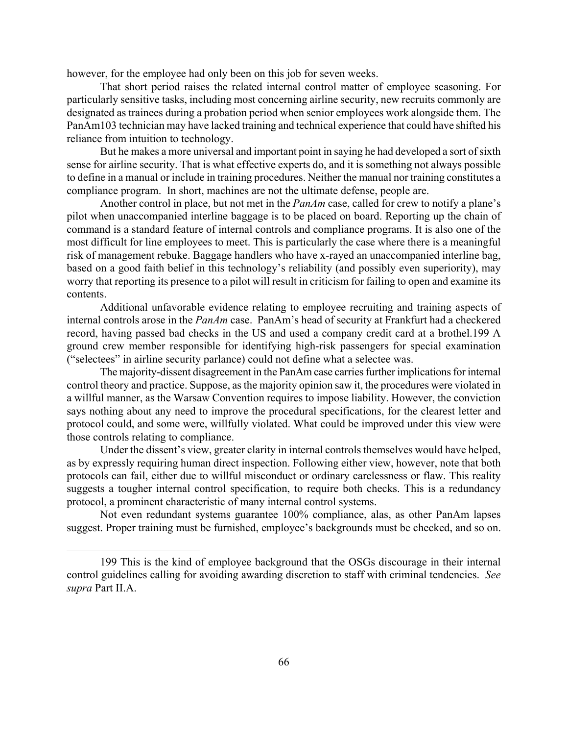however, for the employee had only been on this job for seven weeks.

That short period raises the related internal control matter of employee seasoning. For particularly sensitive tasks, including most concerning airline security, new recruits commonly are designated as trainees during a probation period when senior employees work alongside them. The PanAm103 technician may have lacked training and technical experience that could have shifted his reliance from intuition to technology.

But he makes a more universal and important point in saying he had developed a sort of sixth sense for airline security. That is what effective experts do, and it is something not always possible to define in a manual or include in training procedures. Neither the manual nor training constitutes a compliance program. In short, machines are not the ultimate defense, people are.

Another control in place, but not met in the *PanAm* case, called for crew to notify a plane's pilot when unaccompanied interline baggage is to be placed on board. Reporting up the chain of command is a standard feature of internal controls and compliance programs. It is also one of the most difficult for line employees to meet. This is particularly the case where there is a meaningful risk of management rebuke. Baggage handlers who have x-rayed an unaccompanied interline bag, based on a good faith belief in this technology's reliability (and possibly even superiority), may worry that reporting its presence to a pilot will result in criticism for failing to open and examine its contents.

Additional unfavorable evidence relating to employee recruiting and training aspects of internal controls arose in the *PanAm* case. PanAm's head of security at Frankfurt had a checkered record, having passed bad checks in the US and used a company credit card at a brothel.[199] A ground crew member responsible for identifying high-risk passengers for special examination ("selectees" in airline security parlance) could not define what a selectee was.

The majority-dissent disagreement in the PanAm case carries further implications for internal control theory and practice. Suppose, as the majority opinion saw it, the procedures were violated in a willful manner, as the Warsaw Convention requires to impose liability. However, the conviction says nothing about any need to improve the procedural specifications, for the clearest letter and protocol could, and some were, willfully violated. What could be improved under this view were those controls relating to compliance.

Under the dissent's view, greater clarity in internal controls themselves would have helped, as by expressly requiring human direct inspection. Following either view, however, note that both protocols can fail, either due to willful misconduct or ordinary carelessness or flaw. This reality suggests a tougher internal control specification, to require both checks. This is a redundancy protocol, a prominent characteristic of many internal control systems.

Not even redundant systems guarantee 100% compliance, alas, as other PanAm lapses suggest. Proper training must be furnished, employee's backgrounds must be checked, and so on.

---

199 This is the kind of employee background that the OSGs discourage in their internal control guidelines calling for avoiding awarding discretion to staff with criminal tendencies. *See supra* Part II.A.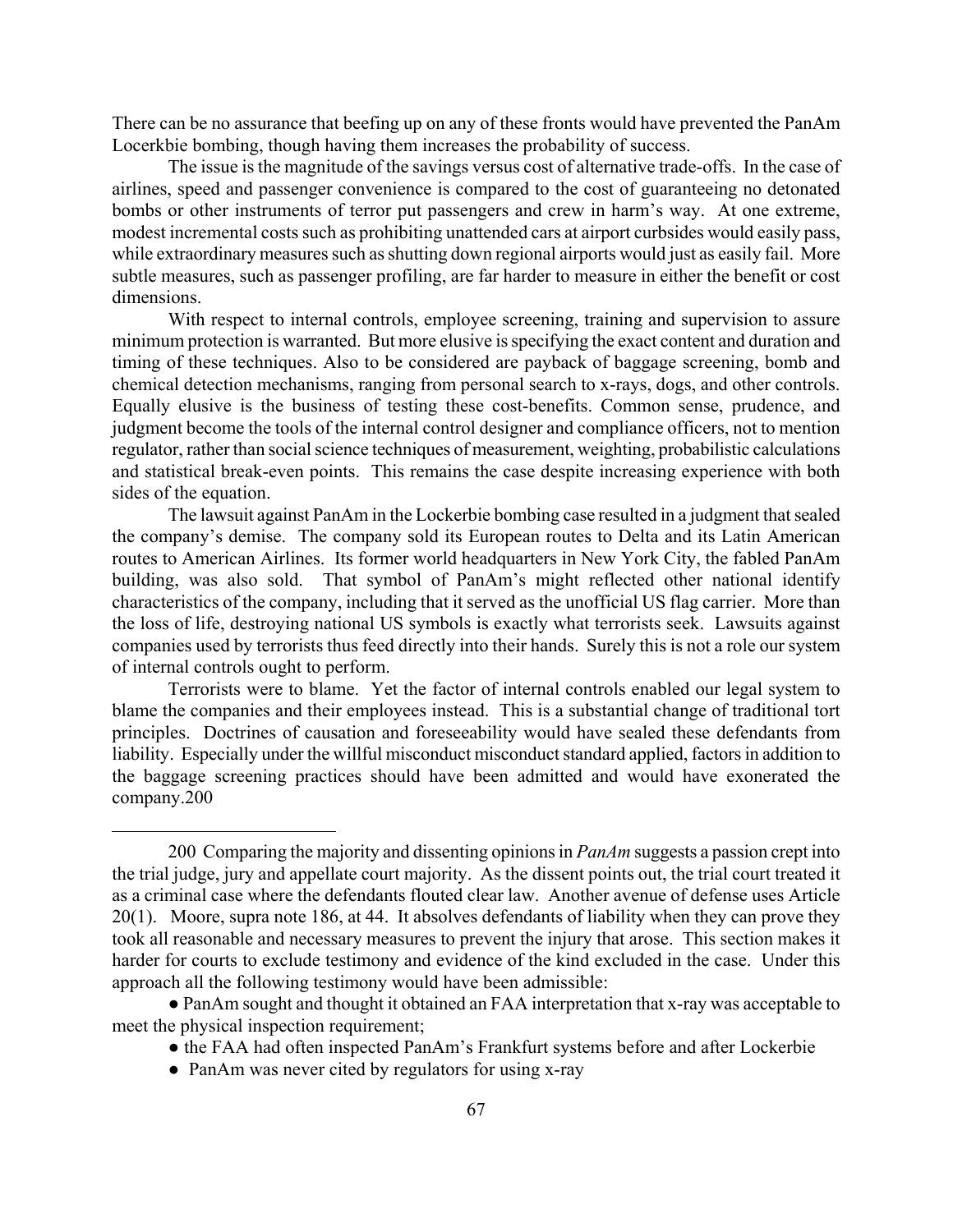There can be no assurance that beefing up on any of these fronts would have prevented the PanAm Locerkbie bombing, though having them increases the probability of success.

The issue is the magnitude of the savings versus cost of alternative trade-offs. In the case of airlines, speed and passenger convenience is compared to the cost of guaranteeing no detonated bombs or other instruments of terror put passengers and crew in harm's way. At one extreme, modest incremental costs such as prohibiting unattended cars at airport curbsides would easily pass, while extraordinary measures such as shutting down regional airports would just as easily fail. More subtle measures, such as passenger profiling, are far harder to measure in either the benefit or cost dimensions.

With respect to internal controls, employee screening, training and supervision to assure minimum protection is warranted. But more elusive is specifying the exact content and duration and timing of these techniques. Also to be considered are payback of baggage screening, bomb and chemical detection mechanisms, ranging from personal search to x-rays, dogs, and other controls. Equally elusive is the business of testing these cost-benefits. Common sense, prudence, and judgment become the tools of the internal control designer and compliance officers, not to mention regulator, rather than social science techniques of measurement, weighting, probabilistic calculations and statistical break-even points. This remains the case despite increasing experience with both sides of the equation.

The lawsuit against PanAm in the Lockerbie bombing case resulted in a judgment that sealed the company's demise. The company sold its European routes to Delta and its Latin American routes to American Airlines. Its former world headquarters in New York City, the fabled PanAm building, was also sold. That symbol of PanAm's might reflected other national identify characteristics of the company, including that it served as the unofficial US flag carrier. More than the loss of life, destroying national US symbols is exactly what terrorists seek. Lawsuits against companies used by terrorists thus feed directly into their hands. Surely this is not a role our system of internal controls ought to perform.

Terrorists were to blame. Yet the factor of internal controls enabled our legal system to blame the companies and their employees instead. This is a substantial change of traditional tort principles. Doctrines of causation and foreseeability would have sealed these defendants from liability. Especially under the willful misconduct misconduct standard applied, factors in addition to the baggage screening practices should have been admitted and would have exonerated the company.200

---

200 Comparing the majority and dissenting opinions in *PanAm* suggests a passion crept into the trial judge, jury and appellate court majority. As the dissent points out, the trial court treated it as a criminal case where the defendants flouted clear law. Another avenue of defense uses Article 20(1). Moore, supra note 186, at 44. It absolves defendants of liability when they can prove they took all reasonable and necessary measures to prevent the injury that arose. This section makes it harder for courts to exclude testimony and evidence of the kind excluded in the case. Under this approach all the following testimony would have been admissible:

- PanAm sought and thought it obtained an FAA interpretation that x-ray was acceptable to meet the physical inspection requirement;
- the FAA had often inspected PanAm's Frankfurt systems before and after Lockerbie
- PanAm was never cited by regulators for using x-ray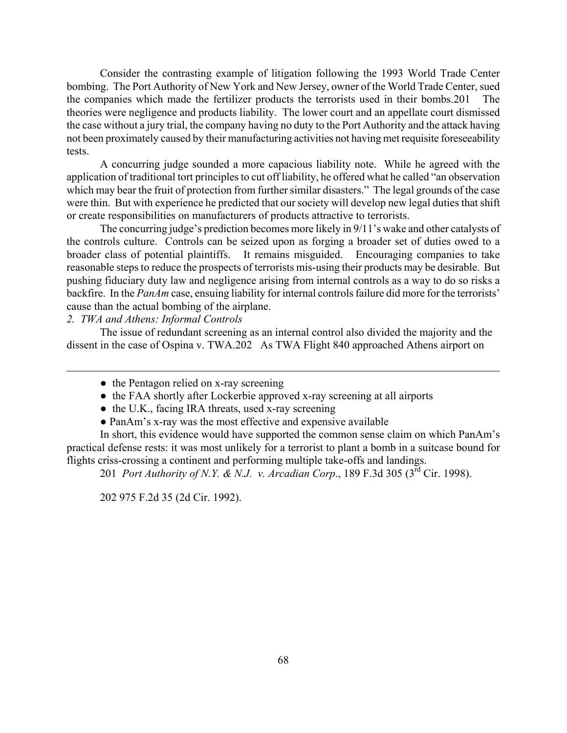Consider the contrasting example of litigation following the 1993 World Trade Center bombing. The Port Authority of New York and New Jersey, owner of the World Trade Center, sued the companies which made the fertilizer products the terrorists used in their bombs.201 The theories were negligence and products liability. The lower court and an appellate court dismissed the case without a jury trial, the company having no duty to the Port Authority and the attack having not been proximately caused by their manufacturing activities not having met requisite foreseeability tests.

A concurring judge sounded a more capacious liability note. While he agreed with the application of traditional tort principles to cut off liability, he offered what he called "an observation which may bear the fruit of protection from further similar disasters." The legal grounds of the case were thin. But with experience he predicted that our society will develop new legal duties that shift or create responsibilities on manufacturers of products attractive to terrorists.

The concurring judge's prediction becomes more likely in 9/11's wake and other catalysts of the controls culture. Controls can be seized upon as forging a broader set of duties owed to a broader class of potential plaintiffs. It remains misguided. Encouraging companies to take reasonable steps to reduce the prospects of terrorists mis-using their products may be desirable. But pushing fiduciary duty law and negligence arising from internal controls as a way to do so risks a backfire. In the *PanAm* case, ensuing liability for internal controls failure did more for the terrorists' cause than the actual bombing of the airplane.

*2. TWA and Athens: Informal Controls*

The issue of redundant screening as an internal control also divided the majority and the dissent in the case of Ospina v. TWA.202 As TWA Flight 840 approached Athens airport on

---

- the Pentagon relied on x-ray screening
- the FAA shortly after Lockerbie approved x-ray screening at all airports
- the U.K., facing IRA threats, used x-ray screening
- PanAm's x-ray was the most effective and expensive available

In short, this evidence would have supported the common sense claim on which PanAm's practical defense rests: it was most unlikely for a terrorist to plant a bomb in a suitcase bound for flights criss-crossing a continent and performing multiple take-offs and landings.

201 *Port Authority of N.Y. & N.J. v. Arcadian Corp*., 189 F.3d 305 (3rd Cir. 1998).

202 975 F.2d 35 (2d Cir. 1992).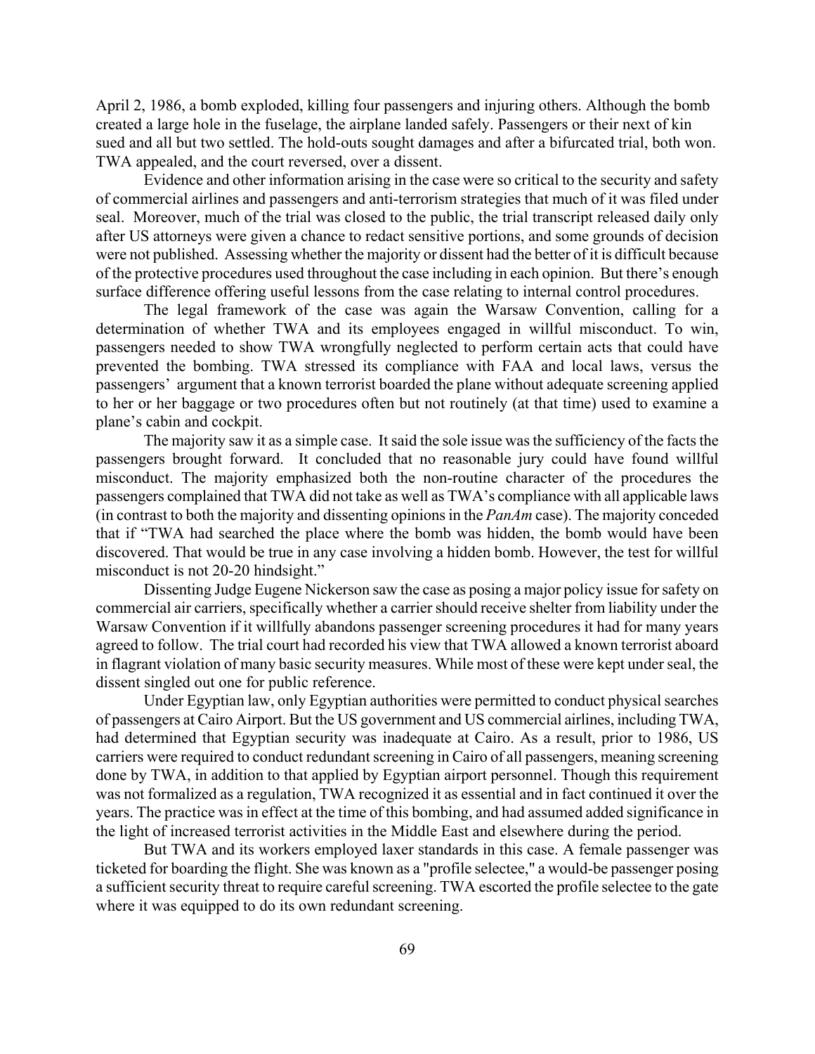April 2, 1986, a bomb exploded, killing four passengers and injuring others. Although the bomb created a large hole in the fuselage, the airplane landed safely. Passengers or their next of kin sued and all but two settled. The hold-outs sought damages and after a bifurcated trial, both won. TWA appealed, and the court reversed, over a dissent.

Evidence and other information arising in the case were so critical to the security and safety of commercial airlines and passengers and anti-terrorism strategies that much of it was filed under seal. Moreover, much of the trial was closed to the public, the trial transcript released daily only after US attorneys were given a chance to redact sensitive portions, and some grounds of decision were not published. Assessing whether the majority or dissent had the better of it is difficult because of the protective procedures used throughout the case including in each opinion. But there's enough surface difference offering useful lessons from the case relating to internal control procedures.

The legal framework of the case was again the Warsaw Convention, calling for a determination of whether TWA and its employees engaged in willful misconduct. To win, passengers needed to show TWA wrongfully neglected to perform certain acts that could have prevented the bombing. TWA stressed its compliance with FAA and local laws, versus the passengers' argument that a known terrorist boarded the plane without adequate screening applied to her or her baggage or two procedures often but not routinely (at that time) used to examine a plane's cabin and cockpit.

The majority saw it as a simple case. It said the sole issue was the sufficiency of the facts the passengers brought forward. It concluded that no reasonable jury could have found willful misconduct. The majority emphasized both the non-routine character of the procedures the passengers complained that TWA did not take as well as TWA's compliance with all applicable laws (in contrast to both the majority and dissenting opinions in the *PanAm* case). The majority conceded that if "TWA had searched the place where the bomb was hidden, the bomb would have been discovered. That would be true in any case involving a hidden bomb. However, the test for willful misconduct is not 20-20 hindsight."

Dissenting Judge Eugene Nickerson saw the case as posing a major policy issue for safety on commercial air carriers, specifically whether a carrier should receive shelter from liability under the Warsaw Convention if it willfully abandons passenger screening procedures it had for many years agreed to follow. The trial court had recorded his view that TWA allowed a known terrorist aboard in flagrant violation of many basic security measures. While most of these were kept under seal, the dissent singled out one for public reference.

Under Egyptian law, only Egyptian authorities were permitted to conduct physical searches of passengers at Cairo Airport. But the US government and US commercial airlines, including TWA, had determined that Egyptian security was inadequate at Cairo. As a result, prior to 1986, US carriers were required to conduct redundant screening in Cairo of all passengers, meaning screening done by TWA, in addition to that applied by Egyptian airport personnel. Though this requirement was not formalized as a regulation, TWA recognized it as essential and in fact continued it over the years. The practice was in effect at the time of this bombing, and had assumed added significance in the light of increased terrorist activities in the Middle East and elsewhere during the period.

But TWA and its workers employed laxer standards in this case. A female passenger was ticketed for boarding the flight. She was known as a "profile selectee," a would-be passenger posing a sufficient security threat to require careful screening. TWA escorted the profile selectee to the gate where it was equipped to do its own redundant screening.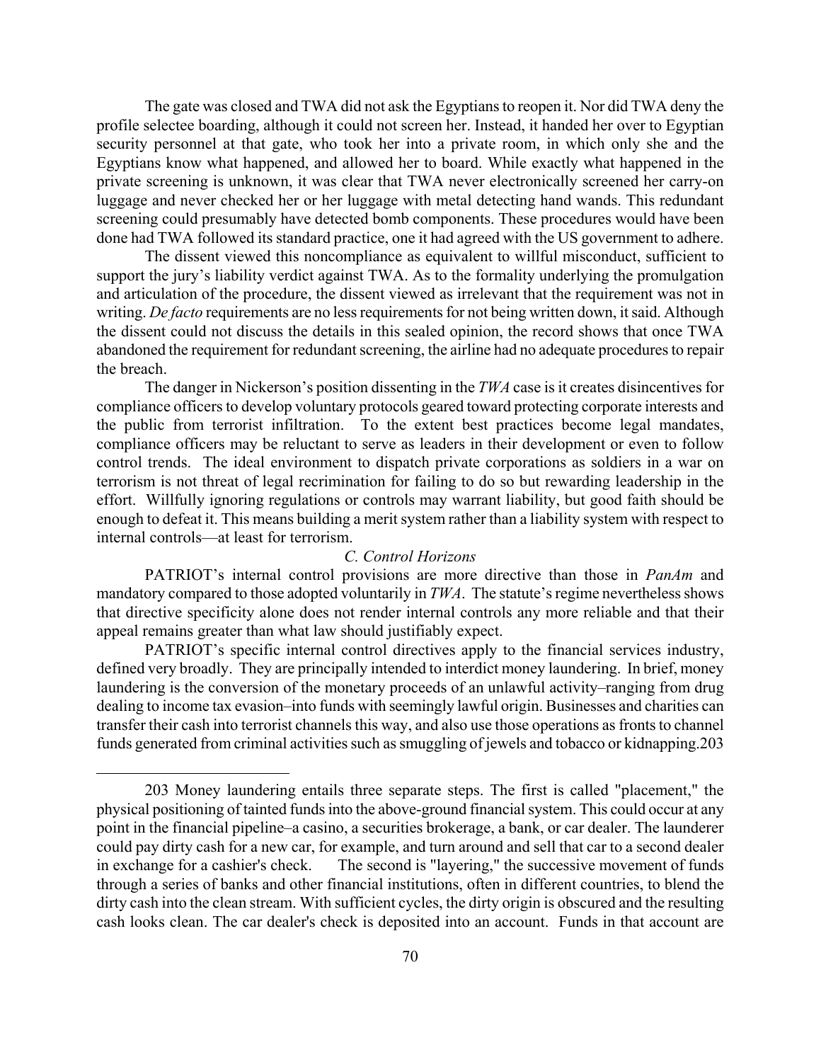The gate was closed and TWA did not ask the Egyptians to reopen it. Nor did TWA deny the profile selectee boarding, although it could not screen her. Instead, it handed her over to Egyptian security personnel at that gate, who took her into a private room, in which only she and the Egyptians know what happened, and allowed her to board. While exactly what happened in the private screening is unknown, it was clear that TWA never electronically screened her carry-on luggage and never checked her or her luggage with metal detecting hand wands. This redundant screening could presumably have detected bomb components. These procedures would have been done had TWA followed its standard practice, one it had agreed with the US government to adhere.

The dissent viewed this noncompliance as equivalent to willful misconduct, sufficient to support the jury's liability verdict against TWA. As to the formality underlying the promulgation and articulation of the procedure, the dissent viewed as irrelevant that the requirement was not in writing. *De facto* requirements are no less requirements for not being written down, it said. Although the dissent could not discuss the details in this sealed opinion, the record shows that once TWA abandoned the requirement for redundant screening, the airline had no adequate procedures to repair the breach.

The danger in Nickerson's position dissenting in the *TWA* case is it creates disincentives for compliance officers to develop voluntary protocols geared toward protecting corporate interests and the public from terrorist infiltration. To the extent best practices become legal mandates, compliance officers may be reluctant to serve as leaders in their development or even to follow control trends. The ideal environment to dispatch private corporations as soldiers in a war on terrorism is not threat of legal recrimination for failing to do so but rewarding leadership in the effort. Willfully ignoring regulations or controls may warrant liability, but good faith should be enough to defeat it. This means building a merit system rather than a liability system with respect to internal controls—at least for terrorism.

### *C. Control Horizons*

PATRIOT's internal control provisions are more directive than those in *PanAm* and mandatory compared to those adopted voluntarily in *TWA*. The statute's regime nevertheless shows that directive specificity alone does not render internal controls any more reliable and that their appeal remains greater than what law should justifiably expect.

PATRIOT's specific internal control directives apply to the financial services industry, defined very broadly. They are principally intended to interdict money laundering. In brief, money laundering is the conversion of the monetary proceeds of an unlawful activity–ranging from drug dealing to income tax evasion–into funds with seemingly lawful origin. Businesses and charities can transfer their cash into terrorist channels this way, and also use those operations as fronts to channel funds generated from criminal activities such as smuggling of jewels and tobacco or kidnapping.[203]

---

[203] Money laundering entails three separate steps. The first is called "placement," the physical positioning of tainted funds into the above-ground financial system. This could occur at any point in the financial pipeline–a casino, a securities brokerage, a bank, or car dealer. The launderer could pay dirty cash for a new car, for example, and turn around and sell that car to a second dealer in exchange for a cashier's check. The second is "layering," the successive movement of funds through a series of banks and other financial institutions, often in different countries, to blend the dirty cash into the clean stream. With sufficient cycles, the dirty origin is obscured and the resulting cash looks clean. The car dealer's check is deposited into an account. Funds in that account are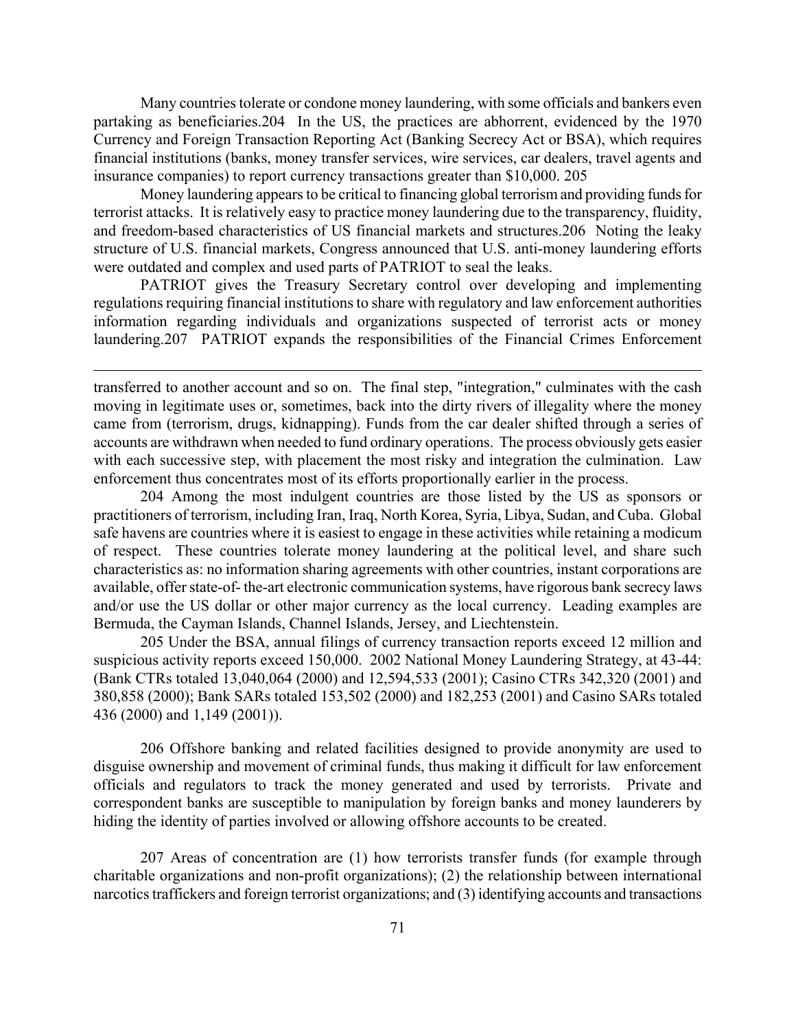Many countries tolerate or condone money laundering, with some officials and bankers even partaking as beneficiaries.204 In the US, the practices are abhorrent, evidenced by the 1970 Currency and Foreign Transaction Reporting Act (Banking Secrecy Act or BSA), which requires financial institutions (banks, money transfer services, wire services, car dealers, travel agents and insurance companies) to report currency transactions greater than $10,000. 205

Money laundering appears to be critical to financing global terrorism and providing funds for terrorist attacks. It is relatively easy to practice money laundering due to the transparency, fluidity, and freedom-based characteristics of US financial markets and structures.206 Noting the leaky structure of U.S. financial markets, Congress announced that U.S. anti-money laundering efforts were outdated and complex and used parts of PATRIOT to seal the leaks.

PATRIOT gives the Treasury Secretary control over developing and implementing regulations requiring financial institutions to share with regulatory and law enforcement authorities information regarding individuals and organizations suspected of terrorist acts or money laundering.207 PATRIOT expands the responsibilities of the Financial Crimes Enforcement

---

transferred to another account and so on. The final step, "integration," culminates with the cash moving in legitimate uses or, sometimes, back into the dirty rivers of illegality where the money came from (terrorism, drugs, kidnapping). Funds from the car dealer shifted through a series of accounts are withdrawn when needed to fund ordinary operations. The process obviously gets easier with each successive step, with placement the most risky and integration the culmination. Law enforcement thus concentrates most of its efforts proportionally earlier in the process.

204 Among the most indulgent countries are those listed by the US as sponsors or practitioners of terrorism, including Iran, Iraq, North Korea, Syria, Libya, Sudan, and Cuba. Global safe havens are countries where it is easiest to engage in these activities while retaining a modicum of respect. These countries tolerate money laundering at the political level, and share such characteristics as: no information sharing agreements with other countries, instant corporations are available, offer state-of- the-art electronic communication systems, have rigorous bank secrecy laws and/or use the US dollar or other major currency as the local currency. Leading examples are Bermuda, the Cayman Islands, Channel Islands, Jersey, and Liechtenstein.

205 Under the BSA, annual filings of currency transaction reports exceed 12 million and suspicious activity reports exceed 150,000. 2002 National Money Laundering Strategy, at 43-44: (Bank CTRs totaled 13,040,064 (2000) and 12,594,533 (2001); Casino CTRs 342,320 (2001) and 380,858 (2000); Bank SARs totaled 153,502 (2000) and 182,253 (2001) and Casino SARs totaled 436 (2000) and 1,149 (2001)).

206 Offshore banking and related facilities designed to provide anonymity are used to disguise ownership and movement of criminal funds, thus making it difficult for law enforcement officials and regulators to track the money generated and used by terrorists. Private and correspondent banks are susceptible to manipulation by foreign banks and money launderers by hiding the identity of parties involved or allowing offshore accounts to be created.

207 Areas of concentration are (1) how terrorists transfer funds (for example through charitable organizations and non-profit organizations); (2) the relationship between international narcotics traffickers and foreign terrorist organizations; and (3) identifying accounts and transactions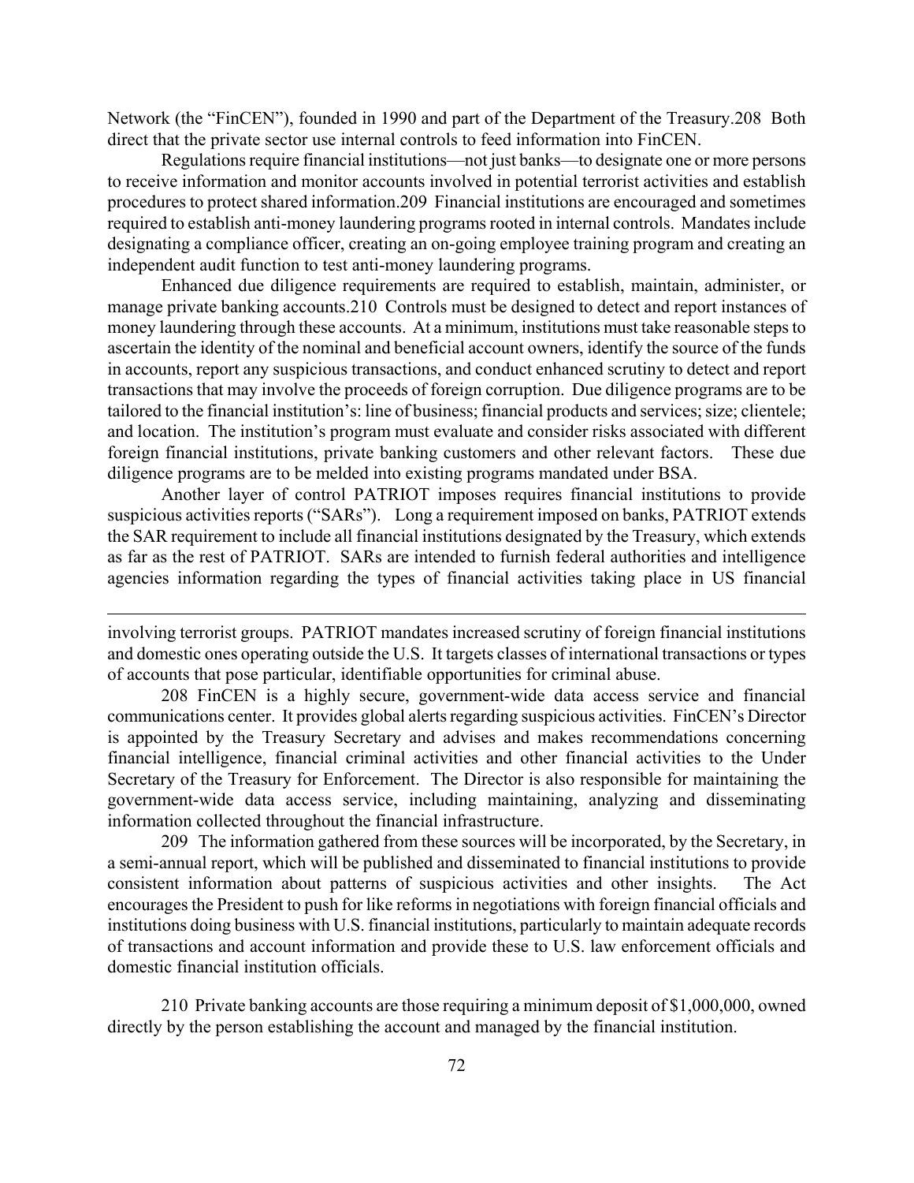Network (the "FinCEN"), founded in 1990 and part of the Department of the Treasury.208 Both direct that the private sector use internal controls to feed information into FinCEN.

Regulations require financial institutions—not just banks—to designate one or more persons to receive information and monitor accounts involved in potential terrorist activities and establish procedures to protect shared information.209 Financial institutions are encouraged and sometimes required to establish anti-money laundering programs rooted in internal controls. Mandates include designating a compliance officer, creating an on-going employee training program and creating an independent audit function to test anti-money laundering programs.

Enhanced due diligence requirements are required to establish, maintain, administer, or manage private banking accounts.210 Controls must be designed to detect and report instances of money laundering through these accounts. At a minimum, institutions must take reasonable steps to ascertain the identity of the nominal and beneficial account owners, identify the source of the funds in accounts, report any suspicious transactions, and conduct enhanced scrutiny to detect and report transactions that may involve the proceeds of foreign corruption. Due diligence programs are to be tailored to the financial institution's: line of business; financial products and services; size; clientele; and location. The institution's program must evaluate and consider risks associated with different foreign financial institutions, private banking customers and other relevant factors. These due diligence programs are to be melded into existing programs mandated under BSA.

Another layer of control PATRIOT imposes requires financial institutions to provide suspicious activities reports ("SARs"). Long a requirement imposed on banks, PATRIOT extends the SAR requirement to include all financial institutions designated by the Treasury, which extends as far as the rest of PATRIOT. SARs are intended to furnish federal authorities and intelligence agencies information regarding the types of financial activities taking place in US financial

---

involving terrorist groups. PATRIOT mandates increased scrutiny of foreign financial institutions and domestic ones operating outside the U.S. It targets classes of international transactions or types of accounts that pose particular, identifiable opportunities for criminal abuse.

208 FinCEN is a highly secure, government-wide data access service and financial communications center. It provides global alerts regarding suspicious activities. FinCEN's Director is appointed by the Treasury Secretary and advises and makes recommendations concerning financial intelligence, financial criminal activities and other financial activities to the Under Secretary of the Treasury for Enforcement. The Director is also responsible for maintaining the government-wide data access service, including maintaining, analyzing and disseminating information collected throughout the financial infrastructure.

209 The information gathered from these sources will be incorporated, by the Secretary, in a semi-annual report, which will be published and disseminated to financial institutions to provide consistent information about patterns of suspicious activities and other insights. The Act encourages the President to push for like reforms in negotiations with foreign financial officials and institutions doing business with U.S. financial institutions, particularly to maintain adequate records of transactions and account information and provide these to U.S. law enforcement officials and domestic financial institution officials.

210 Private banking accounts are those requiring a minimum deposit of $1,000,000, owned directly by the person establishing the account and managed by the financial institution.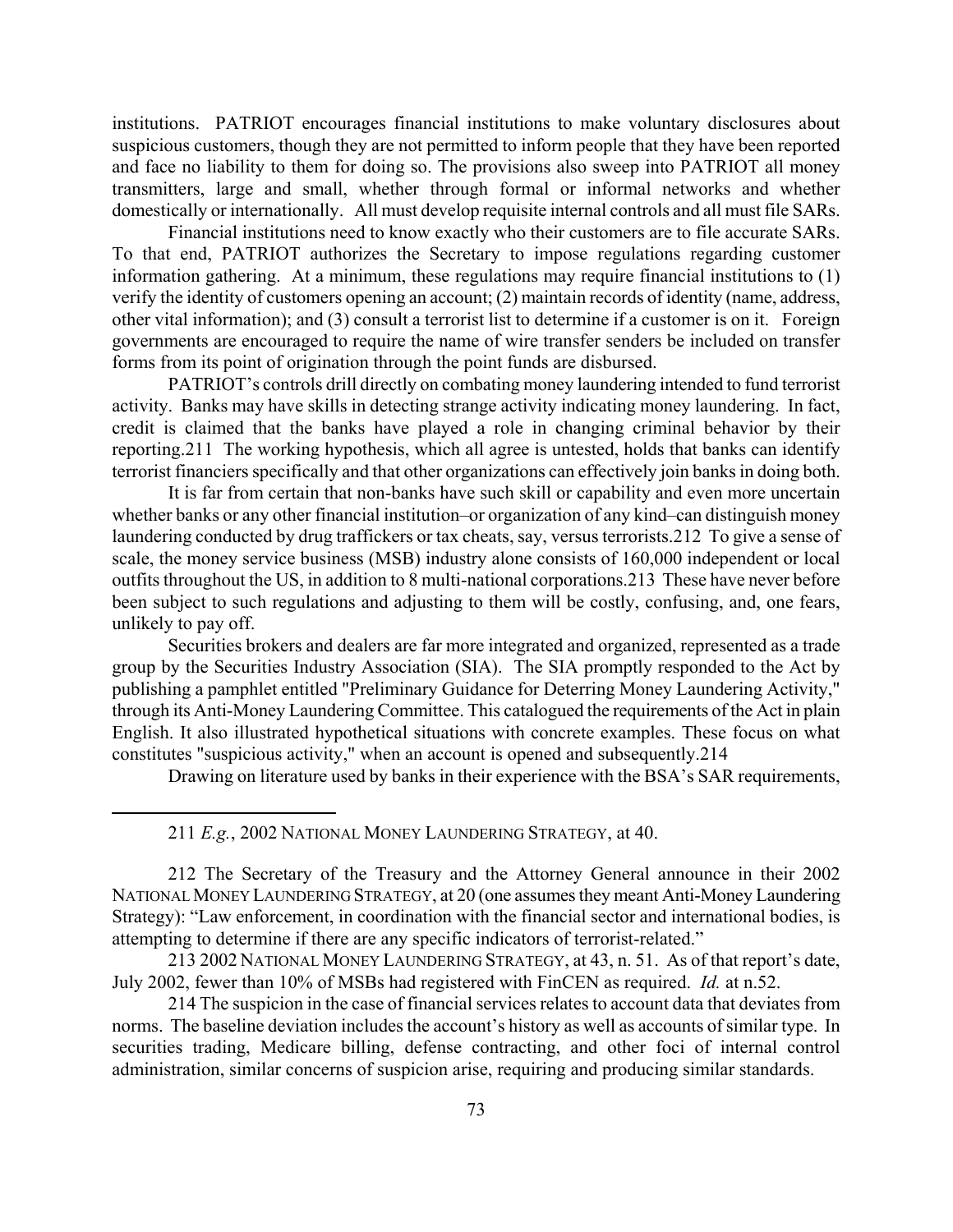institutions. PATRIOT encourages financial institutions to make voluntary disclosures about suspicious customers, though they are not permitted to inform people that they have been reported and face no liability to them for doing so. The provisions also sweep into PATRIOT all money transmitters, large and small, whether through formal or informal networks and whether domestically or internationally. All must develop requisite internal controls and all must file SARs.

Financial institutions need to know exactly who their customers are to file accurate SARs. To that end, PATRIOT authorizes the Secretary to impose regulations regarding customer information gathering. At a minimum, these regulations may require financial institutions to (1) verify the identity of customers opening an account; (2) maintain records of identity (name, address, other vital information); and (3) consult a terrorist list to determine if a customer is on it. Foreign governments are encouraged to require the name of wire transfer senders be included on transfer forms from its point of origination through the point funds are disbursed.

PATRIOT's controls drill directly on combating money laundering intended to fund terrorist activity. Banks may have skills in detecting strange activity indicating money laundering. In fact, credit is claimed that the banks have played a role in changing criminal behavior by their reporting.211 The working hypothesis, which all agree is untested, holds that banks can identify terrorist financiers specifically and that other organizations can effectively join banks in doing both.

It is far from certain that non-banks have such skill or capability and even more uncertain whether banks or any other financial institution–or organization of any kind–can distinguish money laundering conducted by drug traffickers or tax cheats, say, versus terrorists.212 To give a sense of scale, the money service business (MSB) industry alone consists of 160,000 independent or local outfits throughout the US, in addition to 8 multi-national corporations.213 These have never before been subject to such regulations and adjusting to them will be costly, confusing, and, one fears, unlikely to pay off.

Securities brokers and dealers are far more integrated and organized, represented as a trade group by the Securities Industry Association (SIA). The SIA promptly responded to the Act by publishing a pamphlet entitled "Preliminary Guidance for Deterring Money Laundering Activity," through its Anti-Money Laundering Committee. This catalogued the requirements of the Act in plain English. It also illustrated hypothetical situations with concrete examples. These focus on what constitutes "suspicious activity," when an account is opened and subsequently.214

Drawing on literature used by banks in their experience with the BSA's SAR requirements,

---

211 *E.g.*, 2002 NATIONAL MONEY LAUNDERING STRATEGY, at 40.

212 The Secretary of the Treasury and the Attorney General announce in their 2002 NATIONAL MONEY LAUNDERING STRATEGY, at 20 (one assumes they meant Anti-Money Laundering Strategy): "Law enforcement, in coordination with the financial sector and international bodies, is attempting to determine if there are any specific indicators of terrorist-related."

213 2002 NATIONAL MONEY LAUNDERING STRATEGY, at 43, n. 51. As of that report's date, July 2002, fewer than 10% of MSBs had registered with FinCEN as required. *Id.* at n.52.

214 The suspicion in the case of financial services relates to account data that deviates from norms. The baseline deviation includes the account's history as well as accounts of similar type. In securities trading, Medicare billing, defense contracting, and other foci of internal control administration, similar concerns of suspicion arise, requiring and producing similar standards.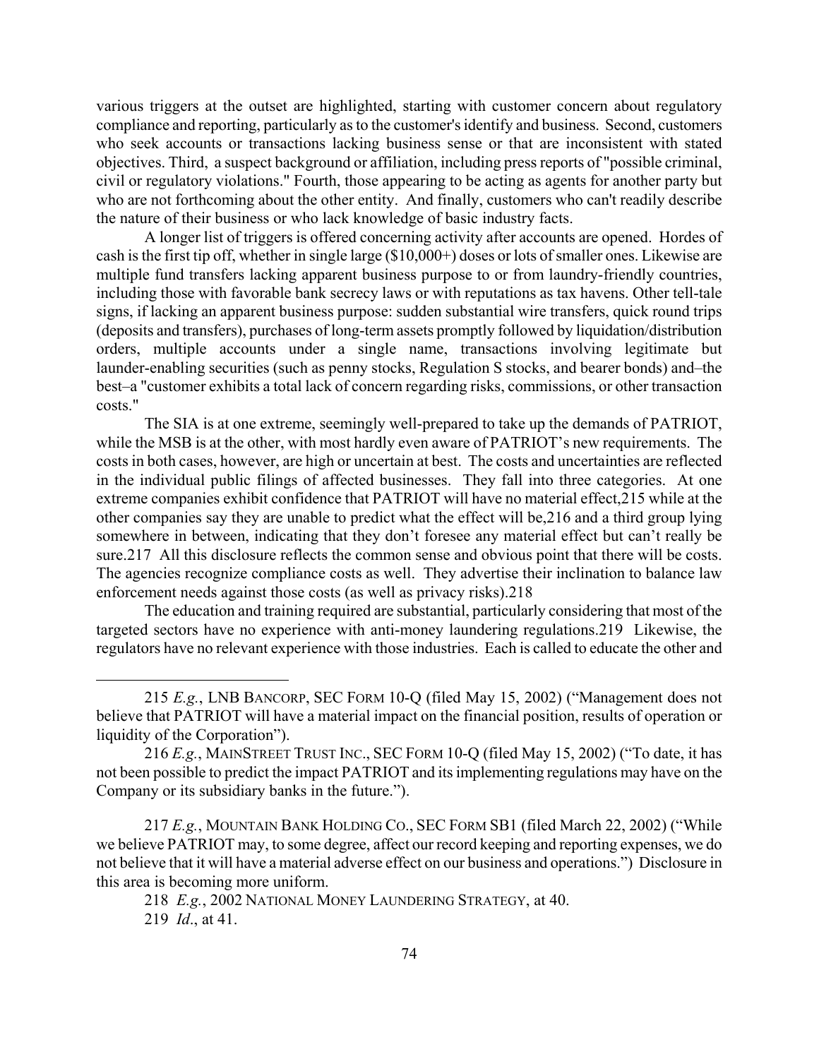various triggers at the outset are highlighted, starting with customer concern about regulatory compliance and reporting, particularly as to the customer's identify and business. Second, customers who seek accounts or transactions lacking business sense or that are inconsistent with stated objectives. Third, a suspect background or affiliation, including press reports of "possible criminal, civil or regulatory violations." Fourth, those appearing to be acting as agents for another party but who are not forthcoming about the other entity. And finally, customers who can't readily describe the nature of their business or who lack knowledge of basic industry facts.

A longer list of triggers is offered concerning activity after accounts are opened. Hordes of cash is the first tip off, whether in single large ($10,000+) doses or lots of smaller ones. Likewise are multiple fund transfers lacking apparent business purpose to or from laundry-friendly countries, including those with favorable bank secrecy laws or with reputations as tax havens. Other tell-tale signs, if lacking an apparent business purpose: sudden substantial wire transfers, quick round trips (deposits and transfers), purchases of long-term assets promptly followed by liquidation/distribution orders, multiple accounts under a single name, transactions involving legitimate but launder-enabling securities (such as penny stocks, Regulation S stocks, and bearer bonds) and–the best–a "customer exhibits a total lack of concern regarding risks, commissions, or other transaction costs."

The SIA is at one extreme, seemingly well-prepared to take up the demands of PATRIOT, while the MSB is at the other, with most hardly even aware of PATRIOT's new requirements. The costs in both cases, however, are high or uncertain at best. The costs and uncertainties are reflected in the individual public filings of affected businesses. They fall into three categories. At one extreme companies exhibit confidence that PATRIOT will have no material effect,215 while at the other companies say they are unable to predict what the effect will be,216 and a third group lying somewhere in between, indicating that they don't foresee any material effect but can't really be sure.217 All this disclosure reflects the common sense and obvious point that there will be costs. The agencies recognize compliance costs as well. They advertise their inclination to balance law enforcement needs against those costs (as well as privacy risks).218

The education and training required are substantial, particularly considering that most of the targeted sectors have no experience with anti-money laundering regulations.219 Likewise, the regulators have no relevant experience with those industries. Each is called to educate the other and

---

215 *E.g.*, LNB BANCORP, SEC FORM 10-Q (filed May 15, 2002) ("Management does not believe that PATRIOT will have a material impact on the financial position, results of operation or liquidity of the Corporation").

216 *E.g.*, MAINSTREET TRUST INC., SEC FORM 10-Q (filed May 15, 2002) ("To date, it has not been possible to predict the impact PATRIOT and its implementing regulations may have on the Company or its subsidiary banks in the future.").

217 *E.g.*, MOUNTAIN BANK HOLDING CO., SEC FORM SB1 (filed March 22, 2002) ("While we believe PATRIOT may, to some degree, affect our record keeping and reporting expenses, we do not believe that it will have a material adverse effect on our business and operations.") Disclosure in this area is becoming more uniform.

218 *E.g.*, 2002 NATIONAL MONEY LAUNDERING STRATEGY, at 40.

219 *Id*., at 41.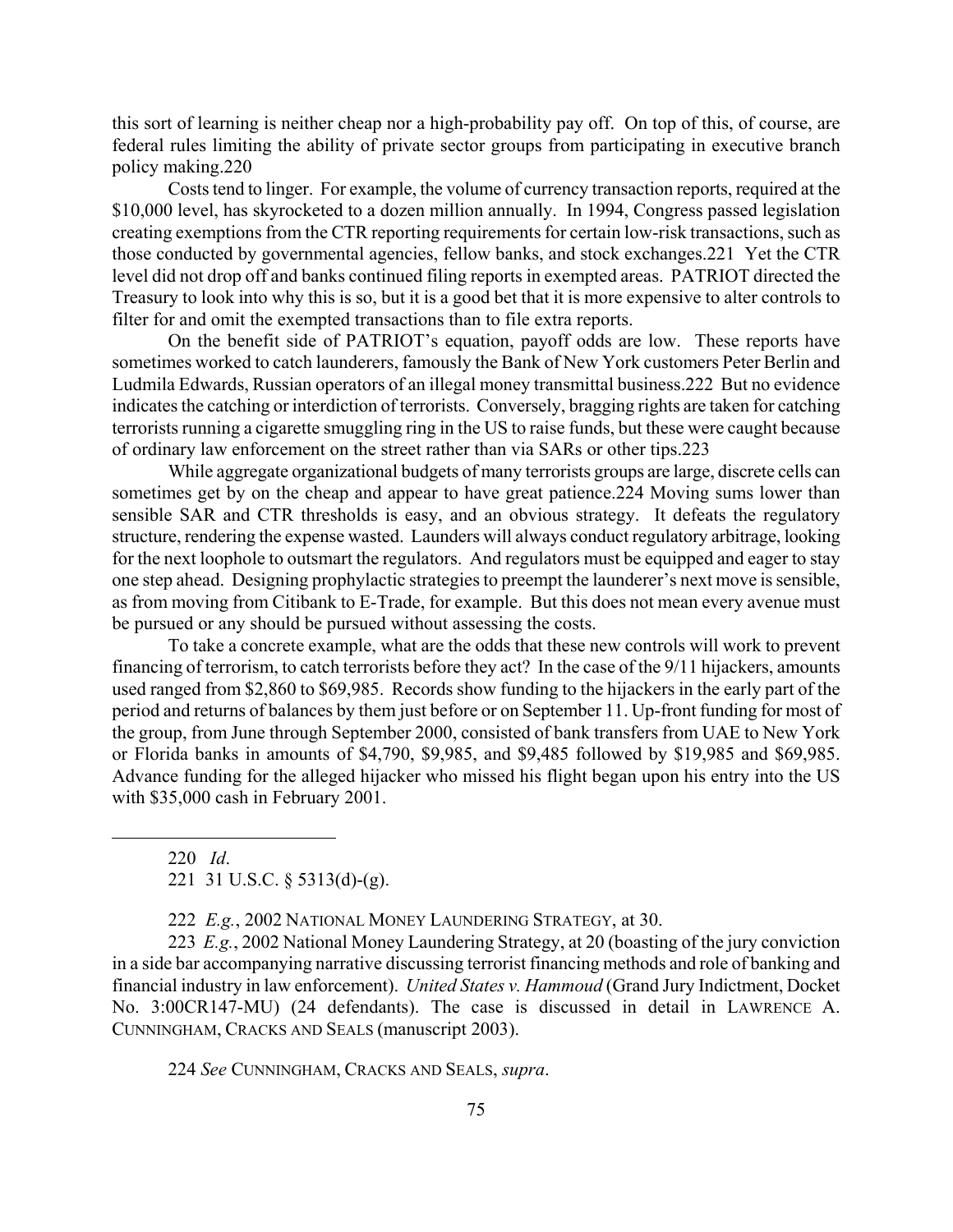this sort of learning is neither cheap nor a high-probability pay off. On top of this, of course, are federal rules limiting the ability of private sector groups from participating in executive branch policy making.[220]

Costs tend to linger. For example, the volume of currency transaction reports, required at the $10,000 level, has skyrocketed to a dozen million annually. In 1994, Congress passed legislation creating exemptions from the CTR reporting requirements for certain low-risk transactions, such as those conducted by governmental agencies, fellow banks, and stock exchanges.[221] Yet the CTR level did not drop off and banks continued filing reports in exempted areas. PATRIOT directed the Treasury to look into why this is so, but it is a good bet that it is more expensive to alter controls to filter for and omit the exempted transactions than to file extra reports.

On the benefit side of PATRIOT's equation, payoff odds are low. These reports have sometimes worked to catch launderers, famously the Bank of New York customers Peter Berlin and Ludmila Edwards, Russian operators of an illegal money transmittal business.[222] But no evidence indicates the catching or interdiction of terrorists. Conversely, bragging rights are taken for catching terrorists running a cigarette smuggling ring in the US to raise funds, but these were caught because of ordinary law enforcement on the street rather than via SARs or other tips.[223]

While aggregate organizational budgets of many terrorists groups are large, discrete cells can sometimes get by on the cheap and appear to have great patience.[224] Moving sums lower than sensible SAR and CTR thresholds is easy, and an obvious strategy. It defeats the regulatory structure, rendering the expense wasted. Launders will always conduct regulatory arbitrage, looking for the next loophole to outsmart the regulators. And regulators must be equipped and eager to stay one step ahead. Designing prophylactic strategies to preempt the launderer's next move is sensible, as from moving from Citibank to E-Trade, for example. But this does not mean every avenue must be pursued or any should be pursued without assessing the costs.

To take a concrete example, what are the odds that these new controls will work to prevent financing of terrorism, to catch terrorists before they act? In the case of the 9/11 hijackers, amounts used ranged from $2,860 to $69,985. Records show funding to the hijackers in the early part of the period and returns of balances by them just before or on September 11. Up-front funding for most of the group, from June through September 2000, consisted of bank transfers from UAE to New York or Florida banks in amounts of $4,790, $9,985, and $9,485 followed by $19,985 and $69,985. Advance funding for the alleged hijacker who missed his flight began upon his entry into the US with $35,000 cash in February 2001.

---

220 *Id*.

221 31 U.S.C. § 5313(d)-(g).

222 *E.g.*, 2002 National Money Laundering Strategy, at 30.

223 *E.g.*, 2002 National Money Laundering Strategy, at 20 (boasting of the jury conviction in a side bar accompanying narrative discussing terrorist financing methods and role of banking and financial industry in law enforcement). *United States v. Hammoud* (Grand Jury Indictment, Docket No. 3:00CR147-MU) (24 defendants). The case is discussed in detail in Lawrence A. Cunningham, Cracks and Seals (manuscript 2003).

224 *See* Cunningham, Cracks and Seals, *supra*.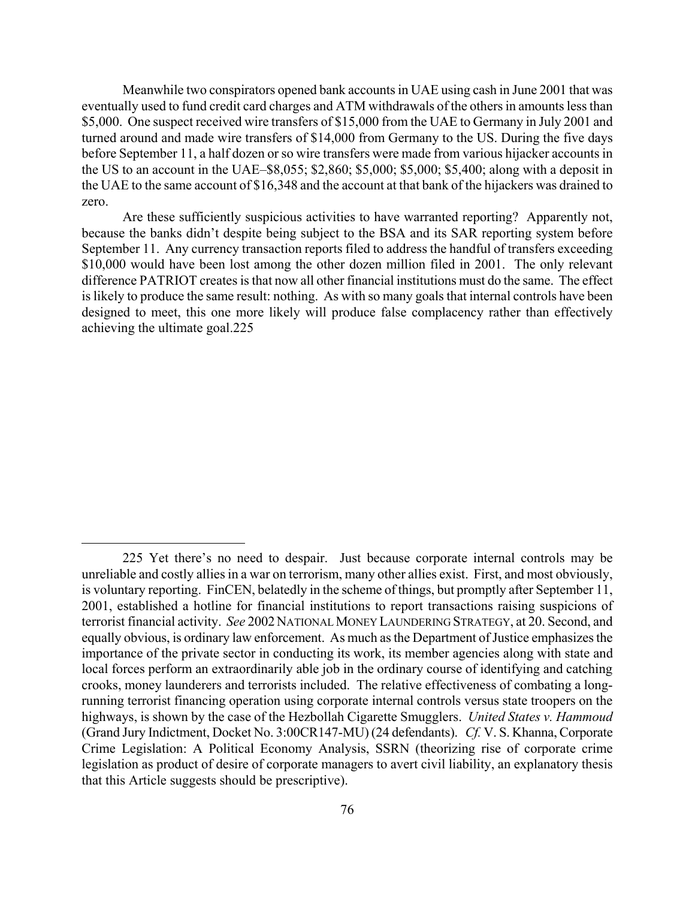Meanwhile two conspirators opened bank accounts in UAE using cash in June 2001 that was eventually used to fund credit card charges and ATM withdrawals of the others in amounts less than \$5,000. One suspect received wire transfers of \$15,000 from the UAE to Germany in July 2001 and turned around and made wire transfers of \$14,000 from Germany to the US. During the five days before September 11, a half dozen or so wire transfers were made from various hijacker accounts in the US to an account in the UAE–\$8,055; \$2,860; \$5,000; \$5,000; \$5,400; along with a deposit in the UAE to the same account of \$16,348 and the account at that bank of the hijackers was drained to zero.

Are these sufficiently suspicious activities to have warranted reporting? Apparently not, because the banks didn't despite being subject to the BSA and its SAR reporting system before September 11. Any currency transaction reports filed to address the handful of transfers exceeding \$10,000 would have been lost among the other dozen million filed in 2001. The only relevant difference PATRIOT creates is that now all other financial institutions must do the same. The effect is likely to produce the same result: nothing. As with so many goals that internal controls have been designed to meet, this one more likely will produce false complacency rather than effectively achieving the ultimate goal.[225]

---

225 Yet there's no need to despair. Just because corporate internal controls may be unreliable and costly allies in a war on terrorism, many other allies exist. First, and most obviously, is voluntary reporting. FinCEN, belatedly in the scheme of things, but promptly after September 11, 2001, established a hotline for financial institutions to report transactions raising suspicions of terrorist financial activity. *See* 2002 NATIONAL MONEY LAUNDERING STRATEGY, at 20. Second, and equally obvious, is ordinary law enforcement. As much as the Department of Justice emphasizes the importance of the private sector in conducting its work, its member agencies along with state and local forces perform an extraordinarily able job in the ordinary course of identifying and catching crooks, money launderers and terrorists included. The relative effectiveness of combating a long-running terrorist financing operation using corporate internal controls versus state troopers on the highways, is shown by the case of the Hezbollah Cigarette Smugglers. *United States v. Hammoud* (Grand Jury Indictment, Docket No. 3:00CR147-MU) (24 defendants). *Cf.* V. S. Khanna, Corporate Crime Legislation: A Political Economy Analysis, SSRN (theorizing rise of corporate crime legislation as product of desire of corporate managers to avert civil liability, an explanatory thesis that this Article suggests should be prescriptive).